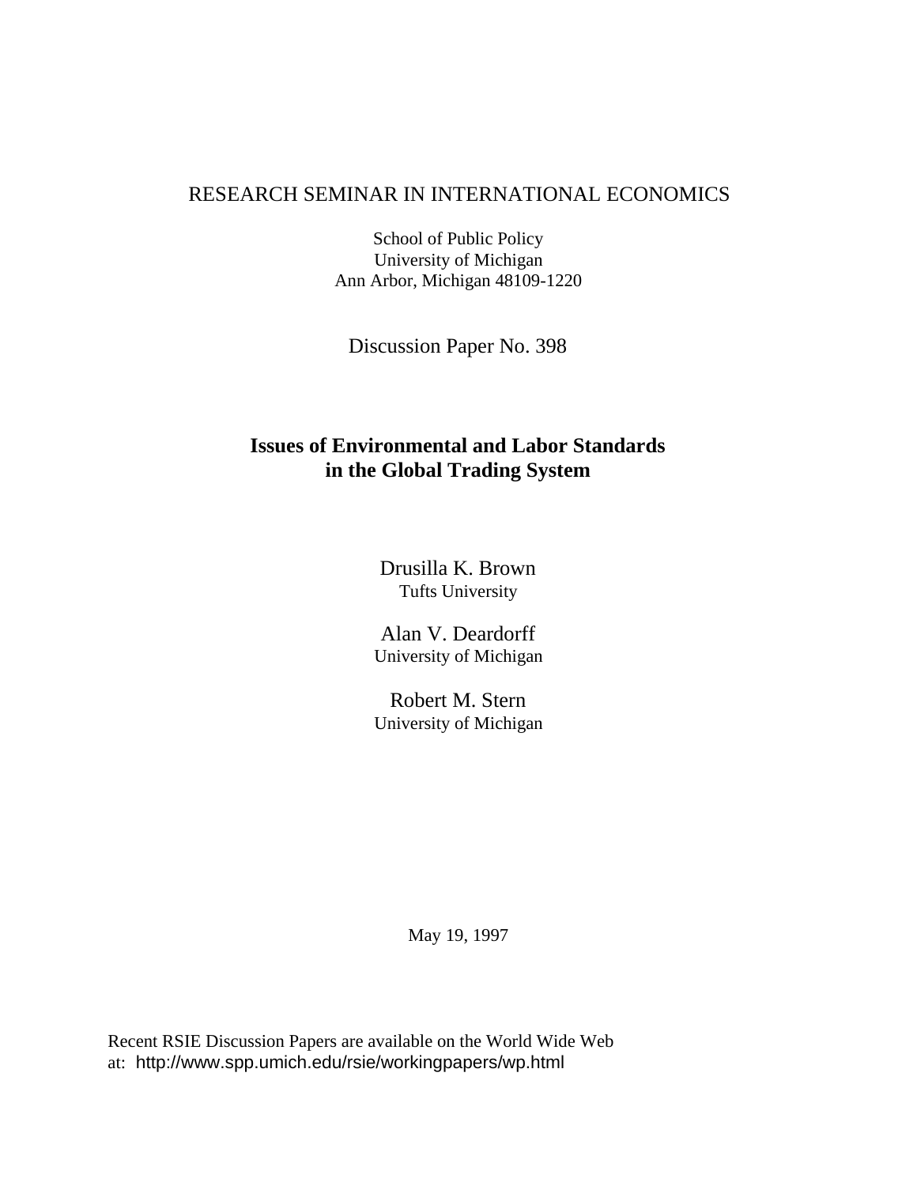RESEARCH SEMINAR IN INTERNATIONAL ECONOMICS

School of Public Policy
University of Michigan
Ann Arbor, Michigan 48109-1220

Discussion Paper No. 398

# Issues of Environmental and Labor Standards in the Global Trading System

Drusilla K. Brown
Tufts University

Alan V. Deardorff
University of Michigan

Robert M. Stern
University of Michigan

May 19, 1997

Recent RSIE Discussion Papers are available on the World Wide Web at: http://www.spp.umich.edu/rsie/workingpapers/wp.html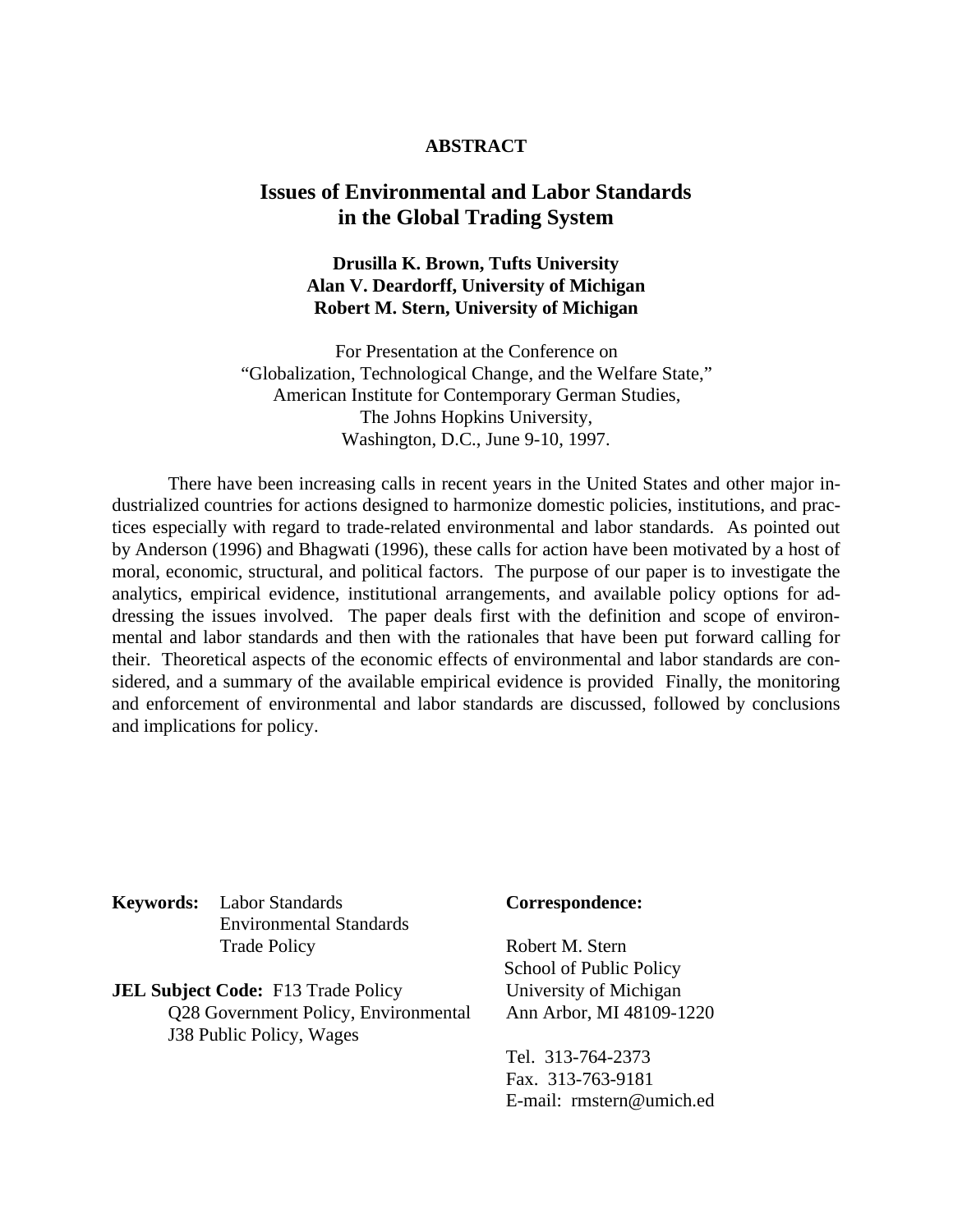**ABSTRACT**

# Issues of Environmental and Labor Standards in the Global Trading System

**Drusilla K. Brown, Tufts University**
**Alan V. Deardorff, University of Michigan**
**Robert M. Stern, University of Michigan**

For Presentation at the Conference on
"Globalization, Technological Change, and the Welfare State,"
American Institute for Contemporary German Studies,
The Johns Hopkins University,
Washington, D.C., June 9-10, 1997.

There have been increasing calls in recent years in the United States and other major industrialized countries for actions designed to harmonize domestic policies, institutions, and practices especially with regard to trade-related environmental and labor standards. As pointed out by Anderson (1996) and Bhagwati (1996), these calls for action have been motivated by a host of moral, economic, structural, and political factors. The purpose of our paper is to investigate the analytics, empirical evidence, institutional arrangements, and available policy options for addressing the issues involved. The paper deals first with the definition and scope of environmental and labor standards and then with the rationales that have been put forward calling for their. Theoretical aspects of the economic effects of environmental and labor standards are considered, and a summary of the available empirical evidence is provided Finally, the monitoring and enforcement of environmental and labor standards are discussed, followed by conclusions and implications for policy.

**Keywords:** Labor Standards
Environmental Standards
Trade Policy

**JEL Subject Code:** F13 Trade Policy
Q28 Government Policy, Environmental
J38 Public Policy, Wages

**Correspondence:**

Robert M. Stern
School of Public Policy
University of Michigan
Ann Arbor, MI 48109-1220

Tel. 313-764-2373
Fax. 313-763-9181
E-mail: rmstern@umich.ed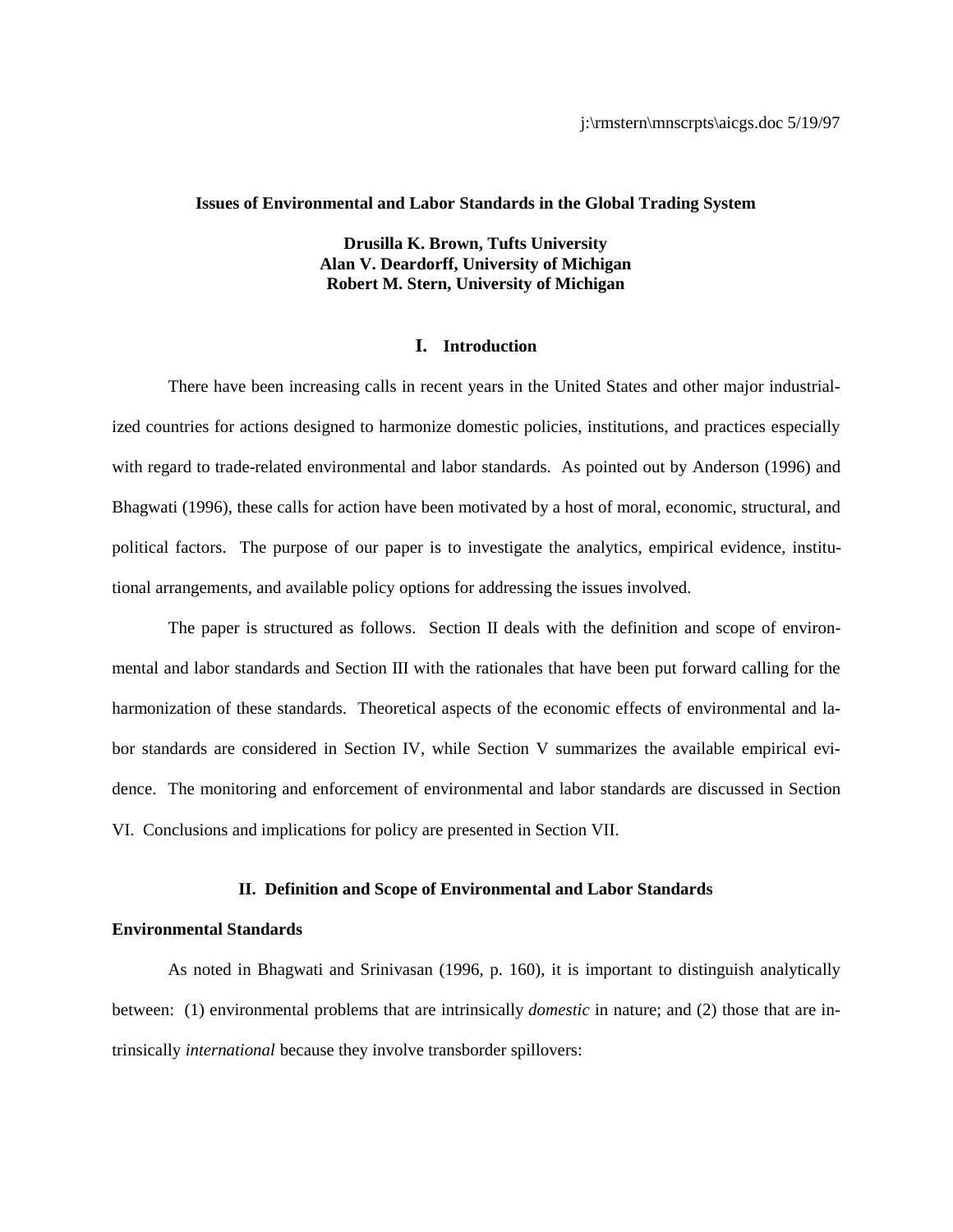j:\rmstern\mnscrpts\aicgs.doc 5/19/97

# Issues of Environmental and Labor Standards in the Global Trading System

**Drusilla K. Brown, Tufts University**
**Alan V. Deardorff, University of Michigan**
**Robert M. Stern, University of Michigan**

## I. Introduction

There have been increasing calls in recent years in the United States and other major industrialized countries for actions designed to harmonize domestic policies, institutions, and practices especially with regard to trade-related environmental and labor standards. As pointed out by Anderson (1996) and Bhagwati (1996), these calls for action have been motivated by a host of moral, economic, structural, and political factors. The purpose of our paper is to investigate the analytics, empirical evidence, institutional arrangements, and available policy options for addressing the issues involved.

The paper is structured as follows. Section II deals with the definition and scope of environmental and labor standards and Section III with the rationales that have been put forward calling for the harmonization of these standards. Theoretical aspects of the economic effects of environmental and labor standards are considered in Section IV, while Section V summarizes the available empirical evidence. The monitoring and enforcement of environmental and labor standards are discussed in Section VI. Conclusions and implications for policy are presented in Section VII.

## II. Definition and Scope of Environmental and Labor Standards

### Environmental Standards

As noted in Bhagwati and Srinivasan (1996, p. 160), it is important to distinguish analytically between: (1) environmental problems that are intrinsically *domestic* in nature; and (2) those that are intrinsically *international* because they involve transborder spillovers: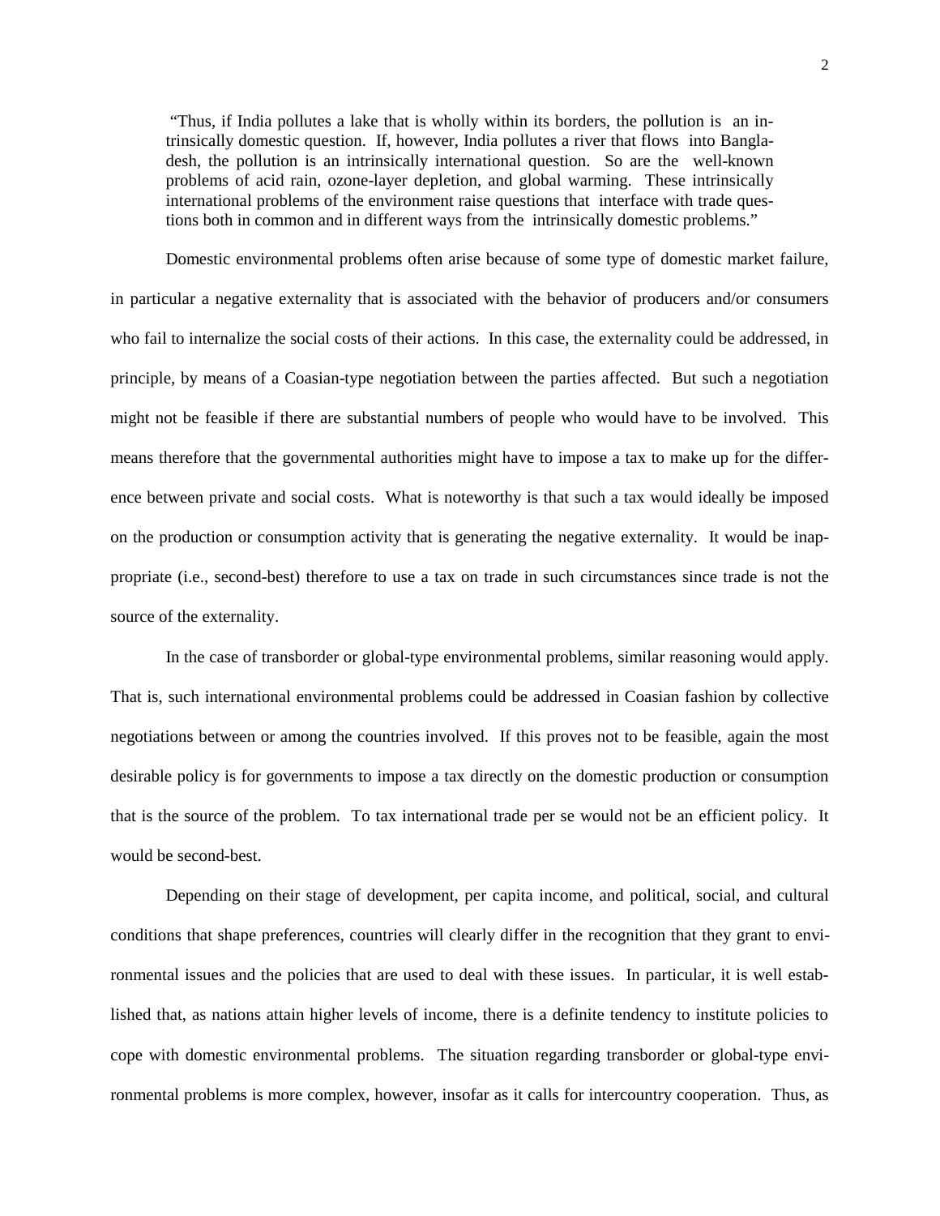> "Thus, if India pollutes a lake that is wholly within its borders, the pollution is an intrinsically domestic question. If, however, India pollutes a river that flows into Bangladesh, the pollution is an intrinsically international question. So are the well-known problems of acid rain, ozone-layer depletion, and global warming. These intrinsically international problems of the environment raise questions that interface with trade questions both in common and in different ways from the intrinsically domestic problems."

Domestic environmental problems often arise because of some type of domestic market failure, in particular a negative externality that is associated with the behavior of producers and/or consumers who fail to internalize the social costs of their actions. In this case, the externality could be addressed, in principle, by means of a Coasian-type negotiation between the parties affected. But such a negotiation might not be feasible if there are substantial numbers of people who would have to be involved. This means therefore that the governmental authorities might have to impose a tax to make up for the difference between private and social costs. What is noteworthy is that such a tax would ideally be imposed on the production or consumption activity that is generating the negative externality. It would be inappropriate (i.e., second-best) therefore to use a tax on trade in such circumstances since trade is not the source of the externality.

In the case of transborder or global-type environmental problems, similar reasoning would apply. That is, such international environmental problems could be addressed in Coasian fashion by collective negotiations between or among the countries involved. If this proves not to be feasible, again the most desirable policy is for governments to impose a tax directly on the domestic production or consumption that is the source of the problem. To tax international trade per se would not be an efficient policy. It would be second-best.

Depending on their stage of development, per capita income, and political, social, and cultural conditions that shape preferences, countries will clearly differ in the recognition that they grant to environmental issues and the policies that are used to deal with these issues. In particular, it is well established that, as nations attain higher levels of income, there is a definite tendency to institute policies to cope with domestic environmental problems. The situation regarding transborder or global-type environmental problems is more complex, however, insofar as it calls for intercountry cooperation. Thus, as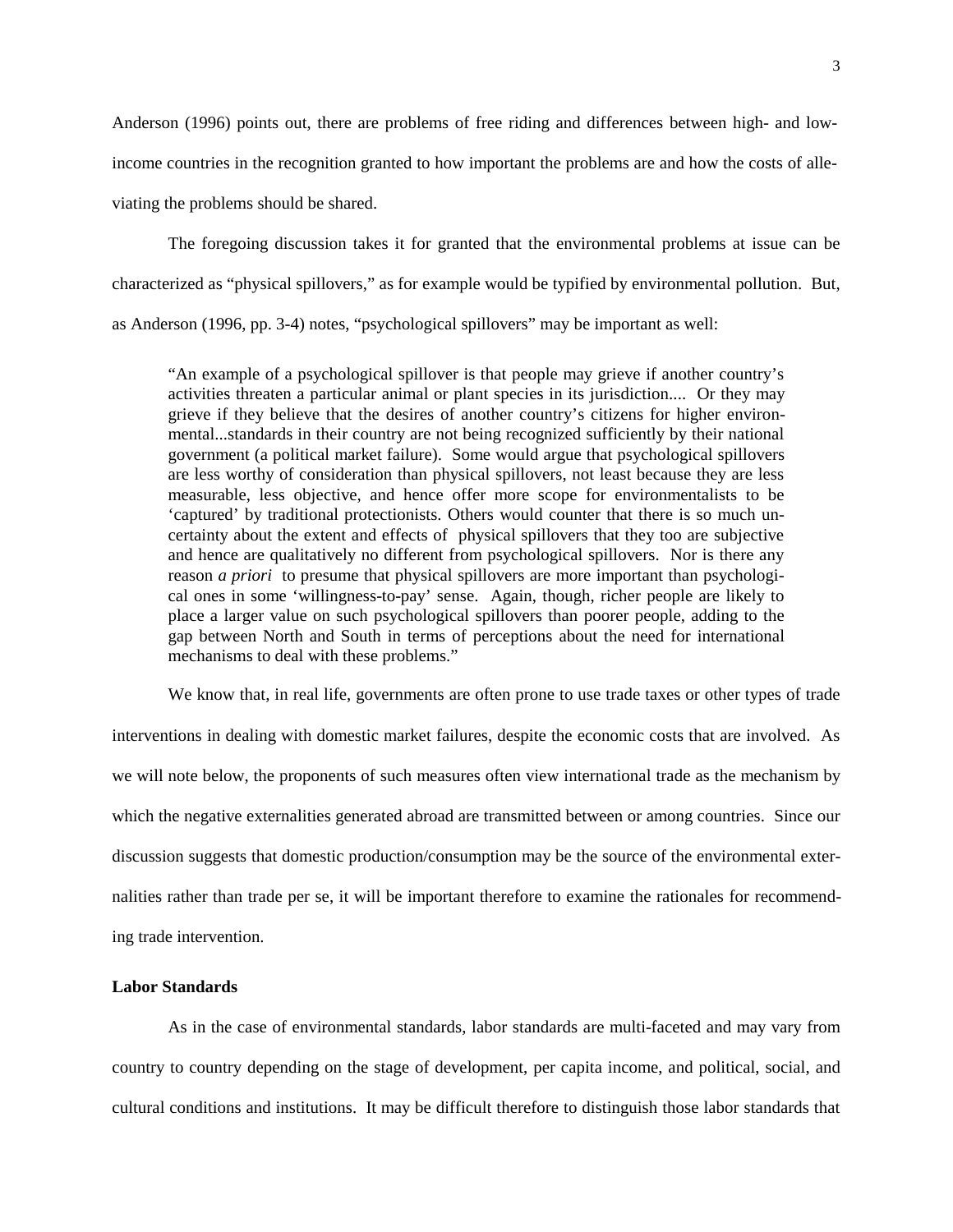Anderson (1996) points out, there are problems of free riding and differences between high- and low-income countries in the recognition granted to how important the problems are and how the costs of alleviating the problems should be shared.

The foregoing discussion takes it for granted that the environmental problems at issue can be characterized as "physical spillovers," as for example would be typified by environmental pollution. But, as Anderson (1996, pp. 3-4) notes, "psychological spillovers" may be important as well:

> "An example of a psychological spillover is that people may grieve if another country's activities threaten a particular animal or plant species in its jurisdiction.... Or they may grieve if they believe that the desires of another country's citizens for higher environmental...standards in their country are not being recognized sufficiently by their national government (a political market failure). Some would argue that psychological spillovers are less worthy of consideration than physical spillovers, not least because they are less measurable, less objective, and hence offer more scope for environmentalists to be 'captured' by traditional protectionists. Others would counter that there is so much uncertainty about the extent and effects of physical spillovers that they too are subjective and hence are qualitatively no different from psychological spillovers. Nor is there any reason *a priori* to presume that physical spillovers are more important than psychological ones in some 'willingness-to-pay' sense. Again, though, richer people are likely to place a larger value on such psychological spillovers than poorer people, adding to the gap between North and South in terms of perceptions about the need for international mechanisms to deal with these problems."

We know that, in real life, governments are often prone to use trade taxes or other types of trade interventions in dealing with domestic market failures, despite the economic costs that are involved. As we will note below, the proponents of such measures often view international trade as the mechanism by which the negative externalities generated abroad are transmitted between or among countries. Since our discussion suggests that domestic production/consumption may be the source of the environmental externalities rather than trade per se, it will be important therefore to examine the rationales for recommending trade intervention.

**Labor Standards**

As in the case of environmental standards, labor standards are multi-faceted and may vary from country to country depending on the stage of development, per capita income, and political, social, and cultural conditions and institutions. It may be difficult therefore to distinguish those labor standards that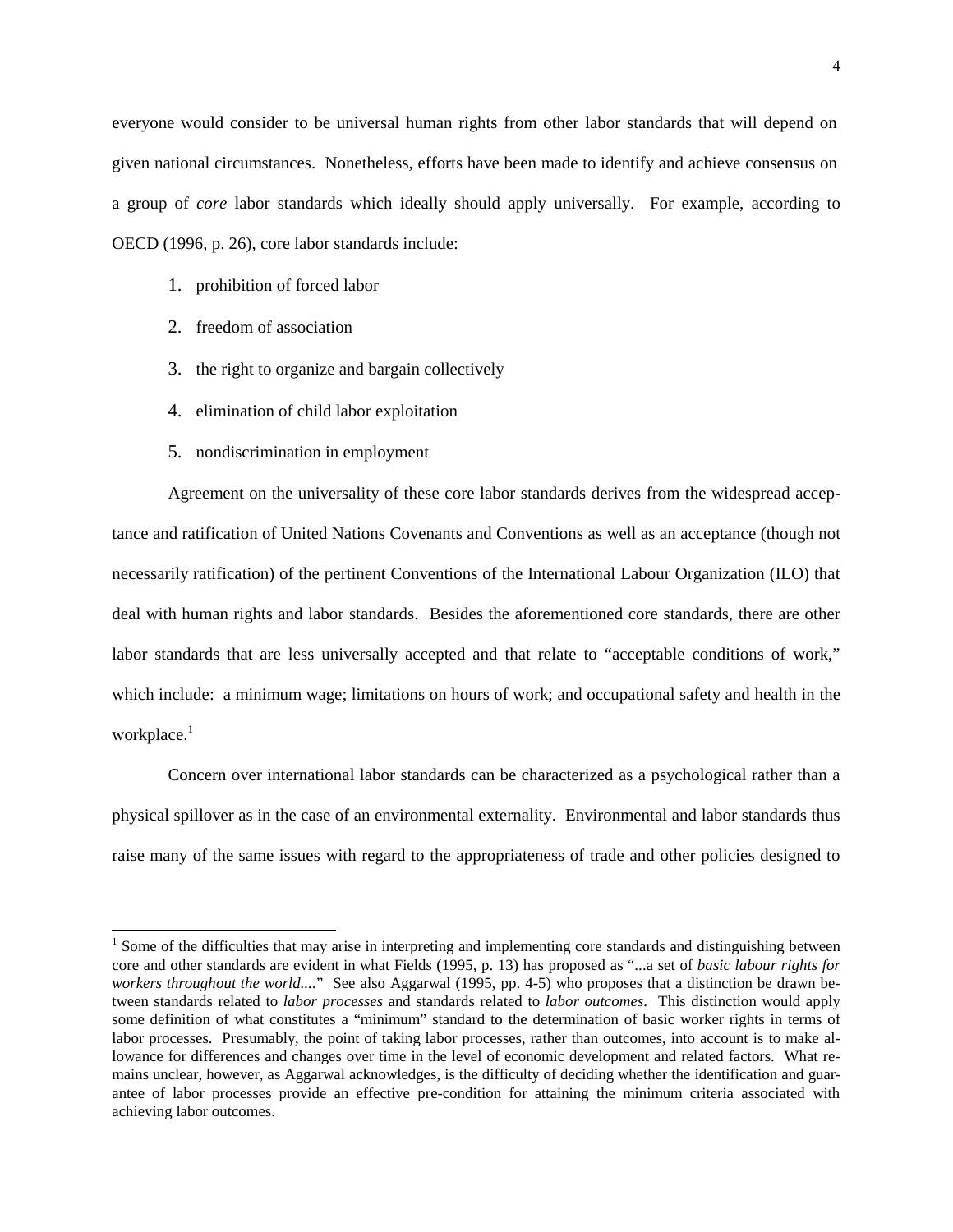everyone would consider to be universal human rights from other labor standards that will depend on given national circumstances. Nonetheless, efforts have been made to identify and achieve consensus on a group of *core* labor standards which ideally should apply universally. For example, according to OECD (1996, p. 26), core labor standards include:

1. prohibition of forced labor
2. freedom of association
3. the right to organize and bargain collectively
4. elimination of child labor exploitation
5. nondiscrimination in employment

Agreement on the universality of these core labor standards derives from the widespread acceptance and ratification of United Nations Covenants and Conventions as well as an acceptance (though not necessarily ratification) of the pertinent Conventions of the International Labour Organization (ILO) that deal with human rights and labor standards. Besides the aforementioned core standards, there are other labor standards that are less universally accepted and that relate to "acceptable conditions of work," which include: a minimum wage; limitations on hours of work; and occupational safety and health in the workplace.[1]

Concern over international labor standards can be characterized as a psychological rather than a physical spillover as in the case of an environmental externality. Environmental and labor standards thus raise many of the same issues with regard to the appropriateness of trade and other policies designed to

[1] Some of the difficulties that may arise in interpreting and implementing core standards and distinguishing between core and other standards are evident in what Fields (1995, p. 13) has proposed as "...a set of *basic labour rights for workers throughout the world....*" See also Aggarwal (1995, pp. 4-5) who proposes that a distinction be drawn between standards related to *labor processes* and standards related to *labor outcomes*. This distinction would apply some definition of what constitutes a "minimum" standard to the determination of basic worker rights in terms of labor processes. Presumably, the point of taking labor processes, rather than outcomes, into account is to make allowance for differences and changes over time in the level of economic development and related factors. What remains unclear, however, as Aggarwal acknowledges, is the difficulty of deciding whether the identification and guarantee of labor processes provide an effective pre-condition for attaining the minimum criteria associated with achieving labor outcomes.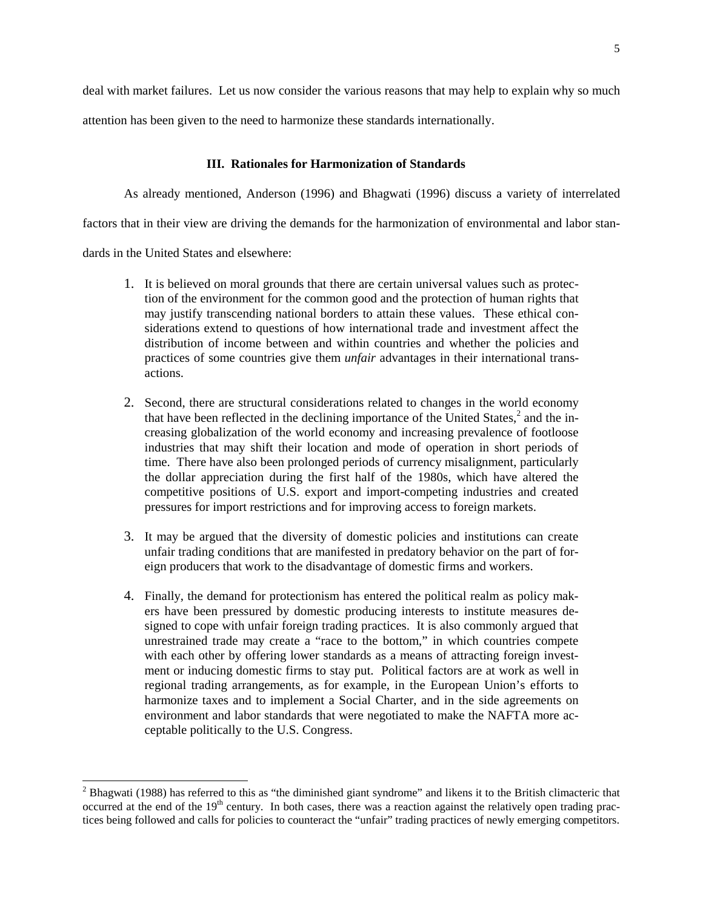deal with market failures. Let us now consider the various reasons that may help to explain why so much attention has been given to the need to harmonize these standards internationally.

### III. Rationales for Harmonization of Standards

As already mentioned, Anderson (1996) and Bhagwati (1996) discuss a variety of interrelated factors that in their view are driving the demands for the harmonization of environmental and labor standards in the United States and elsewhere:

1. It is believed on moral grounds that there are certain universal values such as protection of the environment for the common good and the protection of human rights that may justify transcending national borders to attain these values. These ethical considerations extend to questions of how international trade and investment affect the distribution of income between and within countries and whether the policies and practices of some countries give them *unfair* advantages in their international transactions.

2. Second, there are structural considerations related to changes in the world economy that have been reflected in the declining importance of the United States,[2] and the increasing globalization of the world economy and increasing prevalence of footloose industries that may shift their location and mode of operation in short periods of time. There have also been prolonged periods of currency misalignment, particularly the dollar appreciation during the first half of the 1980s, which have altered the competitive positions of U.S. export and import-competing industries and created pressures for import restrictions and for improving access to foreign markets.

3. It may be argued that the diversity of domestic policies and institutions can create unfair trading conditions that are manifested in predatory behavior on the part of foreign producers that work to the disadvantage of domestic firms and workers.

4. Finally, the demand for protectionism has entered the political realm as policy makers have been pressured by domestic producing interests to institute measures designed to cope with unfair foreign trading practices. It is also commonly argued that unrestrained trade may create a "race to the bottom," in which countries compete with each other by offering lower standards as a means of attracting foreign investment or inducing domestic firms to stay put. Political factors are at work as well in regional trading arrangements, as for example, in the European Union's efforts to harmonize taxes and to implement a Social Charter, and in the side agreements on environment and labor standards that were negotiated to make the NAFTA more acceptable politically to the U.S. Congress.

---

[2] Bhagwati (1988) has referred to this as "the diminished giant syndrome" and likens it to the British climacteric that occurred at the end of the 19th century. In both cases, there was a reaction against the relatively open trading practices being followed and calls for policies to counteract the "unfair" trading practices of newly emerging competitors.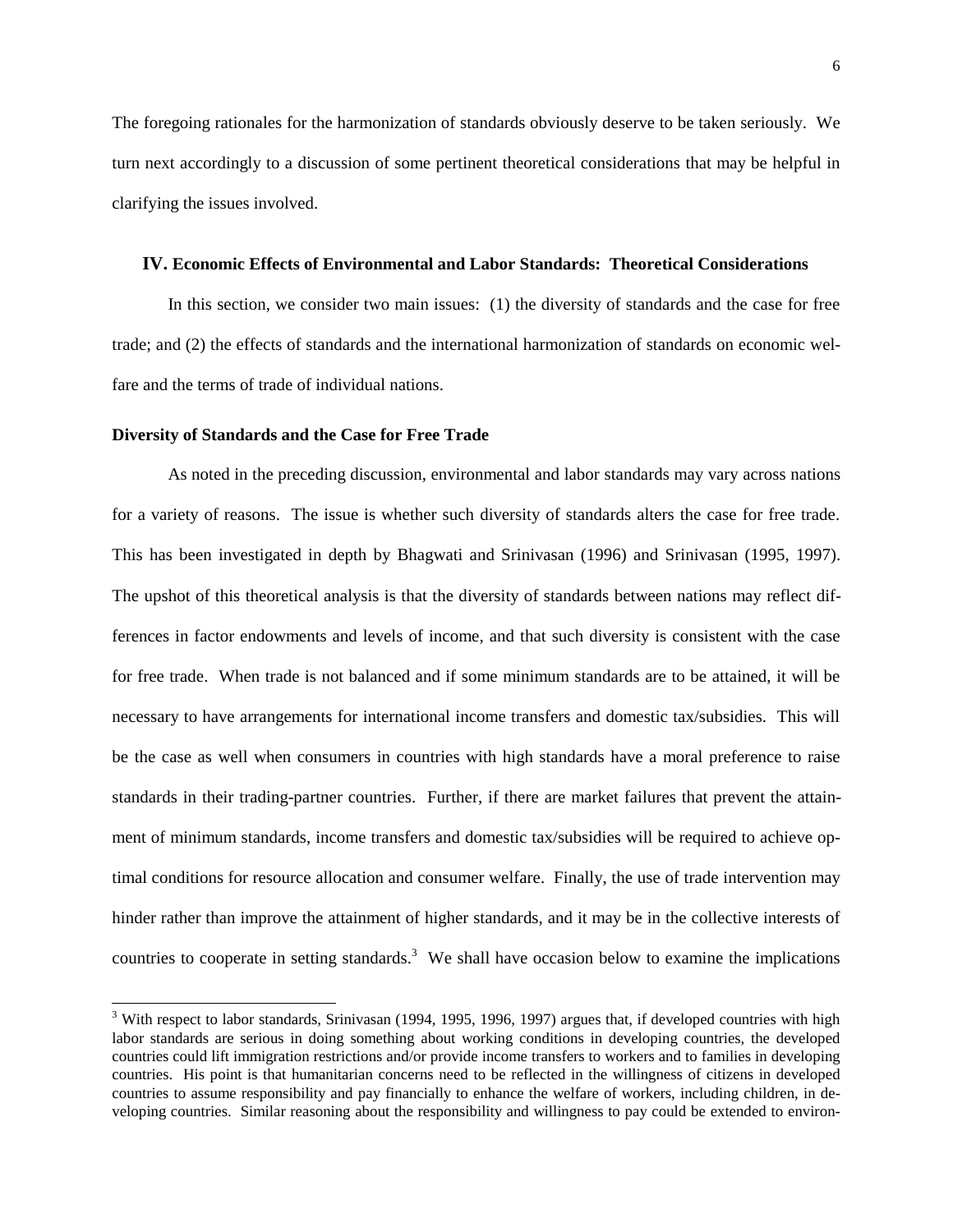The foregoing rationales for the harmonization of standards obviously deserve to be taken seriously. We turn next accordingly to a discussion of some pertinent theoretical considerations that may be helpful in clarifying the issues involved.

## IV. Economic Effects of Environmental and Labor Standards: Theoretical Considerations

In this section, we consider two main issues: (1) the diversity of standards and the case for free trade; and (2) the effects of standards and the international harmonization of standards on economic welfare and the terms of trade of individual nations.

### Diversity of Standards and the Case for Free Trade

As noted in the preceding discussion, environmental and labor standards may vary across nations for a variety of reasons. The issue is whether such diversity of standards alters the case for free trade. This has been investigated in depth by Bhagwati and Srinivasan (1996) and Srinivasan (1995, 1997). The upshot of this theoretical analysis is that the diversity of standards between nations may reflect differences in factor endowments and levels of income, and that such diversity is consistent with the case for free trade. When trade is not balanced and if some minimum standards are to be attained, it will be necessary to have arrangements for international income transfers and domestic tax/subsidies. This will be the case as well when consumers in countries with high standards have a moral preference to raise standards in their trading-partner countries. Further, if there are market failures that prevent the attainment of minimum standards, income transfers and domestic tax/subsidies will be required to achieve optimal conditions for resource allocation and consumer welfare. Finally, the use of trade intervention may hinder rather than improve the attainment of higher standards, and it may be in the collective interests of countries to cooperate in setting standards.[3] We shall have occasion below to examine the implications

[3] With respect to labor standards, Srinivasan (1994, 1995, 1996, 1997) argues that, if developed countries with high labor standards are serious in doing something about working conditions in developing countries, the developed countries could lift immigration restrictions and/or provide income transfers to workers and to families in developing countries. His point is that humanitarian concerns need to be reflected in the willingness of citizens in developed countries to assume responsibility and pay financially to enhance the welfare of workers, including children, in developing countries. Similar reasoning about the responsibility and willingness to pay could be extended to environ-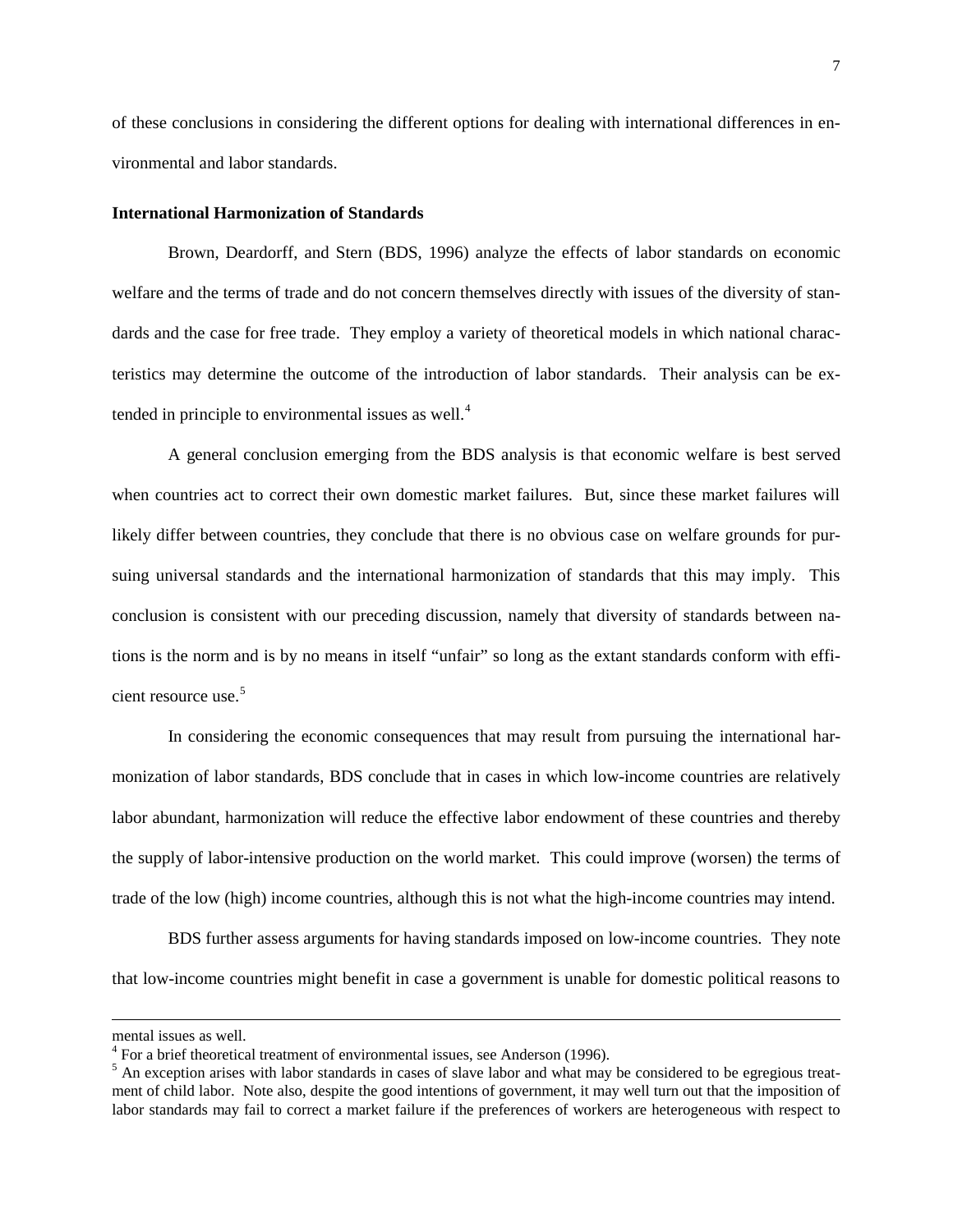of these conclusions in considering the different options for dealing with international differences in environmental and labor standards.

**International Harmonization of Standards**

Brown, Deardorff, and Stern (BDS, 1996) analyze the effects of labor standards on economic welfare and the terms of trade and do not concern themselves directly with issues of the diversity of standards and the case for free trade. They employ a variety of theoretical models in which national characteristics may determine the outcome of the introduction of labor standards. Their analysis can be extended in principle to environmental issues as well.[4]

A general conclusion emerging from the BDS analysis is that economic welfare is best served when countries act to correct their own domestic market failures. But, since these market failures will likely differ between countries, they conclude that there is no obvious case on welfare grounds for pursuing universal standards and the international harmonization of standards that this may imply. This conclusion is consistent with our preceding discussion, namely that diversity of standards between nations is the norm and is by no means in itself "unfair" so long as the extant standards conform with efficient resource use.[5]

In considering the economic consequences that may result from pursuing the international harmonization of labor standards, BDS conclude that in cases in which low-income countries are relatively labor abundant, harmonization will reduce the effective labor endowment of these countries and thereby the supply of labor-intensive production on the world market. This could improve (worsen) the terms of trade of the low (high) income countries, although this is not what the high-income countries may intend.

BDS further assess arguments for having standards imposed on low-income countries. They note that low-income countries might benefit in case a government is unable for domestic political reasons to

---

mental issues as well.

[4] For a brief theoretical treatment of environmental issues, see Anderson (1996).

[5] An exception arises with labor standards in cases of slave labor and what may be considered to be egregious treatment of child labor. Note also, despite the good intentions of government, it may well turn out that the imposition of labor standards may fail to correct a market failure if the preferences of workers are heterogeneous with respect to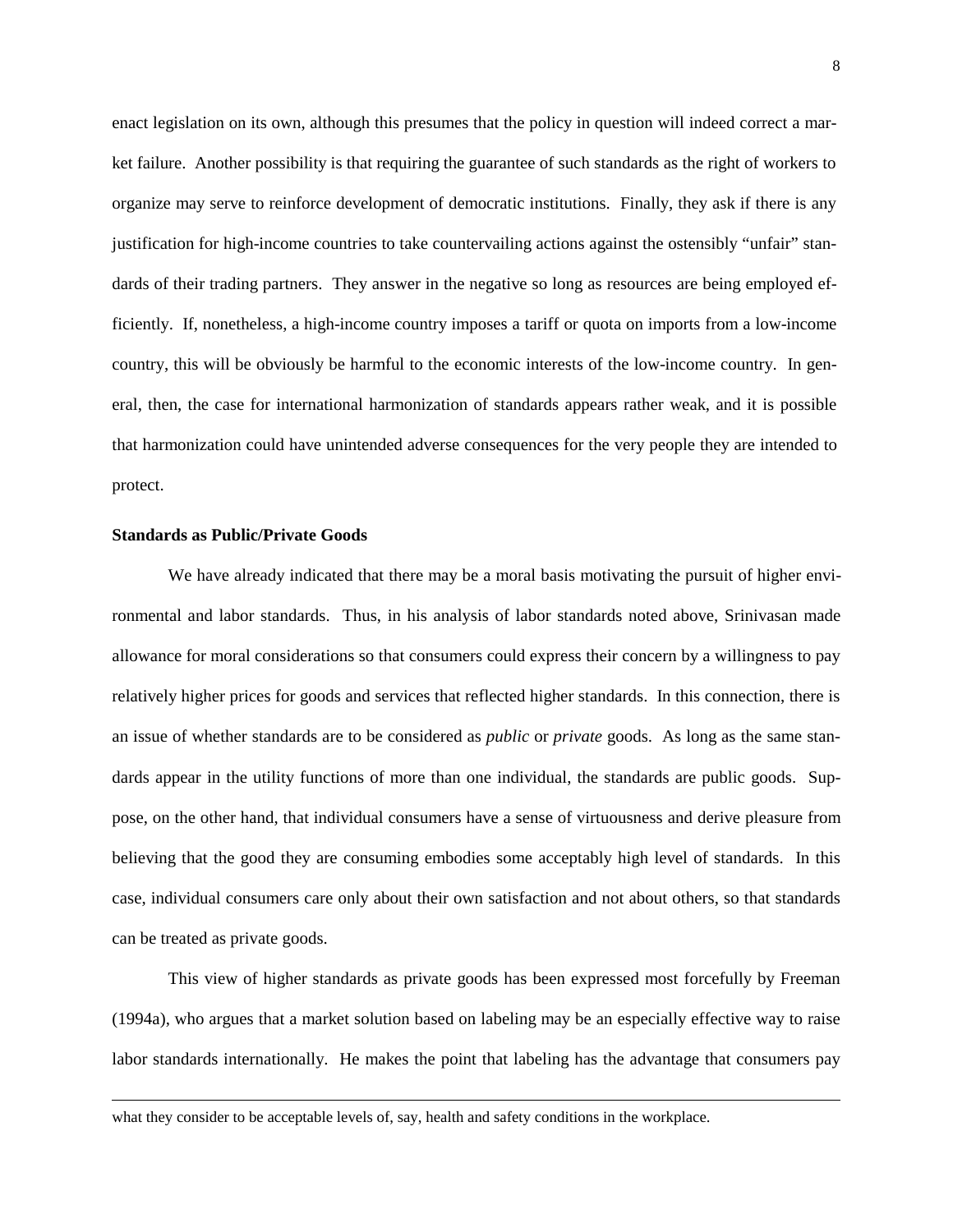enact legislation on its own, although this presumes that the policy in question will indeed correct a market failure. Another possibility is that requiring the guarantee of such standards as the right of workers to organize may serve to reinforce development of democratic institutions. Finally, they ask if there is any justification for high-income countries to take countervailing actions against the ostensibly "unfair" standards of their trading partners. They answer in the negative so long as resources are being employed efficiently. If, nonetheless, a high-income country imposes a tariff or quota on imports from a low-income country, this will be obviously be harmful to the economic interests of the low-income country. In general, then, the case for international harmonization of standards appears rather weak, and it is possible that harmonization could have unintended adverse consequences for the very people they are intended to protect.

**Standards as Public/Private Goods**

We have already indicated that there may be a moral basis motivating the pursuit of higher environmental and labor standards. Thus, in his analysis of labor standards noted above, Srinivasan made allowance for moral considerations so that consumers could express their concern by a willingness to pay relatively higher prices for goods and services that reflected higher standards. In this connection, there is an issue of whether standards are to be considered as *public* or *private* goods. As long as the same standards appear in the utility functions of more than one individual, the standards are public goods. Suppose, on the other hand, that individual consumers have a sense of virtuousness and derive pleasure from believing that the good they are consuming embodies some acceptably high level of standards. In this case, individual consumers care only about their own satisfaction and not about others, so that standards can be treated as private goods.

This view of higher standards as private goods has been expressed most forcefully by Freeman (1994a), who argues that a market solution based on labeling may be an especially effective way to raise labor standards internationally. He makes the point that labeling has the advantage that consumers pay

---

what they consider to be acceptable levels of, say, health and safety conditions in the workplace.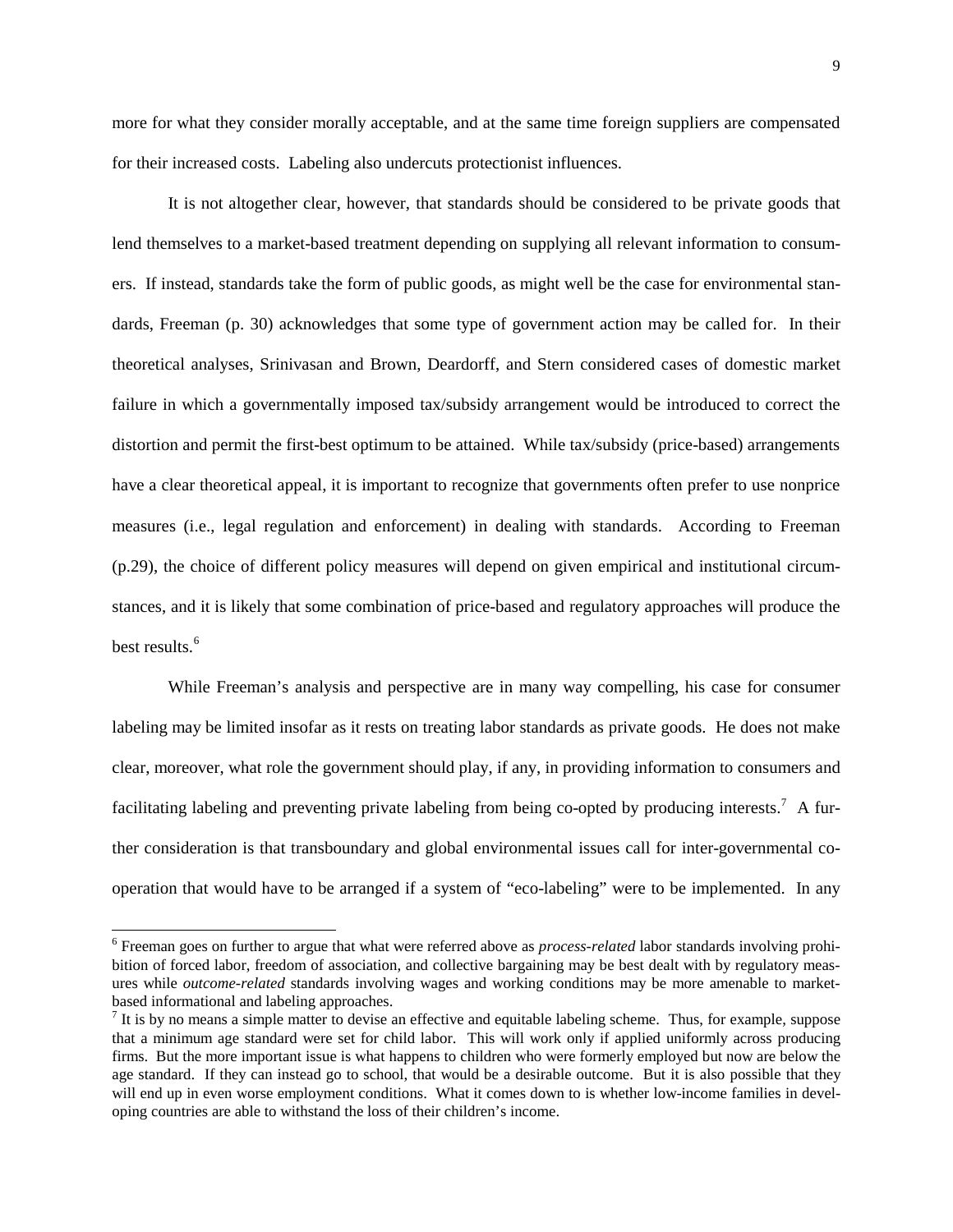more for what they consider morally acceptable, and at the same time foreign suppliers are compensated for their increased costs. Labeling also undercuts protectionist influences.

It is not altogether clear, however, that standards should be considered to be private goods that lend themselves to a market-based treatment depending on supplying all relevant information to consumers. If instead, standards take the form of public goods, as might well be the case for environmental standards, Freeman (p. 30) acknowledges that some type of government action may be called for. In their theoretical analyses, Srinivasan and Brown, Deardorff, and Stern considered cases of domestic market failure in which a governmentally imposed tax/subsidy arrangement would be introduced to correct the distortion and permit the first-best optimum to be attained. While tax/subsidy (price-based) arrangements have a clear theoretical appeal, it is important to recognize that governments often prefer to use nonprice measures (i.e., legal regulation and enforcement) in dealing with standards. According to Freeman (p.29), the choice of different policy measures will depend on given empirical and institutional circumstances, and it is likely that some combination of price-based and regulatory approaches will produce the best results.[6]

While Freeman's analysis and perspective are in many way compelling, his case for consumer labeling may be limited insofar as it rests on treating labor standards as private goods. He does not make clear, moreover, what role the government should play, if any, in providing information to consumers and facilitating labeling and preventing private labeling from being co-opted by producing interests.[7] A further consideration is that transboundary and global environmental issues call for inter-governmental cooperation that would have to be arranged if a system of "eco-labeling" were to be implemented. In any

[6] Freeman goes on further to argue that what were referred above as *process-related* labor standards involving prohibition of forced labor, freedom of association, and collective bargaining may be best dealt with by regulatory measures while *outcome-related* standards involving wages and working conditions may be more amenable to market-based informational and labeling approaches.

[7] It is by no means a simple matter to devise an effective and equitable labeling scheme. Thus, for example, suppose that a minimum age standard were set for child labor. This will work only if applied uniformly across producing firms. But the more important issue is what happens to children who were formerly employed but now are below the age standard. If they can instead go to school, that would be a desirable outcome. But it is also possible that they will end up in even worse employment conditions. What it comes down to is whether low-income families in developing countries are able to withstand the loss of their children's income.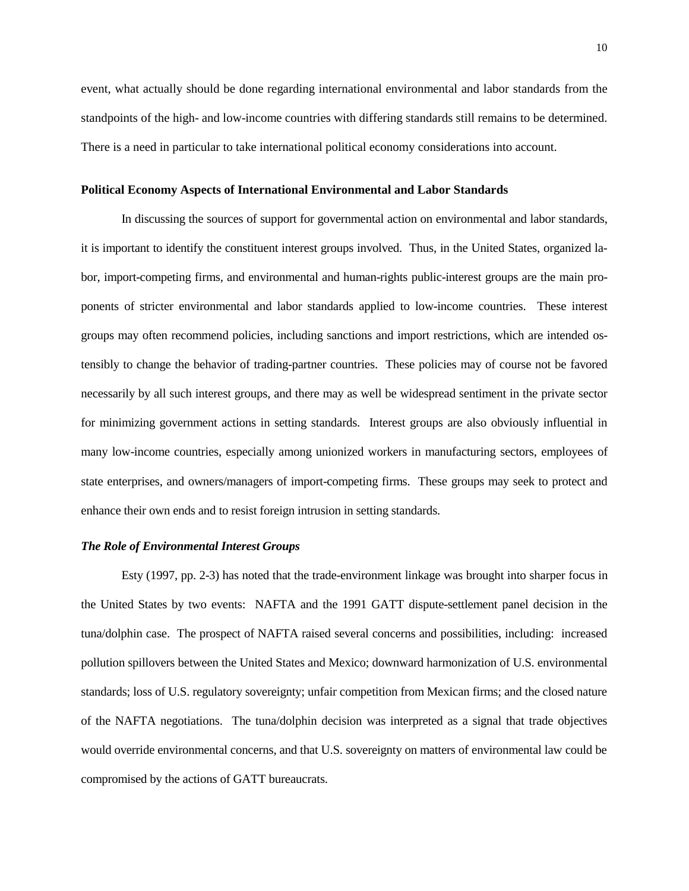event, what actually should be done regarding international environmental and labor standards from the standpoints of the high- and low-income countries with differing standards still remains to be determined. There is a need in particular to take international political economy considerations into account.

**Political Economy Aspects of International Environmental and Labor Standards**

In discussing the sources of support for governmental action on environmental and labor standards, it is important to identify the constituent interest groups involved. Thus, in the United States, organized labor, import-competing firms, and environmental and human-rights public-interest groups are the main proponents of stricter environmental and labor standards applied to low-income countries. These interest groups may often recommend policies, including sanctions and import restrictions, which are intended ostensibly to change the behavior of trading-partner countries. These policies may of course not be favored necessarily by all such interest groups, and there may as well be widespread sentiment in the private sector for minimizing government actions in setting standards. Interest groups are also obviously influential in many low-income countries, especially among unionized workers in manufacturing sectors, employees of state enterprises, and owners/managers of import-competing firms. These groups may seek to protect and enhance their own ends and to resist foreign intrusion in setting standards.

***The Role of Environmental Interest Groups***

Esty (1997, pp. 2-3) has noted that the trade-environment linkage was brought into sharper focus in the United States by two events: NAFTA and the 1991 GATT dispute-settlement panel decision in the tuna/dolphin case. The prospect of NAFTA raised several concerns and possibilities, including: increased pollution spillovers between the United States and Mexico; downward harmonization of U.S. environmental standards; loss of U.S. regulatory sovereignty; unfair competition from Mexican firms; and the closed nature of the NAFTA negotiations. The tuna/dolphin decision was interpreted as a signal that trade objectives would override environmental concerns, and that U.S. sovereignty on matters of environmental law could be compromised by the actions of GATT bureaucrats.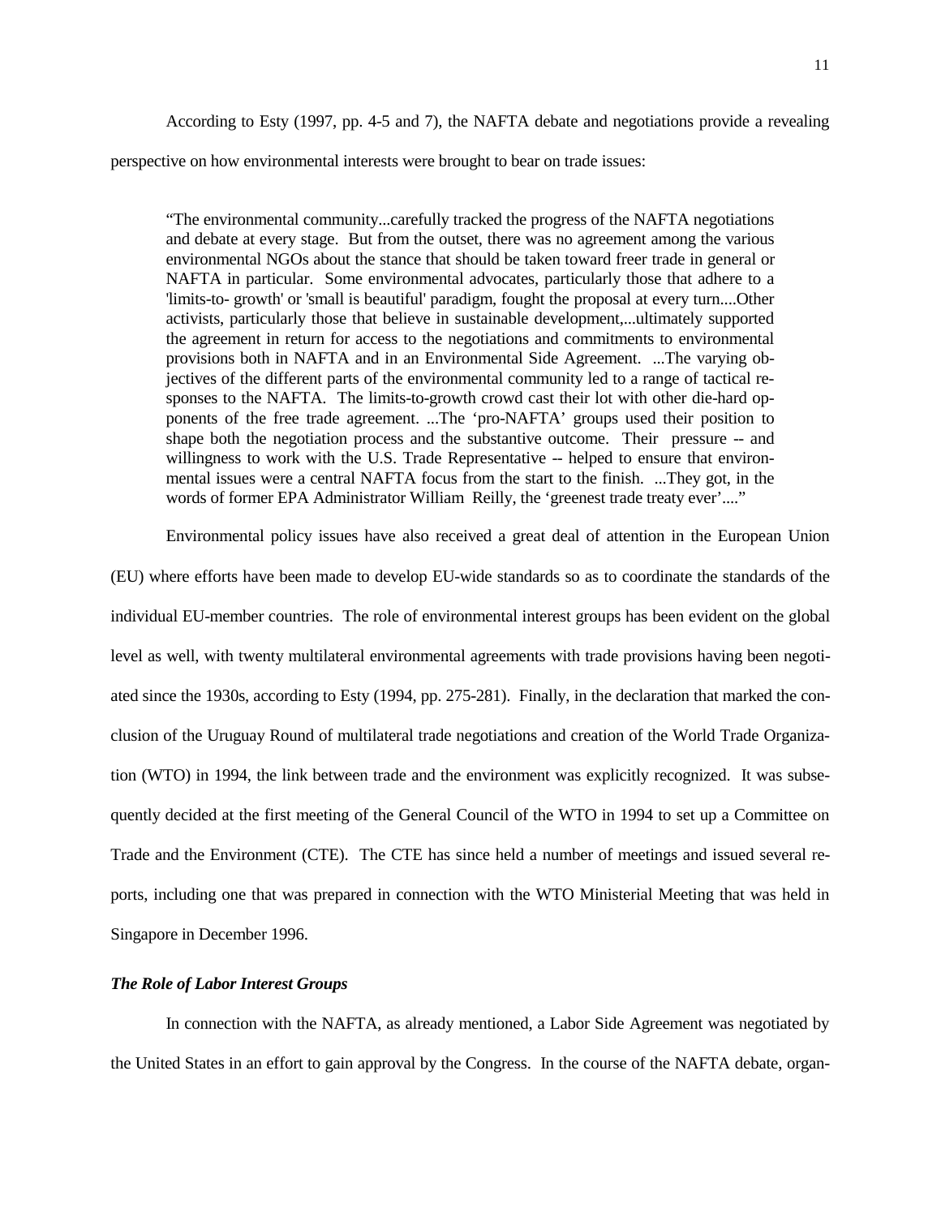According to Esty (1997, pp. 4-5 and 7), the NAFTA debate and negotiations provide a revealing perspective on how environmental interests were brought to bear on trade issues:

> "The environmental community...carefully tracked the progress of the NAFTA negotiations and debate at every stage. But from the outset, there was no agreement among the various environmental NGOs about the stance that should be taken toward freer trade in general or NAFTA in particular. Some environmental advocates, particularly those that adhere to a 'limits-to- growth' or 'small is beautiful' paradigm, fought the proposal at every turn....Other activists, particularly those that believe in sustainable development,...ultimately supported the agreement in return for access to the negotiations and commitments to environmental provisions both in NAFTA and in an Environmental Side Agreement. ...The varying objectives of the different parts of the environmental community led to a range of tactical responses to the NAFTA. The limits-to-growth crowd cast their lot with other die-hard opponents of the free trade agreement. ...The 'pro-NAFTA' groups used their position to shape both the negotiation process and the substantive outcome. Their pressure -- and willingness to work with the U.S. Trade Representative -- helped to ensure that environmental issues were a central NAFTA focus from the start to the finish. ...They got, in the words of former EPA Administrator William Reilly, the 'greenest trade treaty ever'...."

Environmental policy issues have also received a great deal of attention in the European Union (EU) where efforts have been made to develop EU-wide standards so as to coordinate the standards of the individual EU-member countries. The role of environmental interest groups has been evident on the global level as well, with twenty multilateral environmental agreements with trade provisions having been negotiated since the 1930s, according to Esty (1994, pp. 275-281). Finally, in the declaration that marked the conclusion of the Uruguay Round of multilateral trade negotiations and creation of the World Trade Organization (WTO) in 1994, the link between trade and the environment was explicitly recognized. It was subsequently decided at the first meeting of the General Council of the WTO in 1994 to set up a Committee on Trade and the Environment (CTE). The CTE has since held a number of meetings and issued several reports, including one that was prepared in connection with the WTO Ministerial Meeting that was held in Singapore in December 1996.

### *The Role of Labor Interest Groups*

In connection with the NAFTA, as already mentioned, a Labor Side Agreement was negotiated by the United States in an effort to gain approval by the Congress. In the course of the NAFTA debate, organ-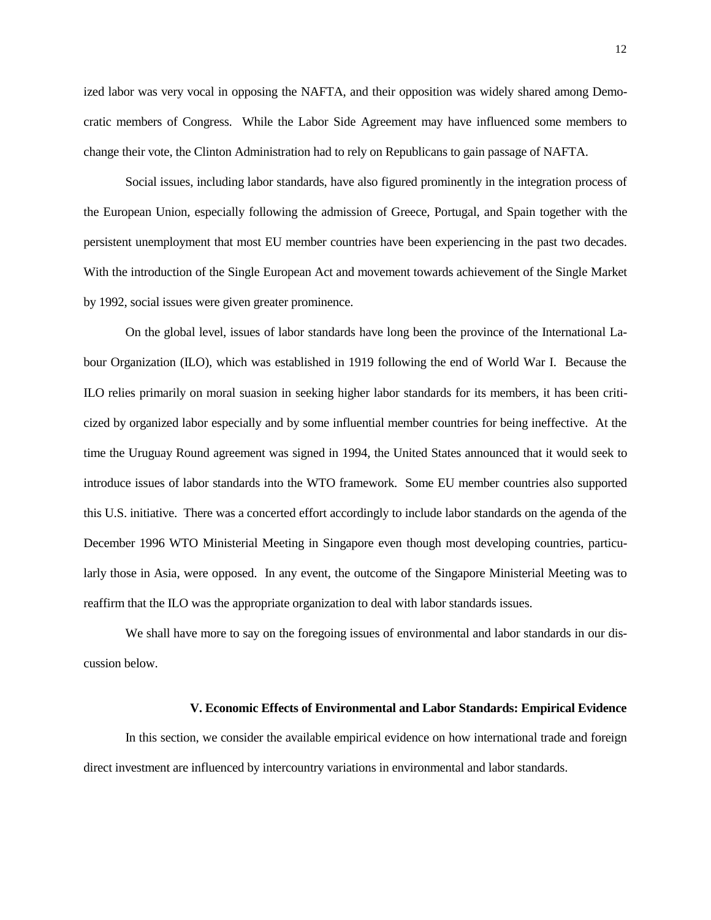ized labor was very vocal in opposing the NAFTA, and their opposition was widely shared among Democratic members of Congress. While the Labor Side Agreement may have influenced some members to change their vote, the Clinton Administration had to rely on Republicans to gain passage of NAFTA.

Social issues, including labor standards, have also figured prominently in the integration process of the European Union, especially following the admission of Greece, Portugal, and Spain together with the persistent unemployment that most EU member countries have been experiencing in the past two decades. With the introduction of the Single European Act and movement towards achievement of the Single Market by 1992, social issues were given greater prominence.

On the global level, issues of labor standards have long been the province of the International Labour Organization (ILO), which was established in 1919 following the end of World War I. Because the ILO relies primarily on moral suasion in seeking higher labor standards for its members, it has been criticized by organized labor especially and by some influential member countries for being ineffective. At the time the Uruguay Round agreement was signed in 1994, the United States announced that it would seek to introduce issues of labor standards into the WTO framework. Some EU member countries also supported this U.S. initiative. There was a concerted effort accordingly to include labor standards on the agenda of the December 1996 WTO Ministerial Meeting in Singapore even though most developing countries, particularly those in Asia, were opposed. In any event, the outcome of the Singapore Ministerial Meeting was to reaffirm that the ILO was the appropriate organization to deal with labor standards issues.

We shall have more to say on the foregoing issues of environmental and labor standards in our discussion below.

## V. Economic Effects of Environmental and Labor Standards: Empirical Evidence

In this section, we consider the available empirical evidence on how international trade and foreign direct investment are influenced by intercountry variations in environmental and labor standards.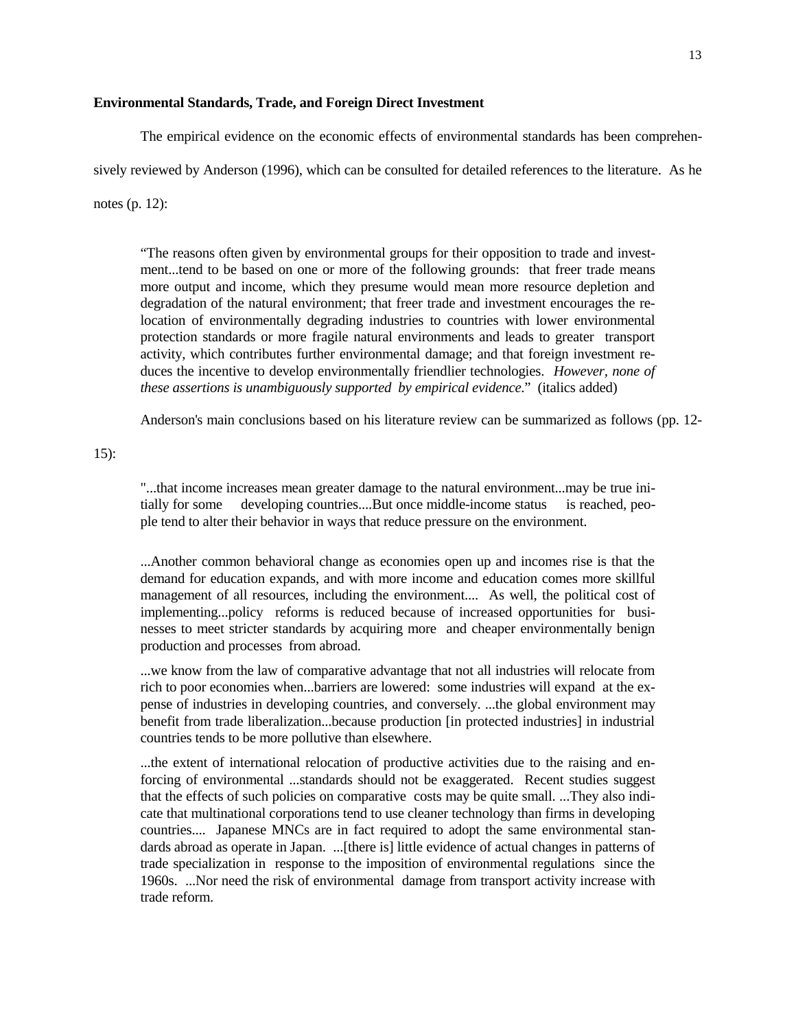**Environmental Standards, Trade, and Foreign Direct Investment**

The empirical evidence on the economic effects of environmental standards has been comprehensively reviewed by Anderson (1996), which can be consulted for detailed references to the literature. As he notes (p. 12):

> "The reasons often given by environmental groups for their opposition to trade and investment...tend to be based on one or more of the following grounds: that freer trade means more output and income, which they presume would mean more resource depletion and degradation of the natural environment; that freer trade and investment encourages the relocation of environmentally degrading industries to countries with lower environmental protection standards or more fragile natural environments and leads to greater transport activity, which contributes further environmental damage; and that foreign investment reduces the incentive to develop environmentally friendlier technologies. *However, none of these assertions is unambiguously supported by empirical evidence.*" (italics added)

Anderson's main conclusions based on his literature review can be summarized as follows (pp. 12-15):

> "...that income increases mean greater damage to the natural environment...may be true initially for some developing countries....But once middle-income status is reached, people tend to alter their behavior in ways that reduce pressure on the environment.
>
> ...Another common behavioral change as economies open up and incomes rise is that the demand for education expands, and with more income and education comes more skillful management of all resources, including the environment.... As well, the political cost of implementing...policy reforms is reduced because of increased opportunities for businesses to meet stricter standards by acquiring more and cheaper environmentally benign production and processes from abroad.
>
> ...we know from the law of comparative advantage that not all industries will relocate from rich to poor economies when...barriers are lowered: some industries will expand at the expense of industries in developing countries, and conversely. ...the global environment may benefit from trade liberalization...because production [in protected industries] in industrial countries tends to be more pollutive than elsewhere.
>
> ...the extent of international relocation of productive activities due to the raising and enforcing of environmental ...standards should not be exaggerated. Recent studies suggest that the effects of such policies on comparative costs may be quite small. ...They also indicate that multinational corporations tend to use cleaner technology than firms in developing countries.... Japanese MNCs are in fact required to adopt the same environmental standards abroad as operate in Japan. ...[there is] little evidence of actual changes in patterns of trade specialization in response to the imposition of environmental regulations since the 1960s. ...Nor need the risk of environmental damage from transport activity increase with trade reform.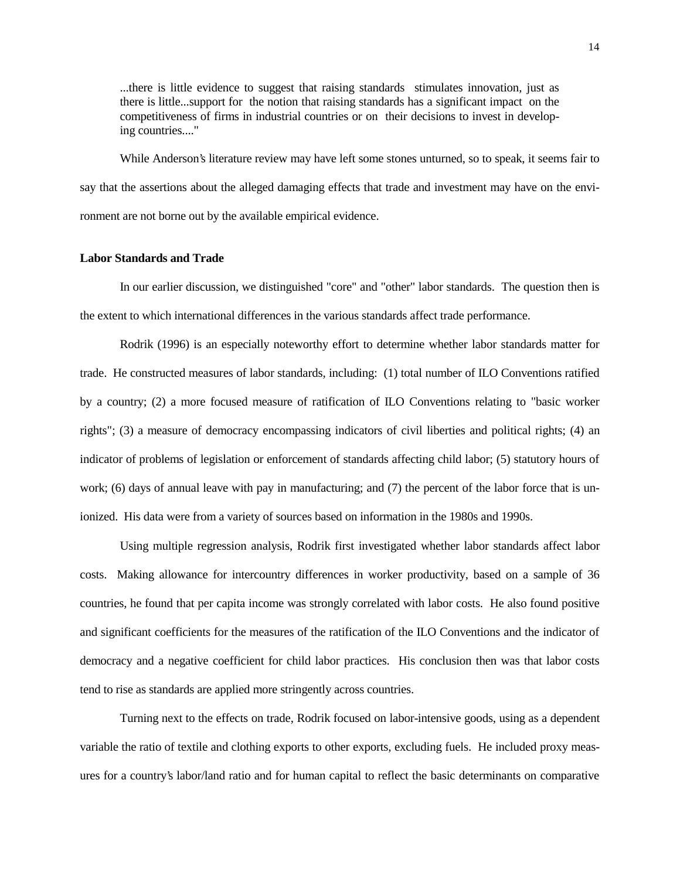> ...there is little evidence to suggest that raising standards stimulates innovation, just as there is little...support for the notion that raising standards has a significant impact on the competitiveness of firms in industrial countries or on their decisions to invest in developing countries...."

While Anderson's literature review may have left some stones unturned, so to speak, it seems fair to say that the assertions about the alleged damaging effects that trade and investment may have on the environment are not borne out by the available empirical evidence.

**Labor Standards and Trade**

In our earlier discussion, we distinguished "core" and "other" labor standards. The question then is the extent to which international differences in the various standards affect trade performance.

Rodrik (1996) is an especially noteworthy effort to determine whether labor standards matter for trade. He constructed measures of labor standards, including: (1) total number of ILO Conventions ratified by a country; (2) a more focused measure of ratification of ILO Conventions relating to "basic worker rights"; (3) a measure of democracy encompassing indicators of civil liberties and political rights; (4) an indicator of problems of legislation or enforcement of standards affecting child labor; (5) statutory hours of work; (6) days of annual leave with pay in manufacturing; and (7) the percent of the labor force that is unionized. His data were from a variety of sources based on information in the 1980s and 1990s.

Using multiple regression analysis, Rodrik first investigated whether labor standards affect labor costs. Making allowance for intercountry differences in worker productivity, based on a sample of 36 countries, he found that per capita income was strongly correlated with labor costs. He also found positive and significant coefficients for the measures of the ratification of the ILO Conventions and the indicator of democracy and a negative coefficient for child labor practices. His conclusion then was that labor costs tend to rise as standards are applied more stringently across countries.

Turning next to the effects on trade, Rodrik focused on labor-intensive goods, using as a dependent variable the ratio of textile and clothing exports to other exports, excluding fuels. He included proxy measures for a country's labor/land ratio and for human capital to reflect the basic determinants on comparative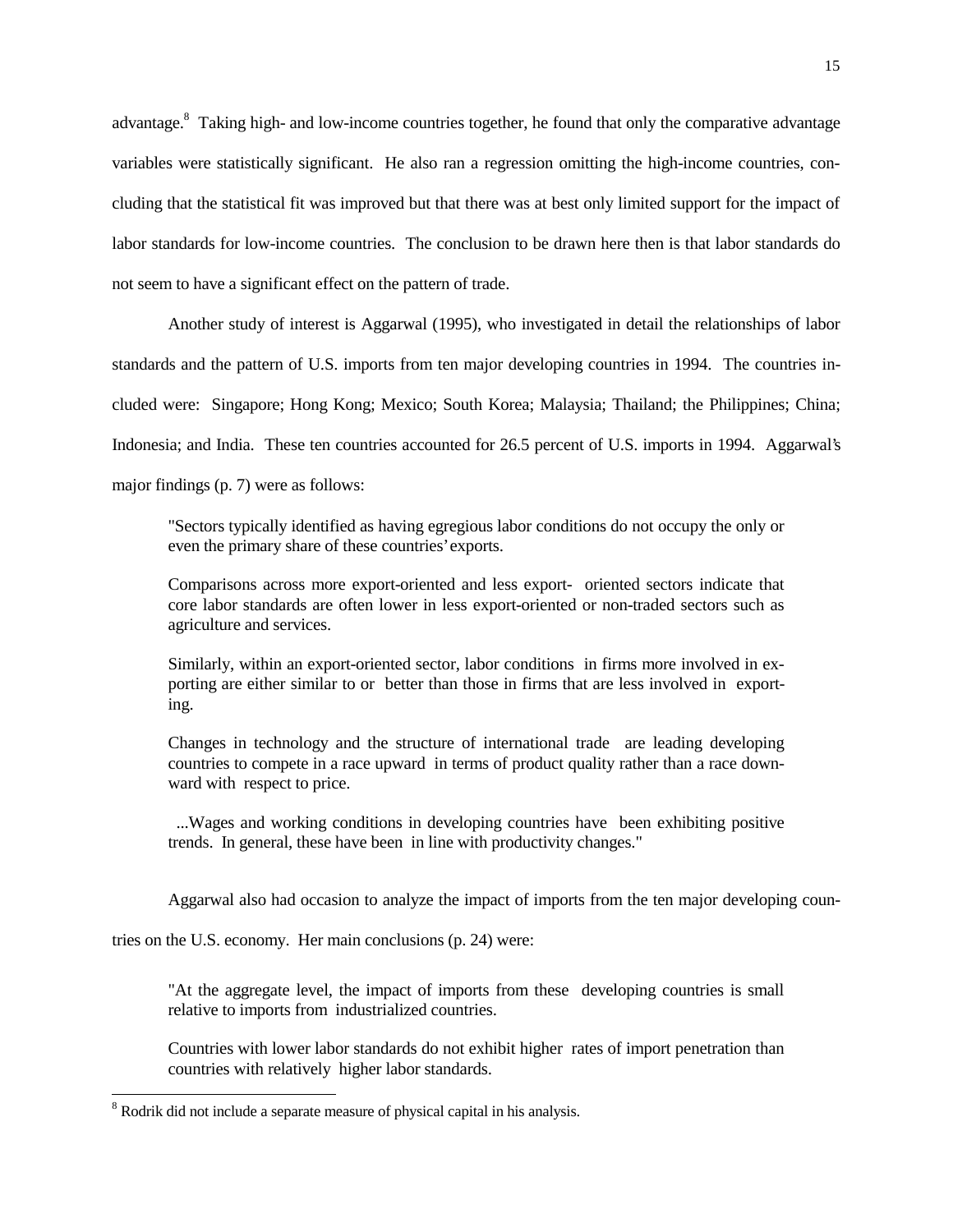advantage.[8] Taking high- and low-income countries together, he found that only the comparative advantage variables were statistically significant. He also ran a regression omitting the high-income countries, concluding that the statistical fit was improved but that there was at best only limited support for the impact of labor standards for low-income countries. The conclusion to be drawn here then is that labor standards do not seem to have a significant effect on the pattern of trade.

Another study of interest is Aggarwal (1995), who investigated in detail the relationships of labor standards and the pattern of U.S. imports from ten major developing countries in 1994. The countries included were: Singapore; Hong Kong; Mexico; South Korea; Malaysia; Thailand; the Philippines; China; Indonesia; and India. These ten countries accounted for 26.5 percent of U.S. imports in 1994. Aggarwal's major findings (p. 7) were as follows:

> "Sectors typically identified as having egregious labor conditions do not occupy the only or even the primary share of these countries' exports.
>
> Comparisons across more export-oriented and less export- oriented sectors indicate that core labor standards are often lower in less export-oriented or non-traded sectors such as agriculture and services.
>
> Similarly, within an export-oriented sector, labor conditions in firms more involved in exporting are either similar to or better than those in firms that are less involved in exporting.
>
> Changes in technology and the structure of international trade are leading developing countries to compete in a race upward in terms of product quality rather than a race downward with respect to price.
>
> ...Wages and working conditions in developing countries have been exhibiting positive trends. In general, these have been in line with productivity changes."

Aggarwal also had occasion to analyze the impact of imports from the ten major developing countries on the U.S. economy. Her main conclusions (p. 24) were:

> "At the aggregate level, the impact of imports from these developing countries is small relative to imports from industrialized countries.
>
> Countries with lower labor standards do not exhibit higher rates of import penetration than countries with relatively higher labor standards.

[8] Rodrik did not include a separate measure of physical capital in his analysis.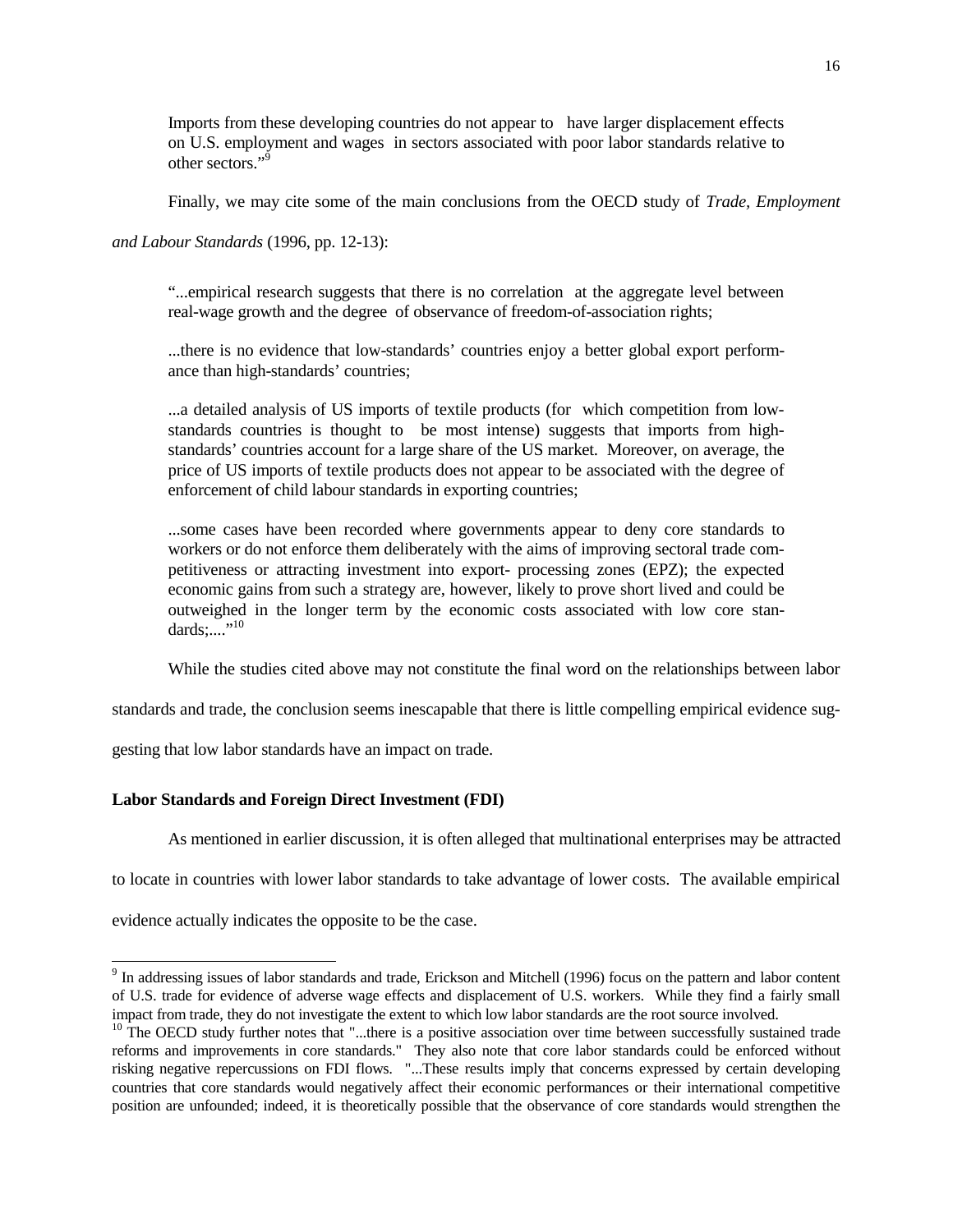> Imports from these developing countries do not appear to have larger displacement effects on U.S. employment and wages in sectors associated with poor labor standards relative to other sectors."[9]

Finally, we may cite some of the main conclusions from the OECD study of *Trade, Employment and Labour Standards* (1996, pp. 12-13):

> "...empirical research suggests that there is no correlation at the aggregate level between real-wage growth and the degree of observance of freedom-of-association rights;
>
> ...there is no evidence that low-standards' countries enjoy a better global export performance than high-standards' countries;
>
> ...a detailed analysis of US imports of textile products (for which competition from low-standards countries is thought to be most intense) suggests that imports from high-standards' countries account for a large share of the US market. Moreover, on average, the price of US imports of textile products does not appear to be associated with the degree of enforcement of child labour standards in exporting countries;
>
> ...some cases have been recorded where governments appear to deny core standards to workers or do not enforce them deliberately with the aims of improving sectoral trade competitiveness or attracting investment into export- processing zones (EPZ); the expected economic gains from such a strategy are, however, likely to prove short lived and could be outweighed in the longer term by the economic costs associated with low core standards;...."[10]

While the studies cited above may not constitute the final word on the relationships between labor standards and trade, the conclusion seems inescapable that there is little compelling empirical evidence suggesting that low labor standards have an impact on trade.

### Labor Standards and Foreign Direct Investment (FDI)

As mentioned in earlier discussion, it is often alleged that multinational enterprises may be attracted to locate in countries with lower labor standards to take advantage of lower costs. The available empirical evidence actually indicates the opposite to be the case.

---

[9] In addressing issues of labor standards and trade, Erickson and Mitchell (1996) focus on the pattern and labor content of U.S. trade for evidence of adverse wage effects and displacement of U.S. workers. While they find a fairly small impact from trade, they do not investigate the extent to which low labor standards are the root source involved.

[10] The OECD study further notes that "...there is a positive association over time between successfully sustained trade reforms and improvements in core standards." They also note that core labor standards could be enforced without risking negative repercussions on FDI flows. "...These results imply that concerns expressed by certain developing countries that core standards would negatively affect their economic performances or their international competitive position are unfounded; indeed, it is theoretically possible that the observance of core standards would strengthen the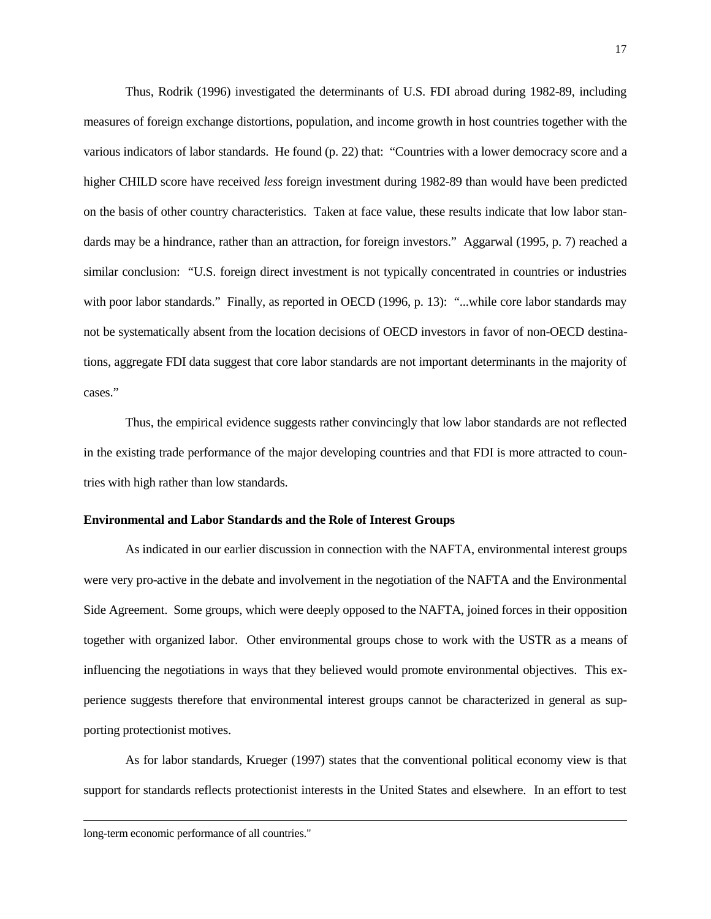Thus, Rodrik (1996) investigated the determinants of U.S. FDI abroad during 1982-89, including measures of foreign exchange distortions, population, and income growth in host countries together with the various indicators of labor standards. He found (p. 22) that: "Countries with a lower democracy score and a higher CHILD score have received *less* foreign investment during 1982-89 than would have been predicted on the basis of other country characteristics. Taken at face value, these results indicate that low labor standards may be a hindrance, rather than an attraction, for foreign investors." Aggarwal (1995, p. 7) reached a similar conclusion: "U.S. foreign direct investment is not typically concentrated in countries or industries with poor labor standards." Finally, as reported in OECD (1996, p. 13): "...while core labor standards may not be systematically absent from the location decisions of OECD investors in favor of non-OECD destinations, aggregate FDI data suggest that core labor standards are not important determinants in the majority of cases."

Thus, the empirical evidence suggests rather convincingly that low labor standards are not reflected in the existing trade performance of the major developing countries and that FDI is more attracted to countries with high rather than low standards.

**Environmental and Labor Standards and the Role of Interest Groups**

As indicated in our earlier discussion in connection with the NAFTA, environmental interest groups were very pro-active in the debate and involvement in the negotiation of the NAFTA and the Environmental Side Agreement. Some groups, which were deeply opposed to the NAFTA, joined forces in their opposition together with organized labor. Other environmental groups chose to work with the USTR as a means of influencing the negotiations in ways that they believed would promote environmental objectives. This experience suggests therefore that environmental interest groups cannot be characterized in general as supporting protectionist motives.

As for labor standards, Krueger (1997) states that the conventional political economy view is that support for standards reflects protectionist interests in the United States and elsewhere. In an effort to test

long-term economic performance of all countries."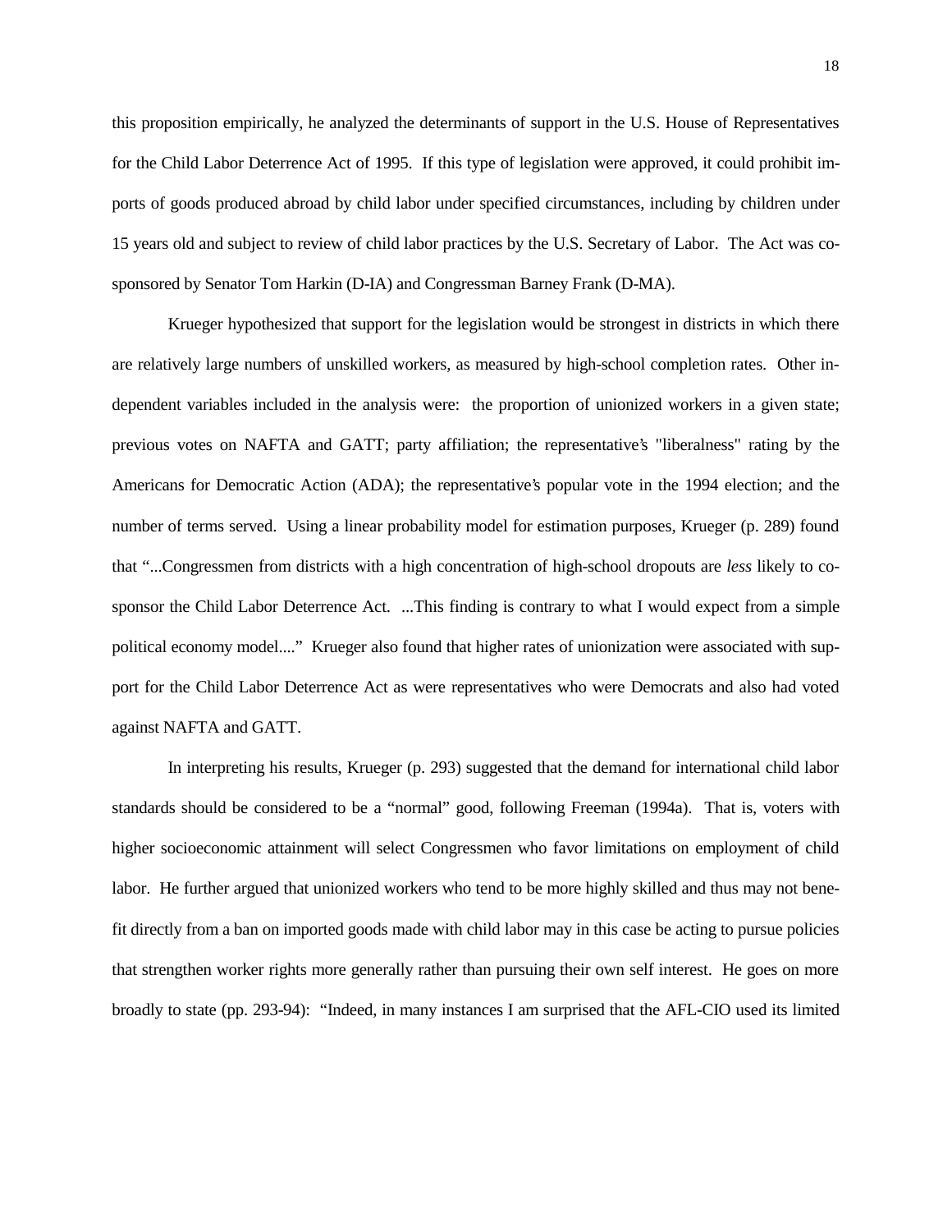this proposition empirically, he analyzed the determinants of support in the U.S. House of Representatives for the Child Labor Deterrence Act of 1995. If this type of legislation were approved, it could prohibit imports of goods produced abroad by child labor under specified circumstances, including by children under 15 years old and subject to review of child labor practices by the U.S. Secretary of Labor. The Act was co-sponsored by Senator Tom Harkin (D-IA) and Congressman Barney Frank (D-MA).

Krueger hypothesized that support for the legislation would be strongest in districts in which there are relatively large numbers of unskilled workers, as measured by high-school completion rates. Other independent variables included in the analysis were: the proportion of unionized workers in a given state; previous votes on NAFTA and GATT; party affiliation; the representative's "liberalness" rating by the Americans for Democratic Action (ADA); the representative's popular vote in the 1994 election; and the number of terms served. Using a linear probability model for estimation purposes, Krueger (p. 289) found that "...Congressmen from districts with a high concentration of high-school dropouts are *less* likely to co-sponsor the Child Labor Deterrence Act. ...This finding is contrary to what I would expect from a simple political economy model...." Krueger also found that higher rates of unionization were associated with support for the Child Labor Deterrence Act as were representatives who were Democrats and also had voted against NAFTA and GATT.

In interpreting his results, Krueger (p. 293) suggested that the demand for international child labor standards should be considered to be a "normal" good, following Freeman (1994a). That is, voters with higher socioeconomic attainment will select Congressmen who favor limitations on employment of child labor. He further argued that unionized workers who tend to be more highly skilled and thus may not benefit directly from a ban on imported goods made with child labor may in this case be acting to pursue policies that strengthen worker rights more generally rather than pursuing their own self interest. He goes on more broadly to state (pp. 293-94): "Indeed, in many instances I am surprised that the AFL-CIO used its limited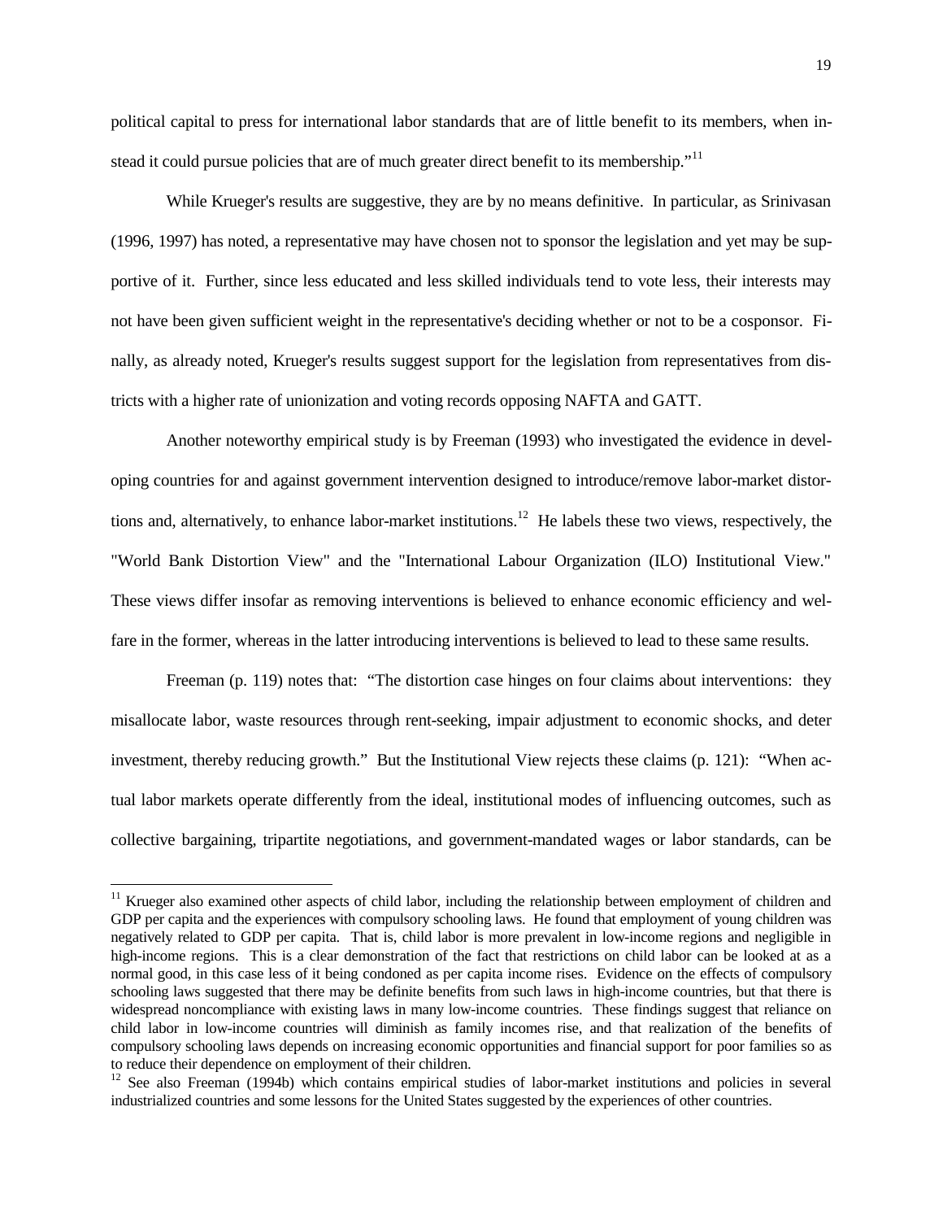political capital to press for international labor standards that are of little benefit to its members, when instead it could pursue policies that are of much greater direct benefit to its membership."[11]

While Krueger's results are suggestive, they are by no means definitive. In particular, as Srinivasan (1996, 1997) has noted, a representative may have chosen not to sponsor the legislation and yet may be supportive of it. Further, since less educated and less skilled individuals tend to vote less, their interests may not have been given sufficient weight in the representative's deciding whether or not to be a cosponsor. Finally, as already noted, Krueger's results suggest support for the legislation from representatives from districts with a higher rate of unionization and voting records opposing NAFTA and GATT.

Another noteworthy empirical study is by Freeman (1993) who investigated the evidence in developing countries for and against government intervention designed to introduce/remove labor-market distortions and, alternatively, to enhance labor-market institutions.[12] He labels these two views, respectively, the "World Bank Distortion View" and the "International Labour Organization (ILO) Institutional View." These views differ insofar as removing interventions is believed to enhance economic efficiency and welfare in the former, whereas in the latter introducing interventions is believed to lead to these same results.

Freeman (p. 119) notes that: "The distortion case hinges on four claims about interventions: they misallocate labor, waste resources through rent-seeking, impair adjustment to economic shocks, and deter investment, thereby reducing growth." But the Institutional View rejects these claims (p. 121): "When actual labor markets operate differently from the ideal, institutional modes of influencing outcomes, such as collective bargaining, tripartite negotiations, and government-mandated wages or labor standards, can be

---

[11] Krueger also examined other aspects of child labor, including the relationship between employment of children and GDP per capita and the experiences with compulsory schooling laws. He found that employment of young children was negatively related to GDP per capita. That is, child labor is more prevalent in low-income regions and negligible in high-income regions. This is a clear demonstration of the fact that restrictions on child labor can be looked at as a normal good, in this case less of it being condoned as per capita income rises. Evidence on the effects of compulsory schooling laws suggested that there may be definite benefits from such laws in high-income countries, but that there is widespread noncompliance with existing laws in many low-income countries. These findings suggest that reliance on child labor in low-income countries will diminish as family incomes rise, and that realization of the benefits of compulsory schooling laws depends on increasing economic opportunities and financial support for poor families so as to reduce their dependence on employment of their children.

[12] See also Freeman (1994b) which contains empirical studies of labor-market institutions and policies in several industrialized countries and some lessons for the United States suggested by the experiences of other countries.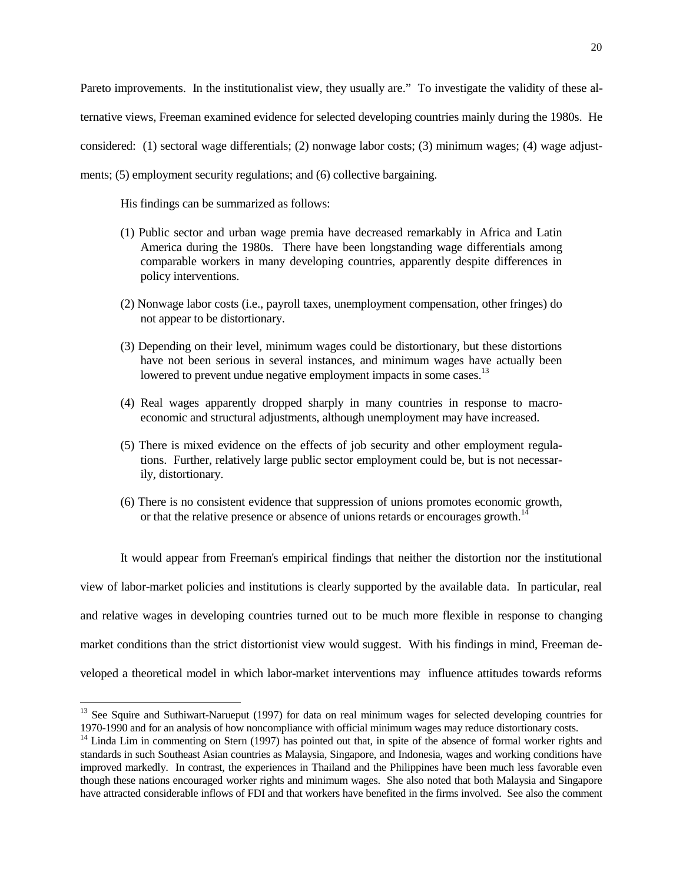Pareto improvements. In the institutionalist view, they usually are." To investigate the validity of these alternative views, Freeman examined evidence for selected developing countries mainly during the 1980s. He considered: (1) sectoral wage differentials; (2) nonwage labor costs; (3) minimum wages; (4) wage adjustments; (5) employment security regulations; and (6) collective bargaining.

His findings can be summarized as follows:

> (1) Public sector and urban wage premia have decreased remarkably in Africa and Latin America during the 1980s. There have been longstanding wage differentials among comparable workers in many developing countries, apparently despite differences in policy interventions.
>
> (2) Nonwage labor costs (i.e., payroll taxes, unemployment compensation, other fringes) do not appear to be distortionary.
>
> (3) Depending on their level, minimum wages could be distortionary, but these distortions have not been serious in several instances, and minimum wages have actually been lowered to prevent undue negative employment impacts in some cases.[13]
>
> (4) Real wages apparently dropped sharply in many countries in response to macroeconomic and structural adjustments, although unemployment may have increased.
>
> (5) There is mixed evidence on the effects of job security and other employment regulations. Further, relatively large public sector employment could be, but is not necessarily, distortionary.
>
> (6) There is no consistent evidence that suppression of unions promotes economic growth, or that the relative presence or absence of unions retards or encourages growth.[14]

It would appear from Freeman's empirical findings that neither the distortion nor the institutional view of labor-market policies and institutions is clearly supported by the available data. In particular, real and relative wages in developing countries turned out to be much more flexible in response to changing market conditions than the strict distortionist view would suggest. With his findings in mind, Freeman developed a theoretical model in which labor-market interventions may influence attitudes towards reforms

---

[13] See Squire and Suthiwart-Narueput (1997) for data on real minimum wages for selected developing countries for 1970-1990 and for an analysis of how noncompliance with official minimum wages may reduce distortionary costs.

[14] Linda Lim in commenting on Stern (1997) has pointed out that, in spite of the absence of formal worker rights and standards in such Southeast Asian countries as Malaysia, Singapore, and Indonesia, wages and working conditions have improved markedly. In contrast, the experiences in Thailand and the Philippines have been much less favorable even though these nations encouraged worker rights and minimum wages. She also noted that both Malaysia and Singapore have attracted considerable inflows of FDI and that workers have benefited in the firms involved. See also the comment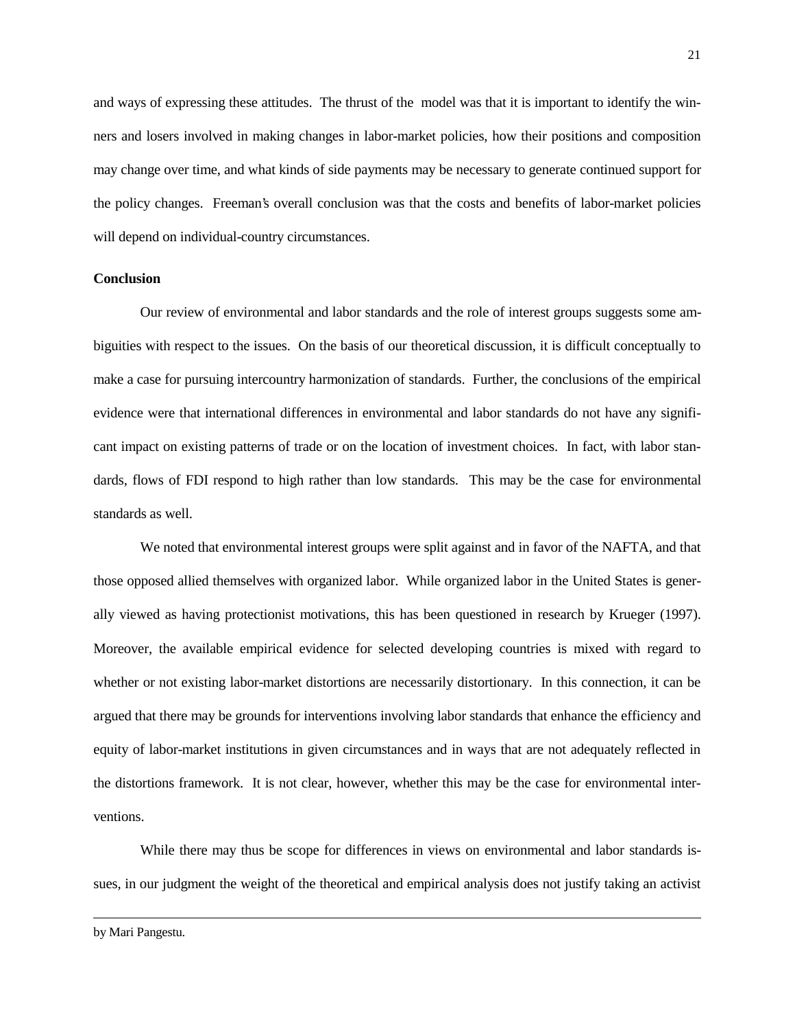and ways of expressing these attitudes. The thrust of the model was that it is important to identify the winners and losers involved in making changes in labor-market policies, how their positions and composition may change over time, and what kinds of side payments may be necessary to generate continued support for the policy changes. Freeman's overall conclusion was that the costs and benefits of labor-market policies will depend on individual-country circumstances.

**Conclusion**

Our review of environmental and labor standards and the role of interest groups suggests some ambiguities with respect to the issues. On the basis of our theoretical discussion, it is difficult conceptually to make a case for pursuing intercountry harmonization of standards. Further, the conclusions of the empirical evidence were that international differences in environmental and labor standards do not have any significant impact on existing patterns of trade or on the location of investment choices. In fact, with labor standards, flows of FDI respond to high rather than low standards. This may be the case for environmental standards as well.

We noted that environmental interest groups were split against and in favor of the NAFTA, and that those opposed allied themselves with organized labor. While organized labor in the United States is generally viewed as having protectionist motivations, this has been questioned in research by Krueger (1997). Moreover, the available empirical evidence for selected developing countries is mixed with regard to whether or not existing labor-market distortions are necessarily distortionary. In this connection, it can be argued that there may be grounds for interventions involving labor standards that enhance the efficiency and equity of labor-market institutions in given circumstances and in ways that are not adequately reflected in the distortions framework. It is not clear, however, whether this may be the case for environmental interventions.

While there may thus be scope for differences in views on environmental and labor standards issues, in our judgment the weight of the theoretical and empirical analysis does not justify taking an activist

---

by Mari Pangestu.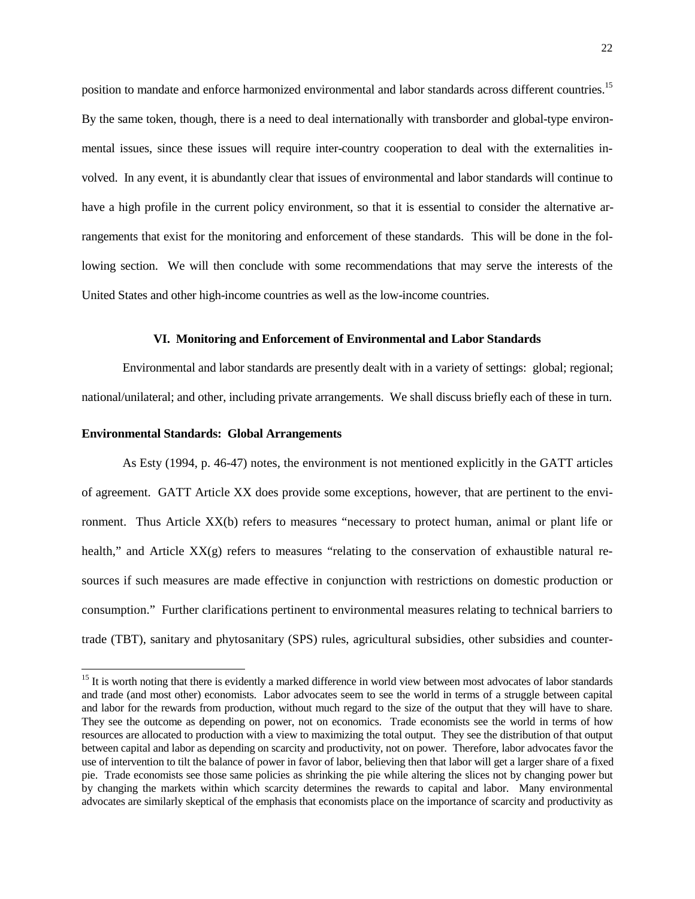position to mandate and enforce harmonized environmental and labor standards across different countries.[15] By the same token, though, there is a need to deal internationally with transborder and global-type environmental issues, since these issues will require inter-country cooperation to deal with the externalities involved. In any event, it is abundantly clear that issues of environmental and labor standards will continue to have a high profile in the current policy environment, so that it is essential to consider the alternative arrangements that exist for the monitoring and enforcement of these standards. This will be done in the following section. We will then conclude with some recommendations that may serve the interests of the United States and other high-income countries as well as the low-income countries.

## VI. Monitoring and Enforcement of Environmental and Labor Standards

Environmental and labor standards are presently dealt with in a variety of settings: global; regional; national/unilateral; and other, including private arrangements. We shall discuss briefly each of these in turn.

### Environmental Standards: Global Arrangements

As Esty (1994, p. 46-47) notes, the environment is not mentioned explicitly in the GATT articles of agreement. GATT Article XX does provide some exceptions, however, that are pertinent to the environment. Thus Article XX(b) refers to measures "necessary to protect human, animal or plant life or health," and Article XX(g) refers to measures "relating to the conservation of exhaustible natural resources if such measures are made effective in conjunction with restrictions on domestic production or consumption." Further clarifications pertinent to environmental measures relating to technical barriers to trade (TBT), sanitary and phytosanitary (SPS) rules, agricultural subsidies, other subsidies and counter-

---

[15] It is worth noting that there is evidently a marked difference in world view between most advocates of labor standards and trade (and most other) economists. Labor advocates seem to see the world in terms of a struggle between capital and labor for the rewards from production, without much regard to the size of the output that they will have to share. They see the outcome as depending on power, not on economics. Trade economists see the world in terms of how resources are allocated to production with a view to maximizing the total output. They see the distribution of that output between capital and labor as depending on scarcity and productivity, not on power. Therefore, labor advocates favor the use of intervention to tilt the balance of power in favor of labor, believing then that labor will get a larger share of a fixed pie. Trade economists see those same policies as shrinking the pie while altering the slices not by changing power but by changing the markets within which scarcity determines the rewards to capital and labor. Many environmental advocates are similarly skeptical of the emphasis that economists place on the importance of scarcity and productivity as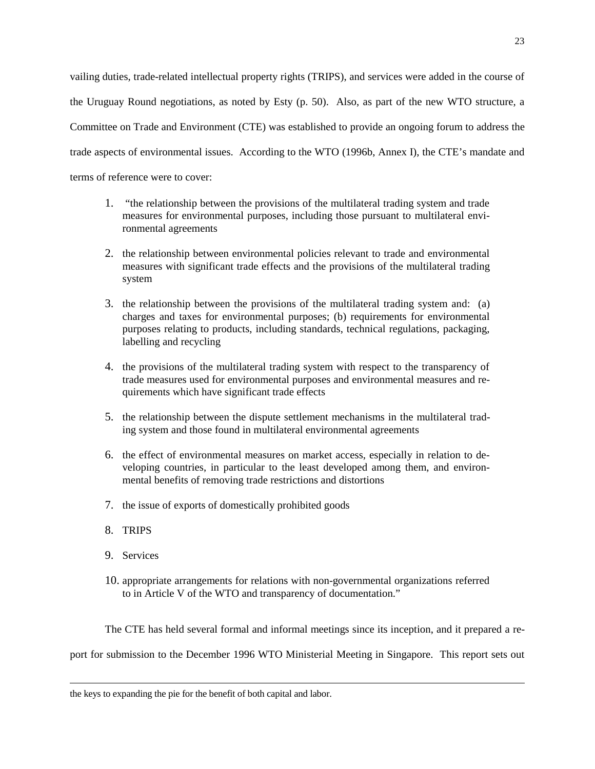vailing duties, trade-related intellectual property rights (TRIPS), and services were added in the course of the Uruguay Round negotiations, as noted by Esty (p. 50). Also, as part of the new WTO structure, a Committee on Trade and Environment (CTE) was established to provide an ongoing forum to address the trade aspects of environmental issues. According to the WTO (1996b, Annex I), the CTE's mandate and terms of reference were to cover:

1. "the relationship between the provisions of the multilateral trading system and trade measures for environmental purposes, including those pursuant to multilateral environmental agreements

2. the relationship between environmental policies relevant to trade and environmental measures with significant trade effects and the provisions of the multilateral trading system

3. the relationship between the provisions of the multilateral trading system and: (a) charges and taxes for environmental purposes; (b) requirements for environmental purposes relating to products, including standards, technical regulations, packaging, labelling and recycling

4. the provisions of the multilateral trading system with respect to the transparency of trade measures used for environmental purposes and environmental measures and requirements which have significant trade effects

5. the relationship between the dispute settlement mechanisms in the multilateral trading system and those found in multilateral environmental agreements

6. the effect of environmental measures on market access, especially in relation to developing countries, in particular to the least developed among them, and environmental benefits of removing trade restrictions and distortions

7. the issue of exports of domestically prohibited goods

8. TRIPS

9. Services

10. appropriate arrangements for relations with non-governmental organizations referred to in Article V of the WTO and transparency of documentation."

The CTE has held several formal and informal meetings since its inception, and it prepared a report for submission to the December 1996 WTO Ministerial Meeting in Singapore. This report sets out

---

the keys to expanding the pie for the benefit of both capital and labor.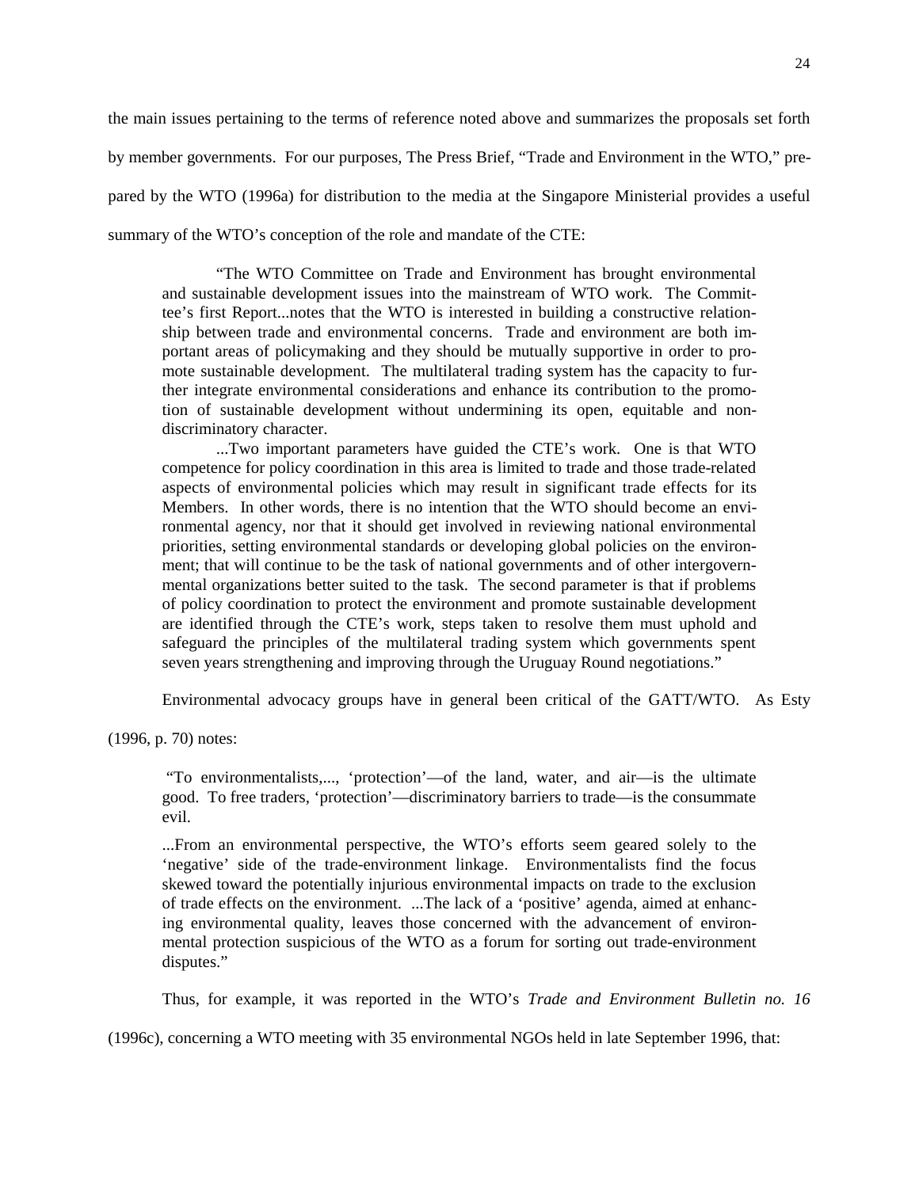the main issues pertaining to the terms of reference noted above and summarizes the proposals set forth by member governments. For our purposes, The Press Brief, "Trade and Environment in the WTO," prepared by the WTO (1996a) for distribution to the media at the Singapore Ministerial provides a useful summary of the WTO's conception of the role and mandate of the CTE:

> "The WTO Committee on Trade and Environment has brought environmental and sustainable development issues into the mainstream of WTO work. The Committee's first Report...notes that the WTO is interested in building a constructive relationship between trade and environmental concerns. Trade and environment are both important areas of policymaking and they should be mutually supportive in order to promote sustainable development. The multilateral trading system has the capacity to further integrate environmental considerations and enhance its contribution to the promotion of sustainable development without undermining its open, equitable and non-discriminatory character.
>
> ...Two important parameters have guided the CTE's work. One is that WTO competence for policy coordination in this area is limited to trade and those trade-related aspects of environmental policies which may result in significant trade effects for its Members. In other words, there is no intention that the WTO should become an environmental agency, nor that it should get involved in reviewing national environmental priorities, setting environmental standards or developing global policies on the environment; that will continue to be the task of national governments and of other intergovernmental organizations better suited to the task. The second parameter is that if problems of policy coordination to protect the environment and promote sustainable development are identified through the CTE's work, steps taken to resolve them must uphold and safeguard the principles of the multilateral trading system which governments spent seven years strengthening and improving through the Uruguay Round negotiations."

Environmental advocacy groups have in general been critical of the GATT/WTO. As Esty (1996, p. 70) notes:

> "To environmentalists,..., 'protection'—of the land, water, and air—is the ultimate good. To free traders, 'protection'—discriminatory barriers to trade—is the consummate evil.
>
> ...From an environmental perspective, the WTO's efforts seem geared solely to the 'negative' side of the trade-environment linkage. Environmentalists find the focus skewed toward the potentially injurious environmental impacts on trade to the exclusion of trade effects on the environment. ...The lack of a 'positive' agenda, aimed at enhancing environmental quality, leaves those concerned with the advancement of environmental protection suspicious of the WTO as a forum for sorting out trade-environment disputes."

Thus, for example, it was reported in the WTO's *Trade and Environment Bulletin no. 16* (1996c), concerning a WTO meeting with 35 environmental NGOs held in late September 1996, that: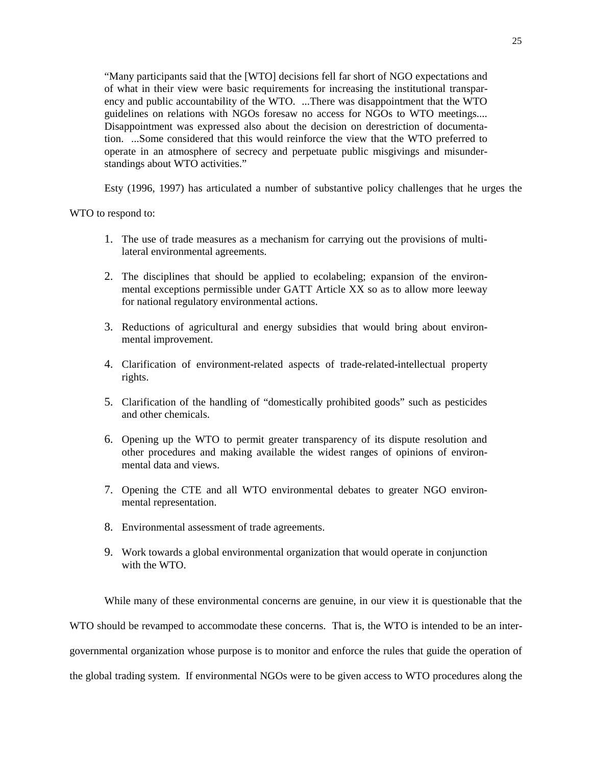> "Many participants said that the [WTO] decisions fell far short of NGO expectations and of what in their view were basic requirements for increasing the institutional transparency and public accountability of the WTO. ...There was disappointment that the WTO guidelines on relations with NGOs foresaw no access for NGOs to WTO meetings.... Disappointment was expressed also about the decision on derestriction of documentation. ...Some considered that this would reinforce the view that the WTO preferred to operate in an atmosphere of secrecy and perpetuate public misgivings and misunderstandings about WTO activities."

Esty (1996, 1997) has articulated a number of substantive policy challenges that he urges the WTO to respond to:

1. The use of trade measures as a mechanism for carrying out the provisions of multilateral environmental agreements.
2. The disciplines that should be applied to ecolabeling; expansion of the environmental exceptions permissible under GATT Article XX so as to allow more leeway for national regulatory environmental actions.
3. Reductions of agricultural and energy subsidies that would bring about environmental improvement.
4. Clarification of environment-related aspects of trade-related-intellectual property rights.
5. Clarification of the handling of "domestically prohibited goods" such as pesticides and other chemicals.
6. Opening up the WTO to permit greater transparency of its dispute resolution and other procedures and making available the widest ranges of opinions of environmental data and views.
7. Opening the CTE and all WTO environmental debates to greater NGO environmental representation.
8. Environmental assessment of trade agreements.
9. Work towards a global environmental organization that would operate in conjunction with the WTO.

While many of these environmental concerns are genuine, in our view it is questionable that the WTO should be revamped to accommodate these concerns. That is, the WTO is intended to be an intergovernmental organization whose purpose is to monitor and enforce the rules that guide the operation of the global trading system. If environmental NGOs were to be given access to WTO procedures along the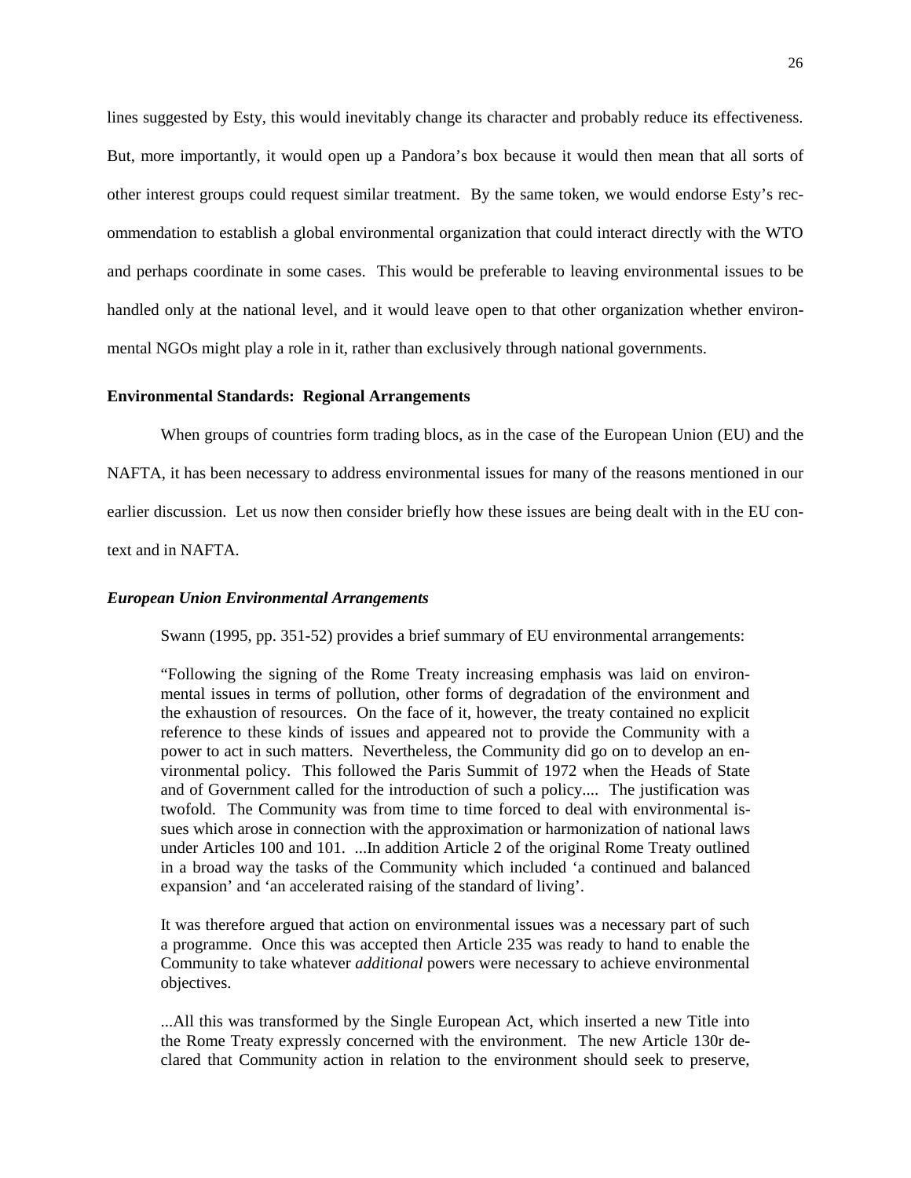lines suggested by Esty, this would inevitably change its character and probably reduce its effectiveness. But, more importantly, it would open up a Pandora's box because it would then mean that all sorts of other interest groups could request similar treatment. By the same token, we would endorse Esty's recommendation to establish a global environmental organization that could interact directly with the WTO and perhaps coordinate in some cases. This would be preferable to leaving environmental issues to be handled only at the national level, and it would leave open to that other organization whether environmental NGOs might play a role in it, rather than exclusively through national governments.

### Environmental Standards: Regional Arrangements

When groups of countries form trading blocs, as in the case of the European Union (EU) and the NAFTA, it has been necessary to address environmental issues for many of the reasons mentioned in our earlier discussion. Let us now then consider briefly how these issues are being dealt with in the EU context and in NAFTA.

#### *European Union Environmental Arrangements*

Swann (1995, pp. 351-52) provides a brief summary of EU environmental arrangements:

> "Following the signing of the Rome Treaty increasing emphasis was laid on environmental issues in terms of pollution, other forms of degradation of the environment and the exhaustion of resources. On the face of it, however, the treaty contained no explicit reference to these kinds of issues and appeared not to provide the Community with a power to act in such matters. Nevertheless, the Community did go on to develop an environmental policy. This followed the Paris Summit of 1972 when the Heads of State and of Government called for the introduction of such a policy.... The justification was twofold. The Community was from time to time forced to deal with environmental issues which arose in connection with the approximation or harmonization of national laws under Articles 100 and 101. ...In addition Article 2 of the original Rome Treaty outlined in a broad way the tasks of the Community which included 'a continued and balanced expansion' and 'an accelerated raising of the standard of living'.
>
> It was therefore argued that action on environmental issues was a necessary part of such a programme. Once this was accepted then Article 235 was ready to hand to enable the Community to take whatever *additional* powers were necessary to achieve environmental objectives.
>
> ...All this was transformed by the Single European Act, which inserted a new Title into the Rome Treaty expressly concerned with the environment. The new Article 130r declared that Community action in relation to the environment should seek to preserve,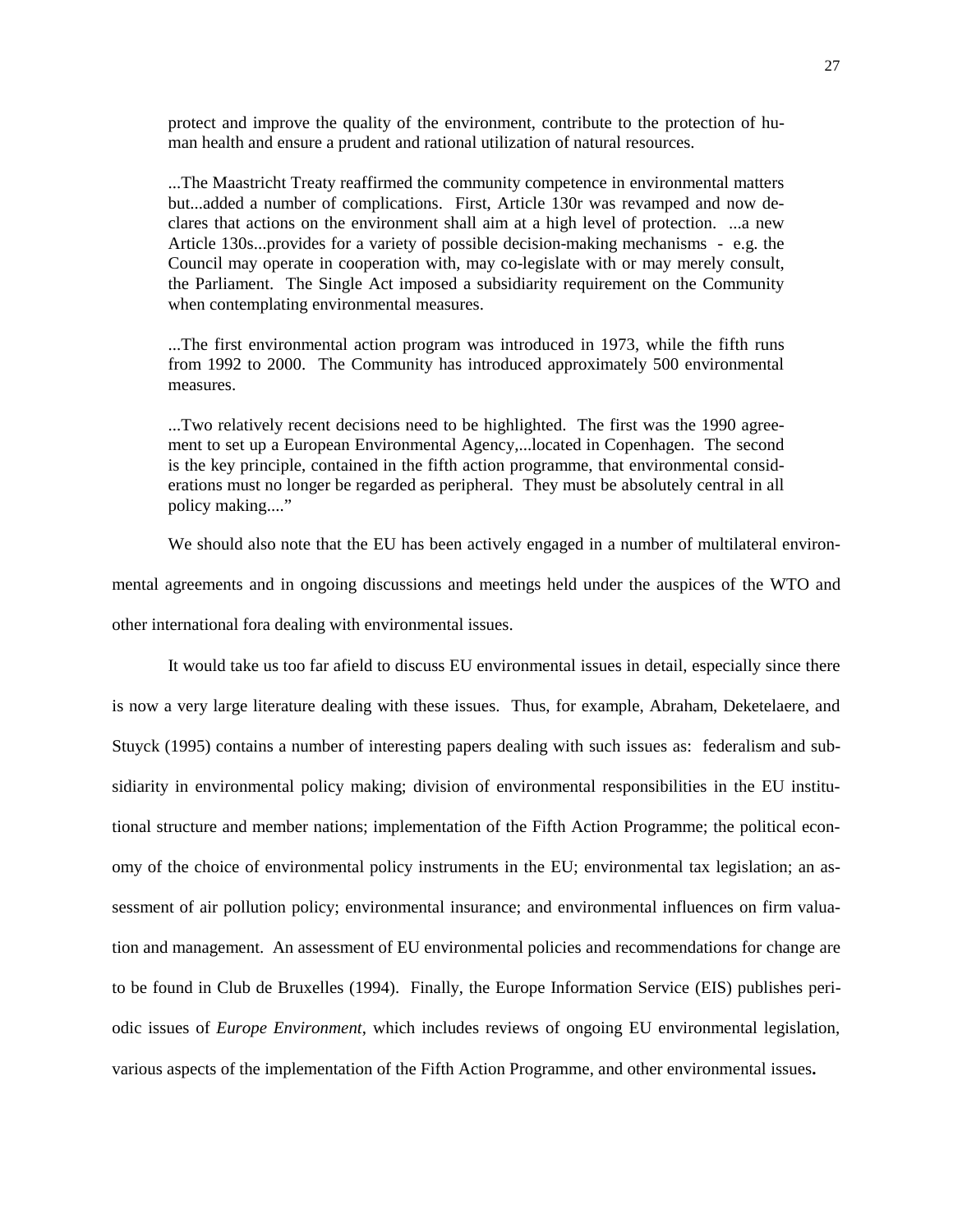> protect and improve the quality of the environment, contribute to the protection of human health and ensure a prudent and rational utilization of natural resources.
>
> ...The Maastricht Treaty reaffirmed the community competence in environmental matters but...added a number of complications. First, Article 130r was revamped and now declares that actions on the environment shall aim at a high level of protection. ...a new Article 130s...provides for a variety of possible decision-making mechanisms - e.g. the Council may operate in cooperation with, may co-legislate with or may merely consult, the Parliament. The Single Act imposed a subsidiarity requirement on the Community when contemplating environmental measures.
>
> ...The first environmental action program was introduced in 1973, while the fifth runs from 1992 to 2000. The Community has introduced approximately 500 environmental measures.
>
> ...Two relatively recent decisions need to be highlighted. The first was the 1990 agreement to set up a European Environmental Agency,...located in Copenhagen. The second is the key principle, contained in the fifth action programme, that environmental considerations must no longer be regarded as peripheral. They must be absolutely central in all policy making...."

We should also note that the EU has been actively engaged in a number of multilateral environmental agreements and in ongoing discussions and meetings held under the auspices of the WTO and other international fora dealing with environmental issues.

It would take us too far afield to discuss EU environmental issues in detail, especially since there is now a very large literature dealing with these issues. Thus, for example, Abraham, Deketelaere, and Stuyck (1995) contains a number of interesting papers dealing with such issues as: federalism and subsidiarity in environmental policy making; division of environmental responsibilities in the EU institutional structure and member nations; implementation of the Fifth Action Programme; the political economy of the choice of environmental policy instruments in the EU; environmental tax legislation; an assessment of air pollution policy; environmental insurance; and environmental influences on firm valuation and management. An assessment of EU environmental policies and recommendations for change are to be found in Club de Bruxelles (1994). Finally, the Europe Information Service (EIS) publishes periodic issues of *Europe Environment*, which includes reviews of ongoing EU environmental legislation, various aspects of the implementation of the Fifth Action Programme, and other environmental issues.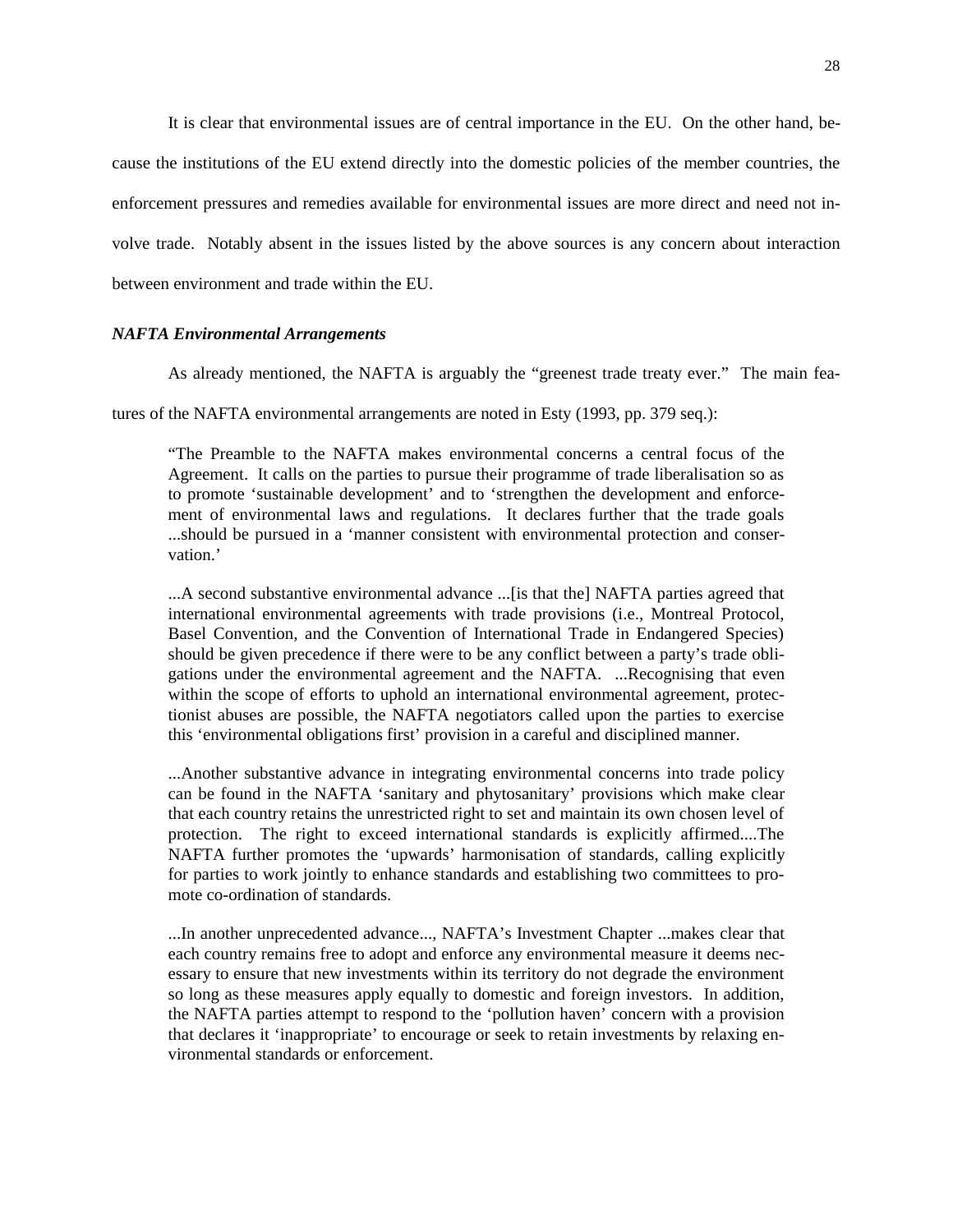It is clear that environmental issues are of central importance in the EU. On the other hand, because the institutions of the EU extend directly into the domestic policies of the member countries, the enforcement pressures and remedies available for environmental issues are more direct and need not involve trade. Notably absent in the issues listed by the above sources is any concern about interaction between environment and trade within the EU.

### *NAFTA Environmental Arrangements*

As already mentioned, the NAFTA is arguably the "greenest trade treaty ever." The main features of the NAFTA environmental arrangements are noted in Esty (1993, pp. 379 seq.):

> "The Preamble to the NAFTA makes environmental concerns a central focus of the Agreement. It calls on the parties to pursue their programme of trade liberalisation so as to promote 'sustainable development' and to 'strengthen the development and enforcement of environmental laws and regulations. It declares further that the trade goals ...should be pursued in a 'manner consistent with environmental protection and conservation.'
>
> ...A second substantive environmental advance ...[is that the] NAFTA parties agreed that international environmental agreements with trade provisions (i.e., Montreal Protocol, Basel Convention, and the Convention of International Trade in Endangered Species) should be given precedence if there were to be any conflict between a party's trade obligations under the environmental agreement and the NAFTA. ...Recognising that even within the scope of efforts to uphold an international environmental agreement, protectionist abuses are possible, the NAFTA negotiators called upon the parties to exercise this 'environmental obligations first' provision in a careful and disciplined manner.
>
> ...Another substantive advance in integrating environmental concerns into trade policy can be found in the NAFTA 'sanitary and phytosanitary' provisions which make clear that each country retains the unrestricted right to set and maintain its own chosen level of protection. The right to exceed international standards is explicitly affirmed....The NAFTA further promotes the 'upwards' harmonisation of standards, calling explicitly for parties to work jointly to enhance standards and establishing two committees to promote co-ordination of standards.
>
> ...In another unprecedented advance..., NAFTA's Investment Chapter ...makes clear that each country remains free to adopt and enforce any environmental measure it deems necessary to ensure that new investments within its territory do not degrade the environment so long as these measures apply equally to domestic and foreign investors. In addition, the NAFTA parties attempt to respond to the 'pollution haven' concern with a provision that declares it 'inappropriate' to encourage or seek to retain investments by relaxing environmental standards or enforcement.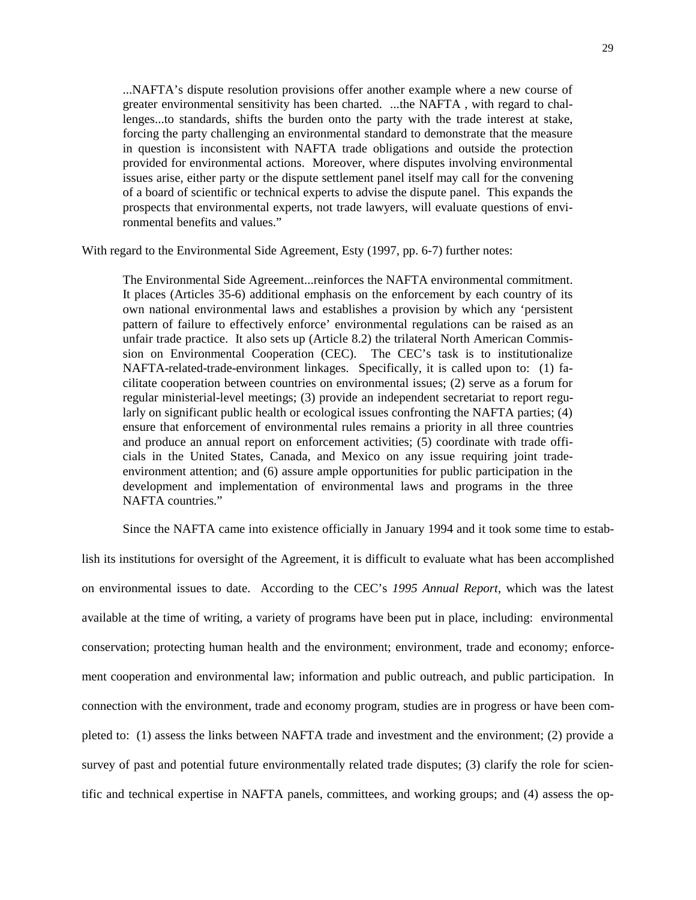> ...NAFTA's dispute resolution provisions offer another example where a new course of greater environmental sensitivity has been charted. ...the NAFTA , with regard to challenges...to standards, shifts the burden onto the party with the trade interest at stake, forcing the party challenging an environmental standard to demonstrate that the measure in question is inconsistent with NAFTA trade obligations and outside the protection provided for environmental actions. Moreover, where disputes involving environmental issues arise, either party or the dispute settlement panel itself may call for the convening of a board of scientific or technical experts to advise the dispute panel. This expands the prospects that environmental experts, not trade lawyers, will evaluate questions of environmental benefits and values."

With regard to the Environmental Side Agreement, Esty (1997, pp. 6-7) further notes:

> The Environmental Side Agreement...reinforces the NAFTA environmental commitment. It places (Articles 35-6) additional emphasis on the enforcement by each country of its own national environmental laws and establishes a provision by which any 'persistent pattern of failure to effectively enforce' environmental regulations can be raised as an unfair trade practice. It also sets up (Article 8.2) the trilateral North American Commission on Environmental Cooperation (CEC). The CEC's task is to institutionalize NAFTA-related-trade-environment linkages. Specifically, it is called upon to: (1) facilitate cooperation between countries on environmental issues; (2) serve as a forum for regular ministerial-level meetings; (3) provide an independent secretariat to report regularly on significant public health or ecological issues confronting the NAFTA parties; (4) ensure that enforcement of environmental rules remains a priority in all three countries and produce an annual report on enforcement activities; (5) coordinate with trade officials in the United States, Canada, and Mexico on any issue requiring joint trade-environment attention; and (6) assure ample opportunities for public participation in the development and implementation of environmental laws and programs in the three NAFTA countries."

Since the NAFTA came into existence officially in January 1994 and it took some time to establish its institutions for oversight of the Agreement, it is difficult to evaluate what has been accomplished on environmental issues to date. According to the CEC's *1995 Annual Report*, which was the latest available at the time of writing, a variety of programs have been put in place, including: environmental conservation; protecting human health and the environment; environment, trade and economy; enforcement cooperation and environmental law; information and public outreach, and public participation. In connection with the environment, trade and economy program, studies are in progress or have been completed to: (1) assess the links between NAFTA trade and investment and the environment; (2) provide a survey of past and potential future environmentally related trade disputes; (3) clarify the role for scientific and technical expertise in NAFTA panels, committees, and working groups; and (4) assess the op-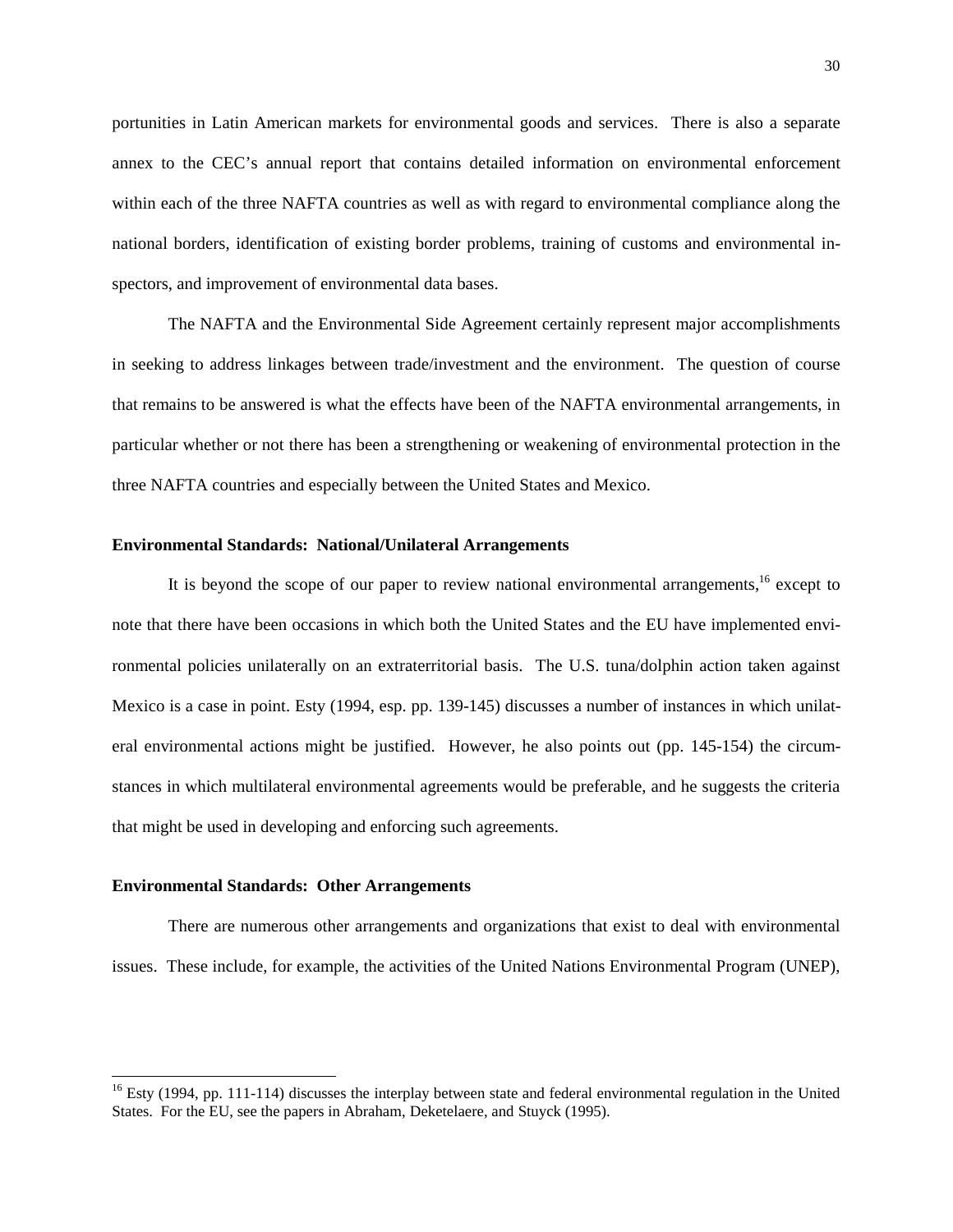portunities in Latin American markets for environmental goods and services. There is also a separate annex to the CEC's annual report that contains detailed information on environmental enforcement within each of the three NAFTA countries as well as with regard to environmental compliance along the national borders, identification of existing border problems, training of customs and environmental inspectors, and improvement of environmental data bases.

The NAFTA and the Environmental Side Agreement certainly represent major accomplishments in seeking to address linkages between trade/investment and the environment. The question of course that remains to be answered is what the effects have been of the NAFTA environmental arrangements, in particular whether or not there has been a strengthening or weakening of environmental protection in the three NAFTA countries and especially between the United States and Mexico.

**Environmental Standards: National/Unilateral Arrangements**

It is beyond the scope of our paper to review national environmental arrangements,[16] except to note that there have been occasions in which both the United States and the EU have implemented environmental policies unilaterally on an extraterritorial basis. The U.S. tuna/dolphin action taken against Mexico is a case in point. Esty (1994, esp. pp. 139-145) discusses a number of instances in which unilateral environmental actions might be justified. However, he also points out (pp. 145-154) the circumstances in which multilateral environmental agreements would be preferable, and he suggests the criteria that might be used in developing and enforcing such agreements.

**Environmental Standards: Other Arrangements**

There are numerous other arrangements and organizations that exist to deal with environmental issues. These include, for example, the activities of the United Nations Environmental Program (UNEP),

---

[16] Esty (1994, pp. 111-114) discusses the interplay between state and federal environmental regulation in the United States. For the EU, see the papers in Abraham, Deketelaere, and Stuyck (1995).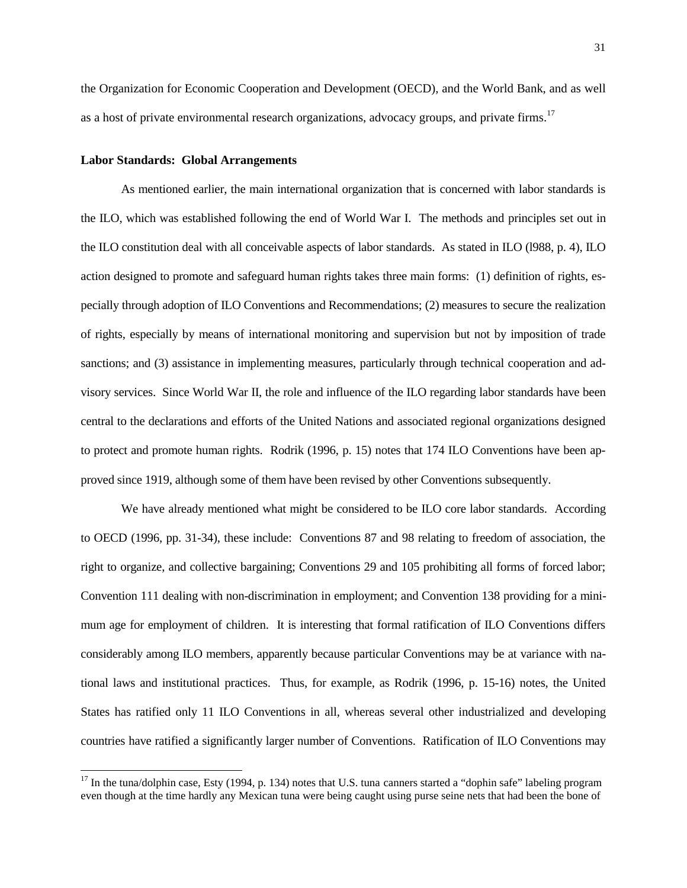the Organization for Economic Cooperation and Development (OECD), and the World Bank, and as well as a host of private environmental research organizations, advocacy groups, and private firms.[17]

**Labor Standards: Global Arrangements**

As mentioned earlier, the main international organization that is concerned with labor standards is the ILO, which was established following the end of World War I. The methods and principles set out in the ILO constitution deal with all conceivable aspects of labor standards. As stated in ILO (l988, p. 4), ILO action designed to promote and safeguard human rights takes three main forms: (1) definition of rights, especially through adoption of ILO Conventions and Recommendations; (2) measures to secure the realization of rights, especially by means of international monitoring and supervision but not by imposition of trade sanctions; and (3) assistance in implementing measures, particularly through technical cooperation and advisory services. Since World War II, the role and influence of the ILO regarding labor standards have been central to the declarations and efforts of the United Nations and associated regional organizations designed to protect and promote human rights. Rodrik (1996, p. 15) notes that 174 ILO Conventions have been approved since 1919, although some of them have been revised by other Conventions subsequently.

We have already mentioned what might be considered to be ILO core labor standards. According to OECD (1996, pp. 31-34), these include: Conventions 87 and 98 relating to freedom of association, the right to organize, and collective bargaining; Conventions 29 and 105 prohibiting all forms of forced labor; Convention 111 dealing with non-discrimination in employment; and Convention 138 providing for a minimum age for employment of children. It is interesting that formal ratification of ILO Conventions differs considerably among ILO members, apparently because particular Conventions may be at variance with national laws and institutional practices. Thus, for example, as Rodrik (1996, p. 15-16) notes, the United States has ratified only 11 ILO Conventions in all, whereas several other industrialized and developing countries have ratified a significantly larger number of Conventions. Ratification of ILO Conventions may

[17] In the tuna/dolphin case, Esty (1994, p. 134) notes that U.S. tuna canners started a "dophin safe" labeling program even though at the time hardly any Mexican tuna were being caught using purse seine nets that had been the bone of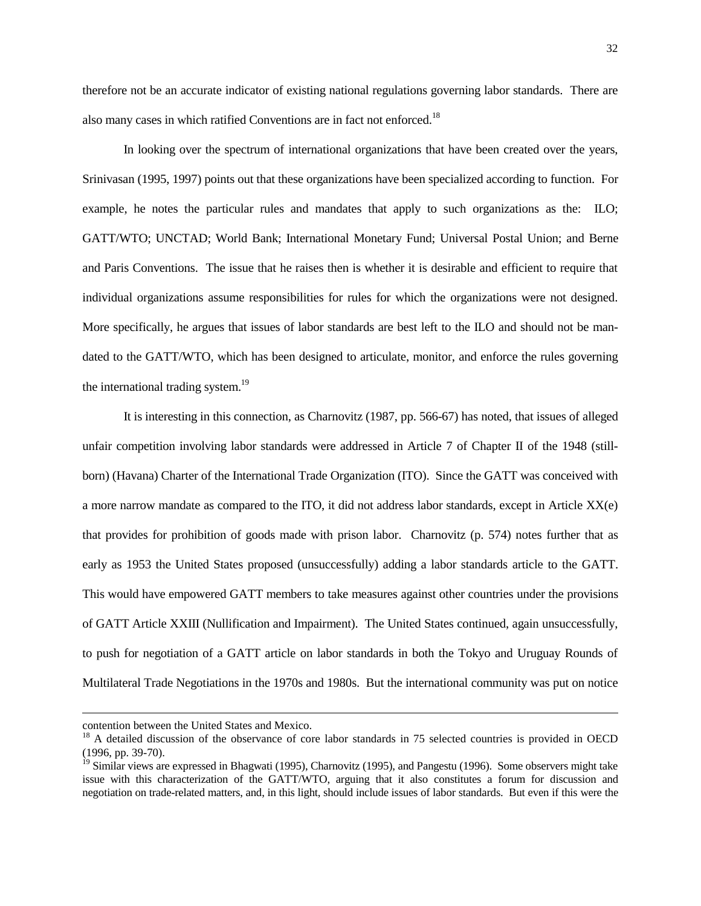therefore not be an accurate indicator of existing national regulations governing labor standards. There are also many cases in which ratified Conventions are in fact not enforced.[18]

In looking over the spectrum of international organizations that have been created over the years, Srinivasan (1995, 1997) points out that these organizations have been specialized according to function. For example, he notes the particular rules and mandates that apply to such organizations as the: ILO; GATT/WTO; UNCTAD; World Bank; International Monetary Fund; Universal Postal Union; and Berne and Paris Conventions. The issue that he raises then is whether it is desirable and efficient to require that individual organizations assume responsibilities for rules for which the organizations were not designed. More specifically, he argues that issues of labor standards are best left to the ILO and should not be mandated to the GATT/WTO, which has been designed to articulate, monitor, and enforce the rules governing the international trading system.[19]

It is interesting in this connection, as Charnovitz (1987, pp. 566-67) has noted, that issues of alleged unfair competition involving labor standards were addressed in Article 7 of Chapter II of the 1948 (still-born) (Havana) Charter of the International Trade Organization (ITO). Since the GATT was conceived with a more narrow mandate as compared to the ITO, it did not address labor standards, except in Article XX(e) that provides for prohibition of goods made with prison labor. Charnovitz (p. 574) notes further that as early as 1953 the United States proposed (unsuccessfully) adding a labor standards article to the GATT. This would have empowered GATT members to take measures against other countries under the provisions of GATT Article XXIII (Nullification and Impairment). The United States continued, again unsuccessfully, to push for negotiation of a GATT article on labor standards in both the Tokyo and Uruguay Rounds of Multilateral Trade Negotiations in the 1970s and 1980s. But the international community was put on notice

---

contention between the United States and Mexico.

[18] A detailed discussion of the observance of core labor standards in 75 selected countries is provided in OECD (1996, pp. 39-70).

[19] Similar views are expressed in Bhagwati (1995), Charnovitz (1995), and Pangestu (1996). Some observers might take issue with this characterization of the GATT/WTO, arguing that it also constitutes a forum for discussion and negotiation on trade-related matters, and, in this light, should include issues of labor standards. But even if this were the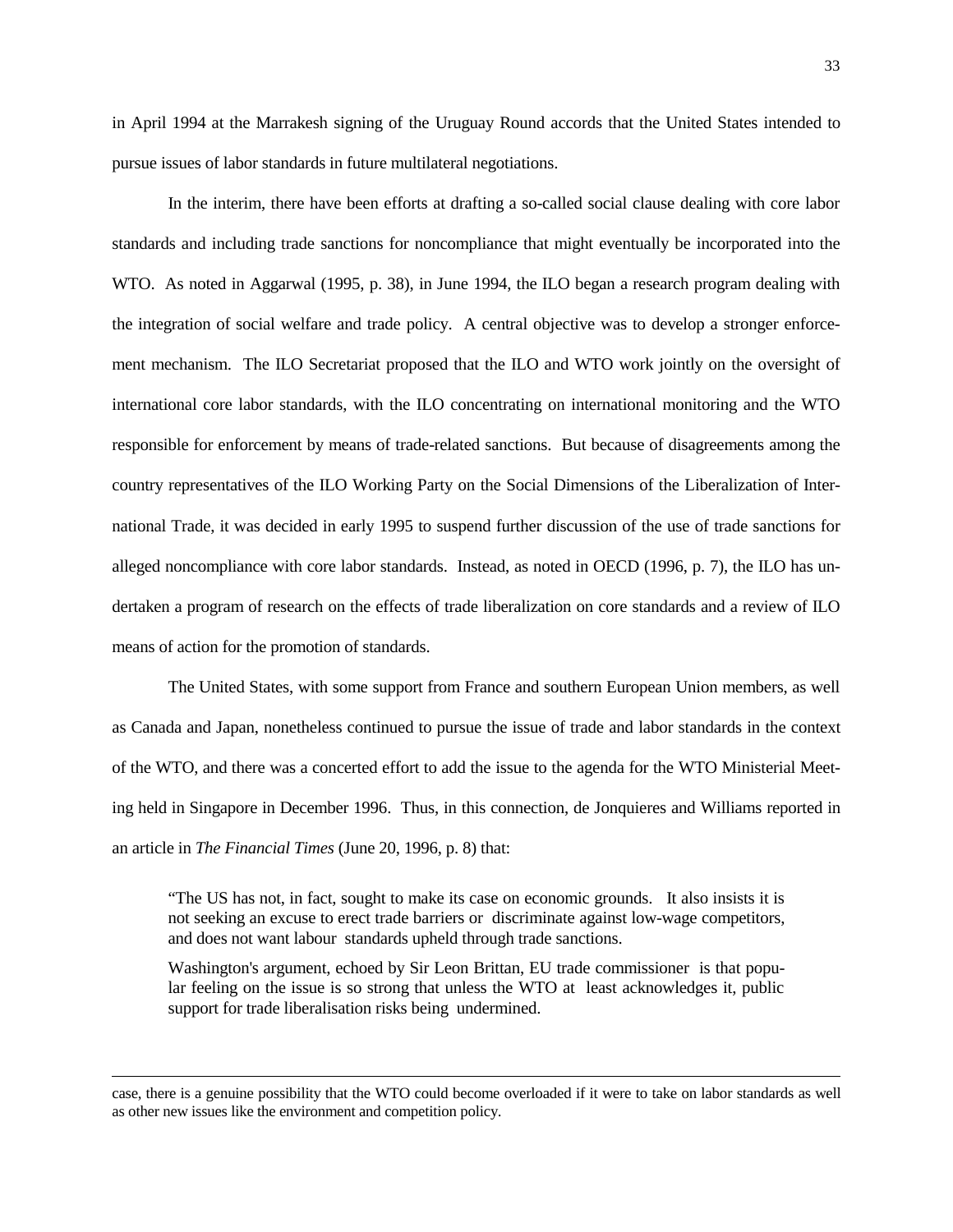in April 1994 at the Marrakesh signing of the Uruguay Round accords that the United States intended to pursue issues of labor standards in future multilateral negotiations.

In the interim, there have been efforts at drafting a so-called social clause dealing with core labor standards and including trade sanctions for noncompliance that might eventually be incorporated into the WTO. As noted in Aggarwal (1995, p. 38), in June 1994, the ILO began a research program dealing with the integration of social welfare and trade policy. A central objective was to develop a stronger enforcement mechanism. The ILO Secretariat proposed that the ILO and WTO work jointly on the oversight of international core labor standards, with the ILO concentrating on international monitoring and the WTO responsible for enforcement by means of trade-related sanctions. But because of disagreements among the country representatives of the ILO Working Party on the Social Dimensions of the Liberalization of International Trade, it was decided in early 1995 to suspend further discussion of the use of trade sanctions for alleged noncompliance with core labor standards. Instead, as noted in OECD (1996, p. 7), the ILO has undertaken a program of research on the effects of trade liberalization on core standards and a review of ILO means of action for the promotion of standards.

The United States, with some support from France and southern European Union members, as well as Canada and Japan, nonetheless continued to pursue the issue of trade and labor standards in the context of the WTO, and there was a concerted effort to add the issue to the agenda for the WTO Ministerial Meeting held in Singapore in December 1996. Thus, in this connection, de Jonquieres and Williams reported in an article in *The Financial Times* (June 20, 1996, p. 8) that:

> "The US has not, in fact, sought to make its case on economic grounds. It also insists it is not seeking an excuse to erect trade barriers or discriminate against low-wage competitors, and does not want labour standards upheld through trade sanctions.
>
> Washington's argument, echoed by Sir Leon Brittan, EU trade commissioner is that popular feeling on the issue is so strong that unless the WTO at least acknowledges it, public support for trade liberalisation risks being undermined.

---

case, there is a genuine possibility that the WTO could become overloaded if it were to take on labor standards as well as other new issues like the environment and competition policy.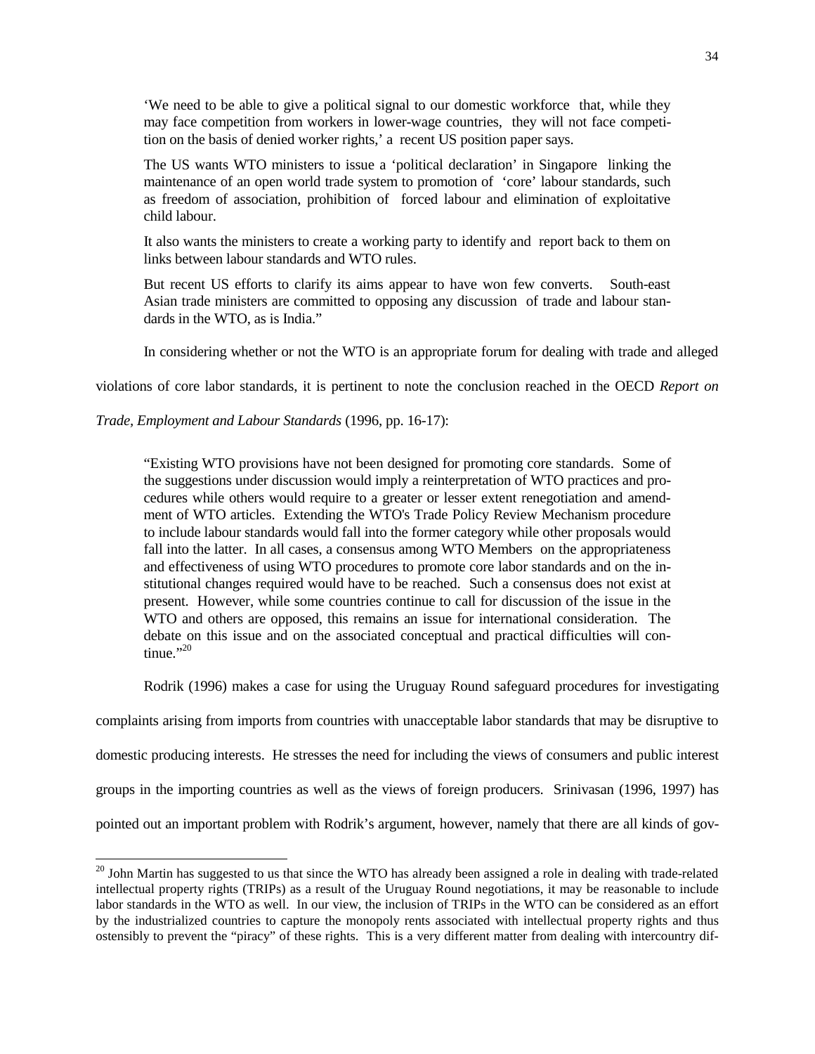> 'We need to be able to give a political signal to our domestic workforce that, while they may face competition from workers in lower-wage countries, they will not face competition on the basis of denied worker rights,' a recent US position paper says.
>
> The US wants WTO ministers to issue a 'political declaration' in Singapore linking the maintenance of an open world trade system to promotion of 'core' labour standards, such as freedom of association, prohibition of forced labour and elimination of exploitative child labour.
>
> It also wants the ministers to create a working party to identify and report back to them on links between labour standards and WTO rules.
>
> But recent US efforts to clarify its aims appear to have won few converts. South-east Asian trade ministers are committed to opposing any discussion of trade and labour standards in the WTO, as is India."

In considering whether or not the WTO is an appropriate forum for dealing with trade and alleged violations of core labor standards, it is pertinent to note the conclusion reached in the OECD *Report on Trade, Employment and Labour Standards* (1996, pp. 16-17):

> "Existing WTO provisions have not been designed for promoting core standards. Some of the suggestions under discussion would imply a reinterpretation of WTO practices and procedures while others would require to a greater or lesser extent renegotiation and amendment of WTO articles. Extending the WTO's Trade Policy Review Mechanism procedure to include labour standards would fall into the former category while other proposals would fall into the latter. In all cases, a consensus among WTO Members on the appropriateness and effectiveness of using WTO procedures to promote core labor standards and on the institutional changes required would have to be reached. Such a consensus does not exist at present. However, while some countries continue to call for discussion of the issue in the WTO and others are opposed, this remains an issue for international consideration. The debate on this issue and on the associated conceptual and practical difficulties will continue."[20]

Rodrik (1996) makes a case for using the Uruguay Round safeguard procedures for investigating complaints arising from imports from countries with unacceptable labor standards that may be disruptive to domestic producing interests. He stresses the need for including the views of consumers and public interest groups in the importing countries as well as the views of foreign producers. Srinivasan (1996, 1997) has pointed out an important problem with Rodrik's argument, however, namely that there are all kinds of gov-

[20] John Martin has suggested to us that since the WTO has already been assigned a role in dealing with trade-related intellectual property rights (TRIPs) as a result of the Uruguay Round negotiations, it may be reasonable to include labor standards in the WTO as well. In our view, the inclusion of TRIPs in the WTO can be considered as an effort by the industrialized countries to capture the monopoly rents associated with intellectual property rights and thus ostensibly to prevent the "piracy" of these rights. This is a very different matter from dealing with intercountry dif-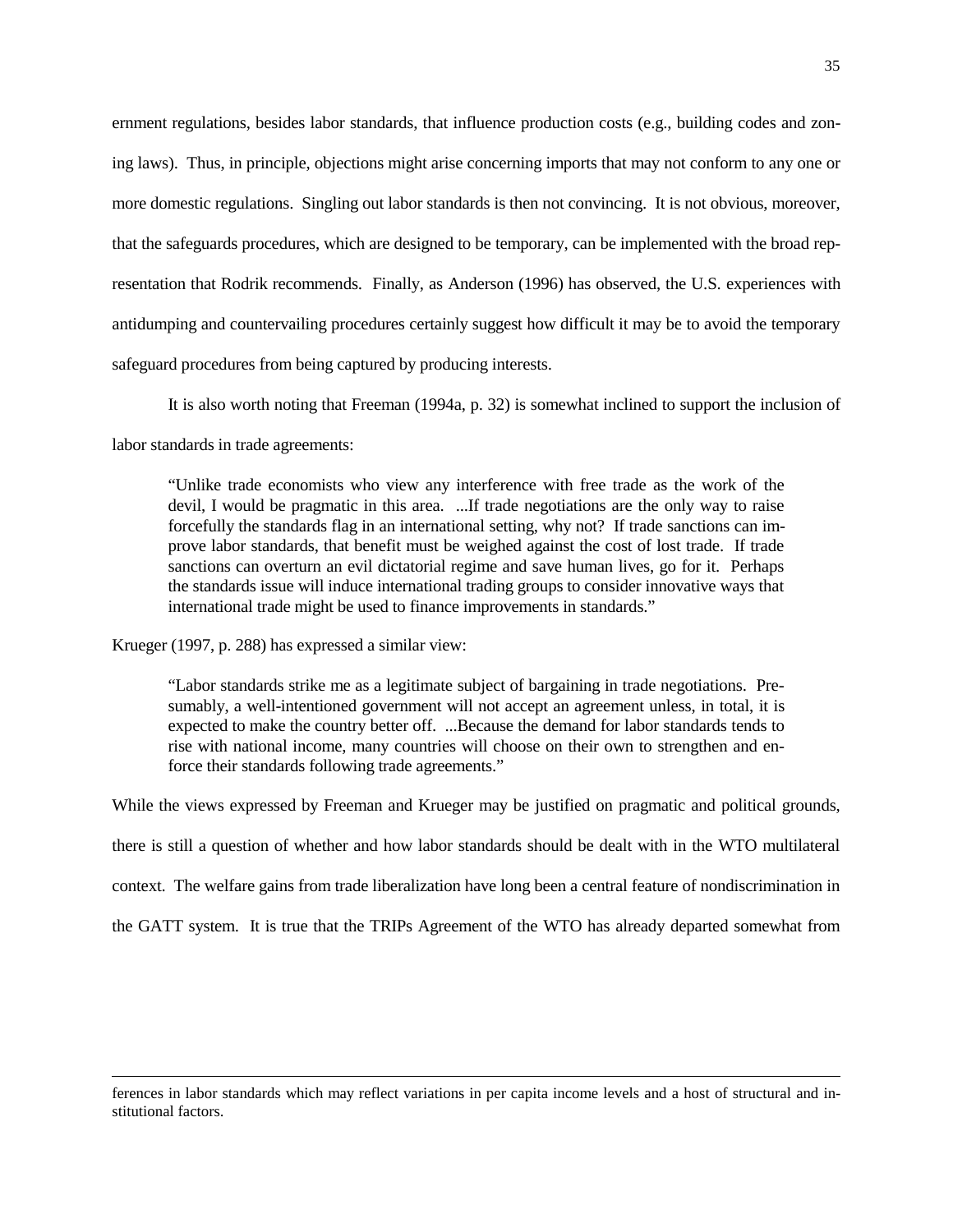ernment regulations, besides labor standards, that influence production costs (e.g., building codes and zoning laws). Thus, in principle, objections might arise concerning imports that may not conform to any one or more domestic regulations. Singling out labor standards is then not convincing. It is not obvious, moreover, that the safeguards procedures, which are designed to be temporary, can be implemented with the broad representation that Rodrik recommends. Finally, as Anderson (1996) has observed, the U.S. experiences with antidumping and countervailing procedures certainly suggest how difficult it may be to avoid the temporary safeguard procedures from being captured by producing interests.

It is also worth noting that Freeman (1994a, p. 32) is somewhat inclined to support the inclusion of labor standards in trade agreements:

> "Unlike trade economists who view any interference with free trade as the work of the devil, I would be pragmatic in this area. ...If trade negotiations are the only way to raise forcefully the standards flag in an international setting, why not? If trade sanctions can improve labor standards, that benefit must be weighed against the cost of lost trade. If trade sanctions can overturn an evil dictatorial regime and save human lives, go for it. Perhaps the standards issue will induce international trading groups to consider innovative ways that international trade might be used to finance improvements in standards."

Krueger (1997, p. 288) has expressed a similar view:

> "Labor standards strike me as a legitimate subject of bargaining in trade negotiations. Presumably, a well-intentioned government will not accept an agreement unless, in total, it is expected to make the country better off. ...Because the demand for labor standards tends to rise with national income, many countries will choose on their own to strengthen and enforce their standards following trade agreements."

While the views expressed by Freeman and Krueger may be justified on pragmatic and political grounds, there is still a question of whether and how labor standards should be dealt with in the WTO multilateral context. The welfare gains from trade liberalization have long been a central feature of nondiscrimination in the GATT system. It is true that the TRIPs Agreement of the WTO has already departed somewhat from

---

ferences in labor standards which may reflect variations in per capita income levels and a host of structural and institutional factors.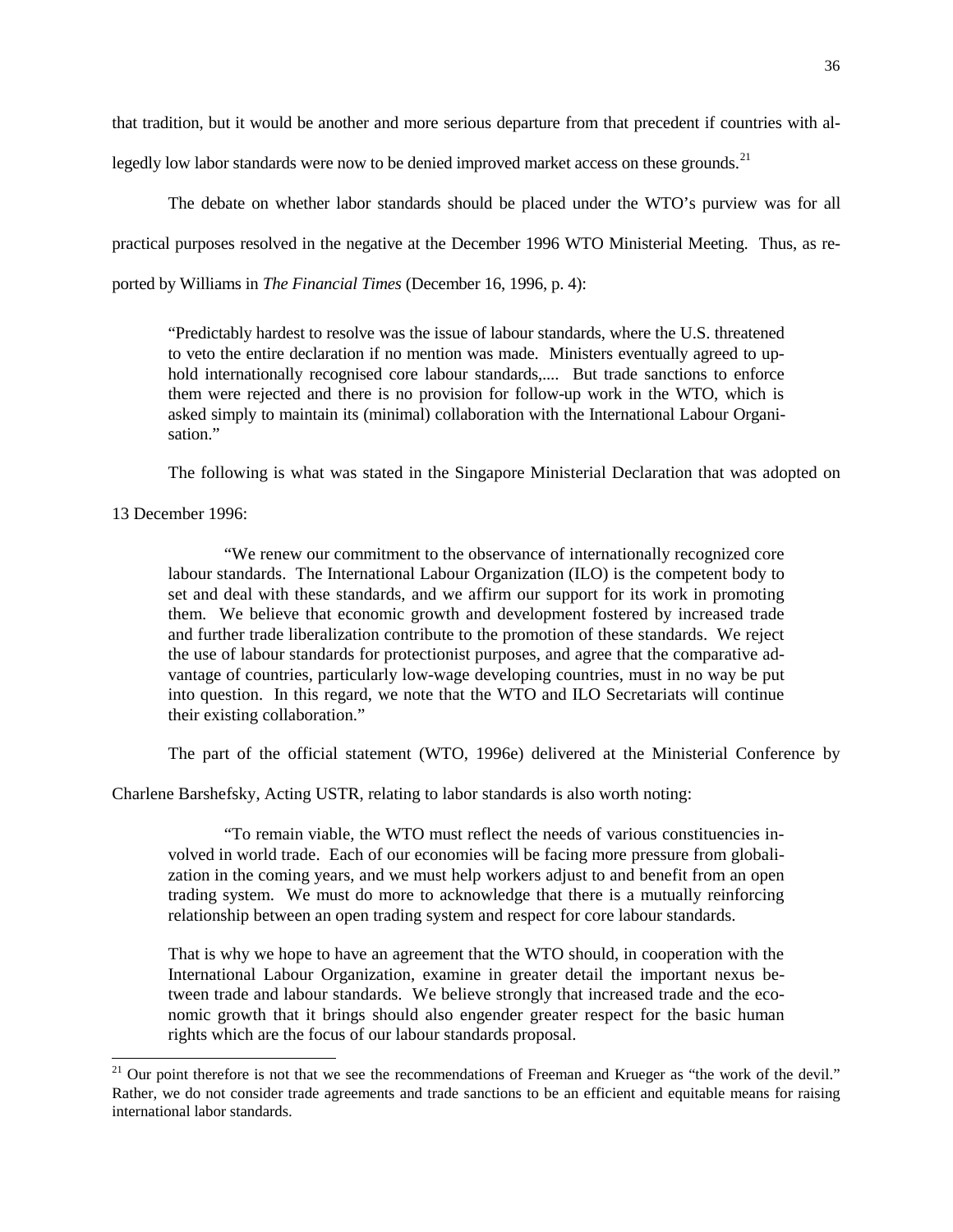that tradition, but it would be another and more serious departure from that precedent if countries with allegedly low labor standards were now to be denied improved market access on these grounds.[21]

The debate on whether labor standards should be placed under the WTO's purview was for all practical purposes resolved in the negative at the December 1996 WTO Ministerial Meeting. Thus, as reported by Williams in *The Financial Times* (December 16, 1996, p. 4):

> "Predictably hardest to resolve was the issue of labour standards, where the U.S. threatened to veto the entire declaration if no mention was made. Ministers eventually agreed to uphold internationally recognised core labour standards,.... But trade sanctions to enforce them were rejected and there is no provision for follow-up work in the WTO, which is asked simply to maintain its (minimal) collaboration with the International Labour Organisation."

The following is what was stated in the Singapore Ministerial Declaration that was adopted on 13 December 1996:

> "We renew our commitment to the observance of internationally recognized core labour standards. The International Labour Organization (ILO) is the competent body to set and deal with these standards, and we affirm our support for its work in promoting them. We believe that economic growth and development fostered by increased trade and further trade liberalization contribute to the promotion of these standards. We reject the use of labour standards for protectionist purposes, and agree that the comparative advantage of countries, particularly low-wage developing countries, must in no way be put into question. In this regard, we note that the WTO and ILO Secretariats will continue their existing collaboration."

The part of the official statement (WTO, 1996e) delivered at the Ministerial Conference by Charlene Barshefsky, Acting USTR, relating to labor standards is also worth noting:

> "To remain viable, the WTO must reflect the needs of various constituencies involved in world trade. Each of our economies will be facing more pressure from globalization in the coming years, and we must help workers adjust to and benefit from an open trading system. We must do more to acknowledge that there is a mutually reinforcing relationship between an open trading system and respect for core labour standards.
>
> That is why we hope to have an agreement that the WTO should, in cooperation with the International Labour Organization, examine in greater detail the important nexus between trade and labour standards. We believe strongly that increased trade and the economic growth that it brings should also engender greater respect for the basic human rights which are the focus of our labour standards proposal.

[21] Our point therefore is not that we see the recommendations of Freeman and Krueger as "the work of the devil." Rather, we do not consider trade agreements and trade sanctions to be an efficient and equitable means for raising international labor standards.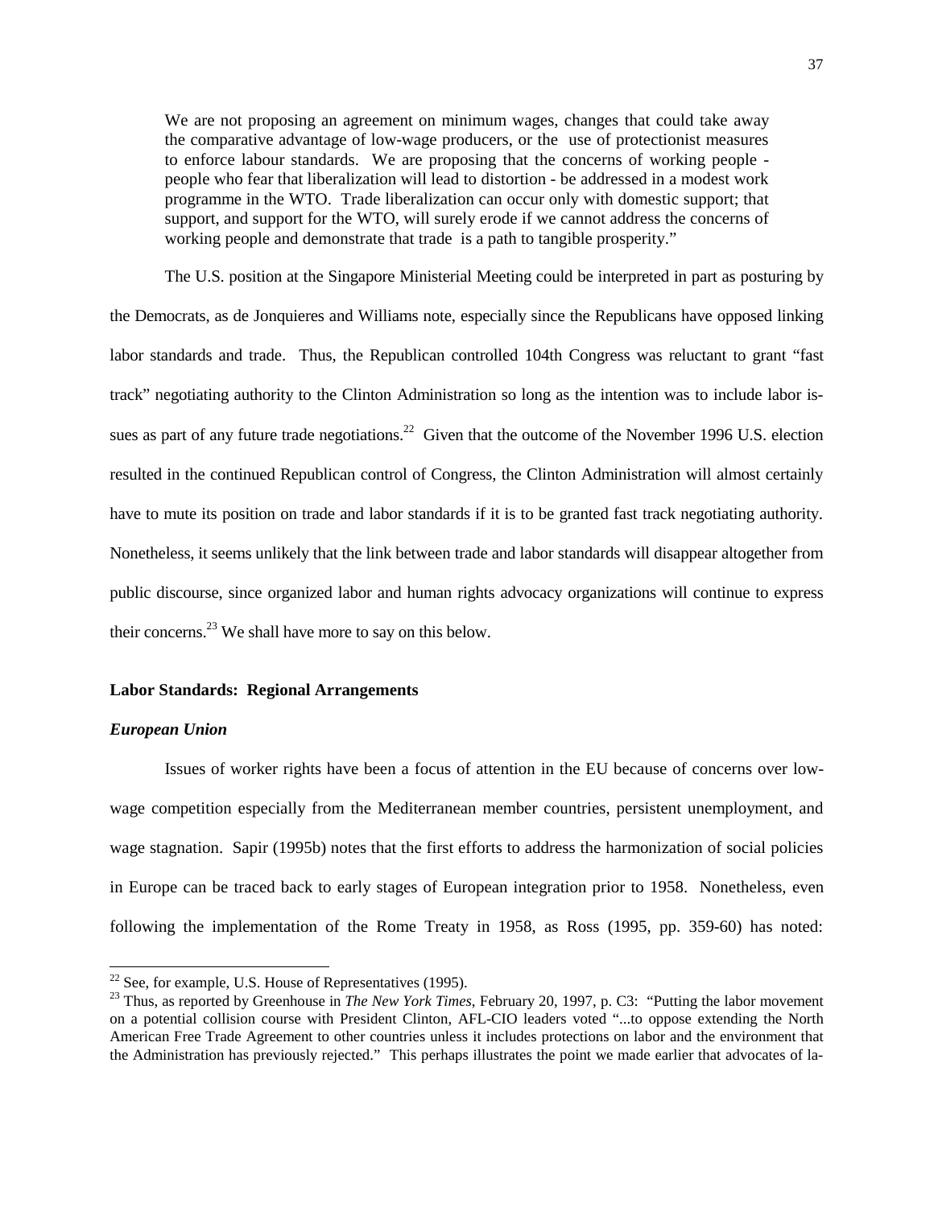> We are not proposing an agreement on minimum wages, changes that could take away the comparative advantage of low-wage producers, or the use of protectionist measures to enforce labour standards. We are proposing that the concerns of working people - people who fear that liberalization will lead to distortion - be addressed in a modest work programme in the WTO. Trade liberalization can occur only with domestic support; that support, and support for the WTO, will surely erode if we cannot address the concerns of working people and demonstrate that trade is a path to tangible prosperity."

The U.S. position at the Singapore Ministerial Meeting could be interpreted in part as posturing by the Democrats, as de Jonquieres and Williams note, especially since the Republicans have opposed linking labor standards and trade. Thus, the Republican controlled 104th Congress was reluctant to grant "fast track" negotiating authority to the Clinton Administration so long as the intention was to include labor issues as part of any future trade negotiations.[22] Given that the outcome of the November 1996 U.S. election resulted in the continued Republican control of Congress, the Clinton Administration will almost certainly have to mute its position on trade and labor standards if it is to be granted fast track negotiating authority. Nonetheless, it seems unlikely that the link between trade and labor standards will disappear altogether from public discourse, since organized labor and human rights advocacy organizations will continue to express their concerns.[23] We shall have more to say on this below.

### Labor Standards: Regional Arrangements

#### *European Union*

Issues of worker rights have been a focus of attention in the EU because of concerns over low-wage competition especially from the Mediterranean member countries, persistent unemployment, and wage stagnation. Sapir (1995b) notes that the first efforts to address the harmonization of social policies in Europe can be traced back to early stages of European integration prior to 1958. Nonetheless, even following the implementation of the Rome Treaty in 1958, as Ross (1995, pp. 359-60) has noted:

---

[22] See, for example, U.S. House of Representatives (1995).

[23] Thus, as reported by Greenhouse in *The New York Times*, February 20, 1997, p. C3: "Putting the labor movement on a potential collision course with President Clinton, AFL-CIO leaders voted "...to oppose extending the North American Free Trade Agreement to other countries unless it includes protections on labor and the environment that the Administration has previously rejected." This perhaps illustrates the point we made earlier that advocates of la-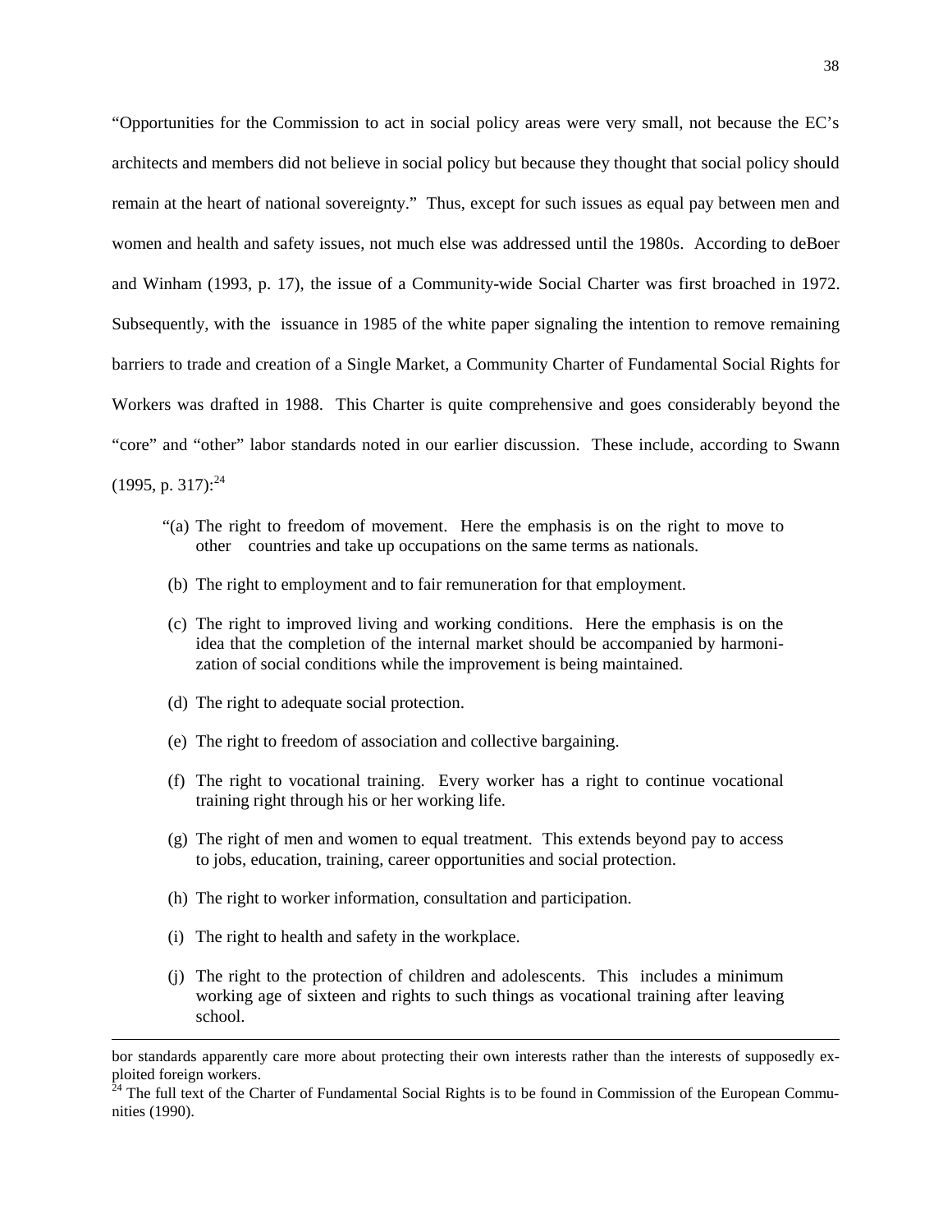"Opportunities for the Commission to act in social policy areas were very small, not because the EC's architects and members did not believe in social policy but because they thought that social policy should remain at the heart of national sovereignty." Thus, except for such issues as equal pay between men and women and health and safety issues, not much else was addressed until the 1980s. According to deBoer and Winham (1993, p. 17), the issue of a Community-wide Social Charter was first broached in 1972. Subsequently, with the issuance in 1985 of the white paper signaling the intention to remove remaining barriers to trade and creation of a Single Market, a Community Charter of Fundamental Social Rights for Workers was drafted in 1988. This Charter is quite comprehensive and goes considerably beyond the "core" and "other" labor standards noted in our earlier discussion. These include, according to Swann (1995, p. 317):[24]

> "(a) The right to freedom of movement. Here the emphasis is on the right to move to other countries and take up occupations on the same terms as nationals.
>
> (b) The right to employment and to fair remuneration for that employment.
>
> (c) The right to improved living and working conditions. Here the emphasis is on the idea that the completion of the internal market should be accompanied by harmonization of social conditions while the improvement is being maintained.
>
> (d) The right to adequate social protection.
>
> (e) The right to freedom of association and collective bargaining.
>
> (f) The right to vocational training. Every worker has a right to continue vocational training right through his or her working life.
>
> (g) The right of men and women to equal treatment. This extends beyond pay to access to jobs, education, training, career opportunities and social protection.
>
> (h) The right to worker information, consultation and participation.
>
> (i) The right to health and safety in the workplace.
>
> (j) The right to the protection of children and adolescents. This includes a minimum working age of sixteen and rights to such things as vocational training after leaving school.

---

bor standards apparently care more about protecting their own interests rather than the interests of supposedly exploited foreign workers.

[24] The full text of the Charter of Fundamental Social Rights is to be found in Commission of the European Communities (1990).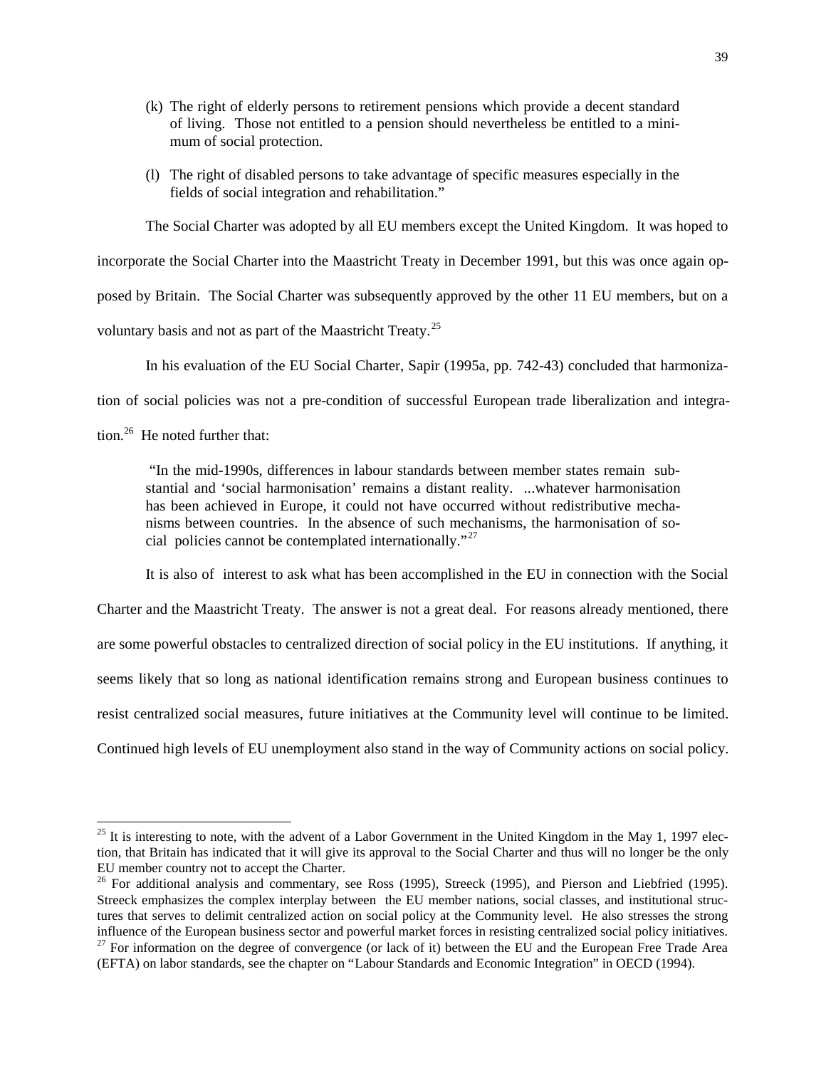(k) The right of elderly persons to retirement pensions which provide a decent standard of living. Those not entitled to a pension should nevertheless be entitled to a minimum of social protection.

(l) The right of disabled persons to take advantage of specific measures especially in the fields of social integration and rehabilitation."

The Social Charter was adopted by all EU members except the United Kingdom. It was hoped to incorporate the Social Charter into the Maastricht Treaty in December 1991, but this was once again opposed by Britain. The Social Charter was subsequently approved by the other 11 EU members, but on a voluntary basis and not as part of the Maastricht Treaty.[25]

In his evaluation of the EU Social Charter, Sapir (1995a, pp. 742-43) concluded that harmonization of social policies was not a pre-condition of successful European trade liberalization and integration.[26] He noted further that:

> "In the mid-1990s, differences in labour standards between member states remain substantial and 'social harmonisation' remains a distant reality. ...whatever harmonisation has been achieved in Europe, it could not have occurred without redistributive mechanisms between countries. In the absence of such mechanisms, the harmonisation of social policies cannot be contemplated internationally."[27]

It is also of interest to ask what has been accomplished in the EU in connection with the Social Charter and the Maastricht Treaty. The answer is not a great deal. For reasons already mentioned, there are some powerful obstacles to centralized direction of social policy in the EU institutions. If anything, it seems likely that so long as national identification remains strong and European business continues to resist centralized social measures, future initiatives at the Community level will continue to be limited. Continued high levels of EU unemployment also stand in the way of Community actions on social policy.

---

[25] It is interesting to note, with the advent of a Labor Government in the United Kingdom in the May 1, 1997 election, that Britain has indicated that it will give its approval to the Social Charter and thus will no longer be the only EU member country not to accept the Charter.

[26] For additional analysis and commentary, see Ross (1995), Streeck (1995), and Pierson and Liebfried (1995). Streeck emphasizes the complex interplay between the EU member nations, social classes, and institutional structures that serves to delimit centralized action on social policy at the Community level. He also stresses the strong influence of the European business sector and powerful market forces in resisting centralized social policy initiatives.

[27] For information on the degree of convergence (or lack of it) between the EU and the European Free Trade Area (EFTA) on labor standards, see the chapter on "Labour Standards and Economic Integration" in OECD (1994).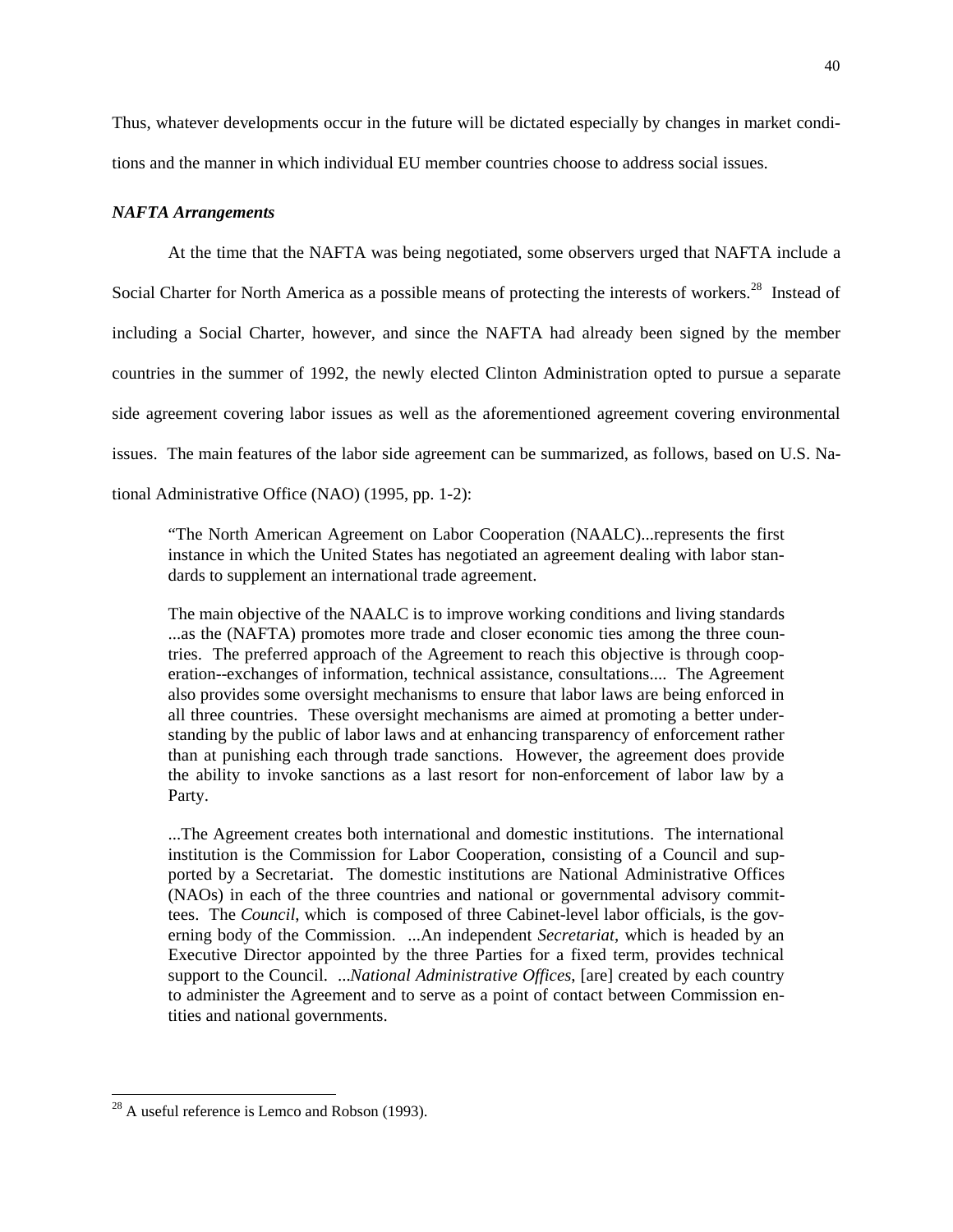Thus, whatever developments occur in the future will be dictated especially by changes in market conditions and the manner in which individual EU member countries choose to address social issues.

### *NAFTA Arrangements*

At the time that the NAFTA was being negotiated, some observers urged that NAFTA include a Social Charter for North America as a possible means of protecting the interests of workers.[28] Instead of including a Social Charter, however, and since the NAFTA had already been signed by the member countries in the summer of 1992, the newly elected Clinton Administration opted to pursue a separate side agreement covering labor issues as well as the aforementioned agreement covering environmental issues. The main features of the labor side agreement can be summarized, as follows, based on U.S. National Administrative Office (NAO) (1995, pp. 1-2):

> "The North American Agreement on Labor Cooperation (NAALC)...represents the first instance in which the United States has negotiated an agreement dealing with labor standards to supplement an international trade agreement.
>
> The main objective of the NAALC is to improve working conditions and living standards ...as the (NAFTA) promotes more trade and closer economic ties among the three countries. The preferred approach of the Agreement to reach this objective is through cooperation--exchanges of information, technical assistance, consultations.... The Agreement also provides some oversight mechanisms to ensure that labor laws are being enforced in all three countries. These oversight mechanisms are aimed at promoting a better understanding by the public of labor laws and at enhancing transparency of enforcement rather than at punishing each through trade sanctions. However, the agreement does provide the ability to invoke sanctions as a last resort for non-enforcement of labor law by a Party.
>
> ...The Agreement creates both international and domestic institutions. The international institution is the Commission for Labor Cooperation, consisting of a Council and supported by a Secretariat. The domestic institutions are National Administrative Offices (NAOs) in each of the three countries and national or governmental advisory committees. The *Council*, which is composed of three Cabinet-level labor officials, is the governing body of the Commission. ...An independent *Secretariat*, which is headed by an Executive Director appointed by the three Parties for a fixed term, provides technical support to the Council. ...*National Administrative Offices*, [are] created by each country to administer the Agreement and to serve as a point of contact between Commission entities and national governments.

---

[28] A useful reference is Lemco and Robson (1993).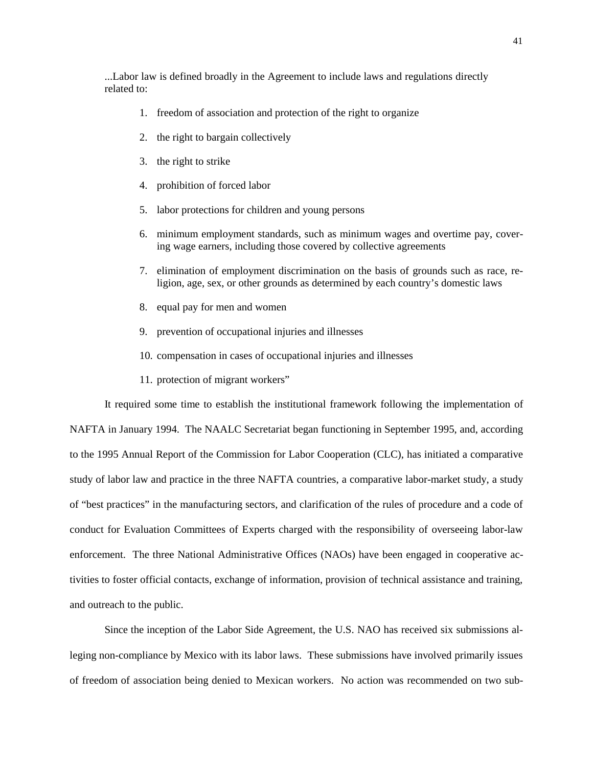...Labor law is defined broadly in the Agreement to include laws and regulations directly related to:

1. freedom of association and protection of the right to organize
2. the right to bargain collectively
3. the right to strike
4. prohibition of forced labor
5. labor protections for children and young persons
6. minimum employment standards, such as minimum wages and overtime pay, covering wage earners, including those covered by collective agreements
7. elimination of employment discrimination on the basis of grounds such as race, religion, age, sex, or other grounds as determined by each country's domestic laws
8. equal pay for men and women
9. prevention of occupational injuries and illnesses
10. compensation in cases of occupational injuries and illnesses
11. protection of migrant workers"

It required some time to establish the institutional framework following the implementation of NAFTA in January 1994. The NAALC Secretariat began functioning in September 1995, and, according to the 1995 Annual Report of the Commission for Labor Cooperation (CLC), has initiated a comparative study of labor law and practice in the three NAFTA countries, a comparative labor-market study, a study of "best practices" in the manufacturing sectors, and clarification of the rules of procedure and a code of conduct for Evaluation Committees of Experts charged with the responsibility of overseeing labor-law enforcement. The three National Administrative Offices (NAOs) have been engaged in cooperative activities to foster official contacts, exchange of information, provision of technical assistance and training, and outreach to the public.

Since the inception of the Labor Side Agreement, the U.S. NAO has received six submissions alleging non-compliance by Mexico with its labor laws. These submissions have involved primarily issues of freedom of association being denied to Mexican workers. No action was recommended on two sub-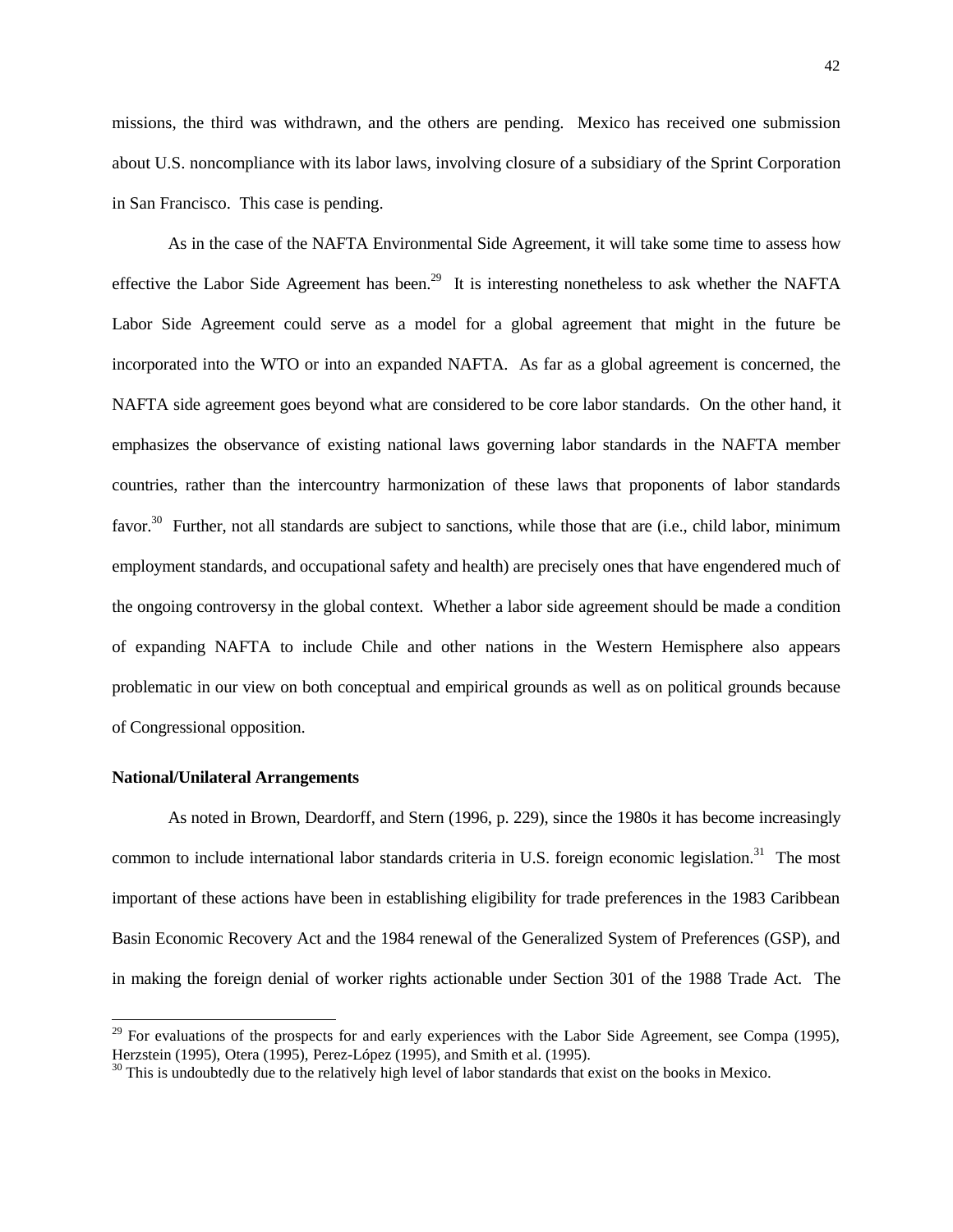missions, the third was withdrawn, and the others are pending. Mexico has received one submission about U.S. noncompliance with its labor laws, involving closure of a subsidiary of the Sprint Corporation in San Francisco. This case is pending.

As in the case of the NAFTA Environmental Side Agreement, it will take some time to assess how effective the Labor Side Agreement has been.[29] It is interesting nonetheless to ask whether the NAFTA Labor Side Agreement could serve as a model for a global agreement that might in the future be incorporated into the WTO or into an expanded NAFTA. As far as a global agreement is concerned, the NAFTA side agreement goes beyond what are considered to be core labor standards. On the other hand, it emphasizes the observance of existing national laws governing labor standards in the NAFTA member countries, rather than the intercountry harmonization of these laws that proponents of labor standards favor.[30] Further, not all standards are subject to sanctions, while those that are (i.e., child labor, minimum employment standards, and occupational safety and health) are precisely ones that have engendered much of the ongoing controversy in the global context. Whether a labor side agreement should be made a condition of expanding NAFTA to include Chile and other nations in the Western Hemisphere also appears problematic in our view on both conceptual and empirical grounds as well as on political grounds because of Congressional opposition.

**National/Unilateral Arrangements**

As noted in Brown, Deardorff, and Stern (1996, p. 229), since the 1980s it has become increasingly common to include international labor standards criteria in U.S. foreign economic legislation.[31] The most important of these actions have been in establishing eligibility for trade preferences in the 1983 Caribbean Basin Economic Recovery Act and the 1984 renewal of the Generalized System of Preferences (GSP), and in making the foreign denial of worker rights actionable under Section 301 of the 1988 Trade Act. The

---

[29] For evaluations of the prospects for and early experiences with the Labor Side Agreement, see Compa (1995), Herzstein (1995), Otera (1995), Perez-López (1995), and Smith et al. (1995).

[30] This is undoubtedly due to the relatively high level of labor standards that exist on the books in Mexico.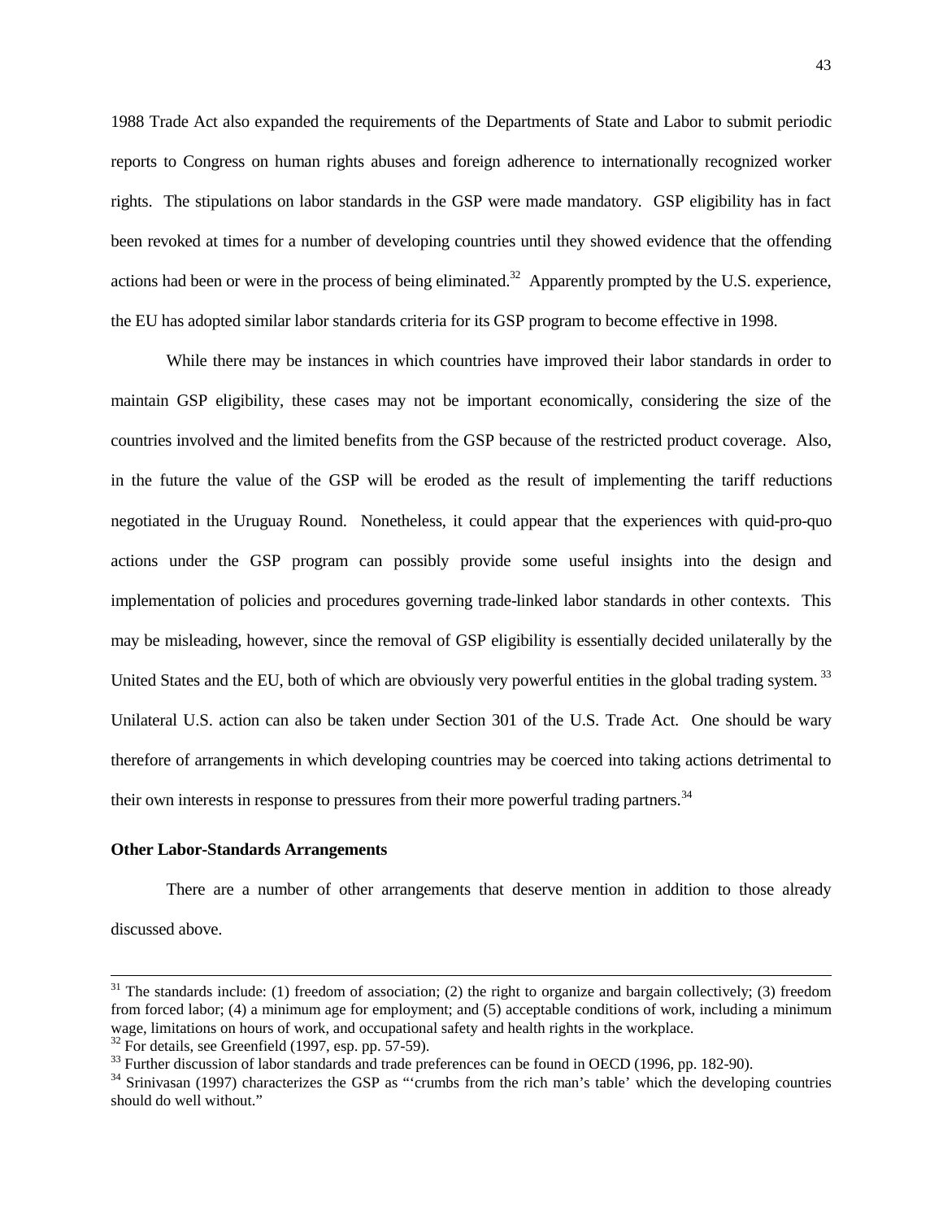1988 Trade Act also expanded the requirements of the Departments of State and Labor to submit periodic reports to Congress on human rights abuses and foreign adherence to internationally recognized worker rights. The stipulations on labor standards in the GSP were made mandatory. GSP eligibility has in fact been revoked at times for a number of developing countries until they showed evidence that the offending actions had been or were in the process of being eliminated.[32] Apparently prompted by the U.S. experience, the EU has adopted similar labor standards criteria for its GSP program to become effective in 1998.

While there may be instances in which countries have improved their labor standards in order to maintain GSP eligibility, these cases may not be important economically, considering the size of the countries involved and the limited benefits from the GSP because of the restricted product coverage. Also, in the future the value of the GSP will be eroded as the result of implementing the tariff reductions negotiated in the Uruguay Round. Nonetheless, it could appear that the experiences with quid-pro-quo actions under the GSP program can possibly provide some useful insights into the design and implementation of policies and procedures governing trade-linked labor standards in other contexts. This may be misleading, however, since the removal of GSP eligibility is essentially decided unilaterally by the United States and the EU, both of which are obviously very powerful entities in the global trading system.[33] Unilateral U.S. action can also be taken under Section 301 of the U.S. Trade Act. One should be wary therefore of arrangements in which developing countries may be coerced into taking actions detrimental to their own interests in response to pressures from their more powerful trading partners.[34]

**Other Labor-Standards Arrangements**

There are a number of other arrangements that deserve mention in addition to those already discussed above.

---

[31] The standards include: (1) freedom of association; (2) the right to organize and bargain collectively; (3) freedom from forced labor; (4) a minimum age for employment; and (5) acceptable conditions of work, including a minimum wage, limitations on hours of work, and occupational safety and health rights in the workplace.

[32] For details, see Greenfield (1997, esp. pp. 57-59).

[33] Further discussion of labor standards and trade preferences can be found in OECD (1996, pp. 182-90).

[34] Srinivasan (1997) characterizes the GSP as "'crumbs from the rich man's table' which the developing countries should do well without."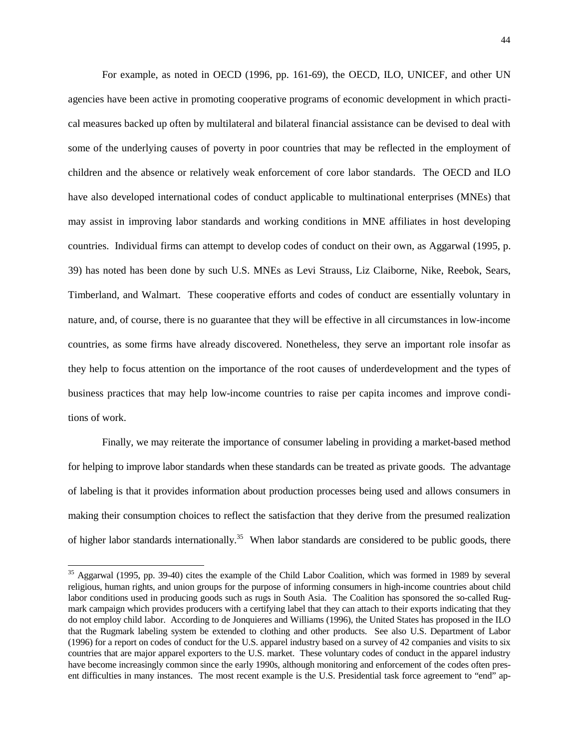For example, as noted in OECD (1996, pp. 161-69), the OECD, ILO, UNICEF, and other UN agencies have been active in promoting cooperative programs of economic development in which practical measures backed up often by multilateral and bilateral financial assistance can be devised to deal with some of the underlying causes of poverty in poor countries that may be reflected in the employment of children and the absence or relatively weak enforcement of core labor standards. The OECD and ILO have also developed international codes of conduct applicable to multinational enterprises (MNEs) that may assist in improving labor standards and working conditions in MNE affiliates in host developing countries. Individual firms can attempt to develop codes of conduct on their own, as Aggarwal (1995, p. 39) has noted has been done by such U.S. MNEs as Levi Strauss, Liz Claiborne, Nike, Reebok, Sears, Timberland, and Walmart. These cooperative efforts and codes of conduct are essentially voluntary in nature, and, of course, there is no guarantee that they will be effective in all circumstances in low-income countries, as some firms have already discovered. Nonetheless, they serve an important role insofar as they help to focus attention on the importance of the root causes of underdevelopment and the types of business practices that may help low-income countries to raise per capita incomes and improve conditions of work.

Finally, we may reiterate the importance of consumer labeling in providing a market-based method for helping to improve labor standards when these standards can be treated as private goods. The advantage of labeling is that it provides information about production processes being used and allows consumers in making their consumption choices to reflect the satisfaction that they derive from the presumed realization of higher labor standards internationally.[35] When labor standards are considered to be public goods, there

[35] Aggarwal (1995, pp. 39-40) cites the example of the Child Labor Coalition, which was formed in 1989 by several religious, human rights, and union groups for the purpose of informing consumers in high-income countries about child labor conditions used in producing goods such as rugs in South Asia. The Coalition has sponsored the so-called Rugmark campaign which provides producers with a certifying label that they can attach to their exports indicating that they do not employ child labor. According to de Jonquieres and Williams (1996), the United States has proposed in the ILO that the Rugmark labeling system be extended to clothing and other products. See also U.S. Department of Labor (1996) for a report on codes of conduct for the U.S. apparel industry based on a survey of 42 companies and visits to six countries that are major apparel exporters to the U.S. market. These voluntary codes of conduct in the apparel industry have become increasingly common since the early 1990s, although monitoring and enforcement of the codes often present difficulties in many instances. The most recent example is the U.S. Presidential task force agreement to "end" ap-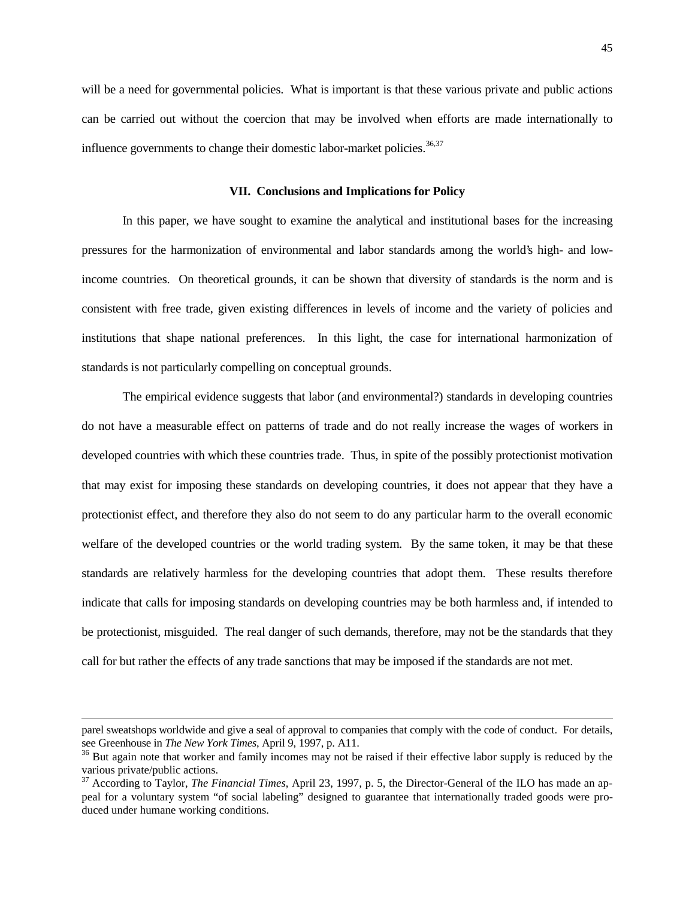will be a need for governmental policies. What is important is that these various private and public actions can be carried out without the coercion that may be involved when efforts are made internationally to influence governments to change their domestic labor-market policies.[36,37]

## VII. Conclusions and Implications for Policy

In this paper, we have sought to examine the analytical and institutional bases for the increasing pressures for the harmonization of environmental and labor standards among the world's high- and low-income countries. On theoretical grounds, it can be shown that diversity of standards is the norm and is consistent with free trade, given existing differences in levels of income and the variety of policies and institutions that shape national preferences. In this light, the case for international harmonization of standards is not particularly compelling on conceptual grounds.

The empirical evidence suggests that labor (and environmental?) standards in developing countries do not have a measurable effect on patterns of trade and do not really increase the wages of workers in developed countries with which these countries trade. Thus, in spite of the possibly protectionist motivation that may exist for imposing these standards on developing countries, it does not appear that they have a protectionist effect, and therefore they also do not seem to do any particular harm to the overall economic welfare of the developed countries or the world trading system. By the same token, it may be that these standards are relatively harmless for the developing countries that adopt them. These results therefore indicate that calls for imposing standards on developing countries may be both harmless and, if intended to be protectionist, misguided. The real danger of such demands, therefore, may not be the standards that they call for but rather the effects of any trade sanctions that may be imposed if the standards are not met.

---

parel sweatshops worldwide and give a seal of approval to companies that comply with the code of conduct. For details, see Greenhouse in *The New York Times*, April 9, 1997, p. A11.

[36] But again note that worker and family incomes may not be raised if their effective labor supply is reduced by the various private/public actions.

[37] According to Taylor, *The Financial Times*, April 23, 1997, p. 5, the Director-General of the ILO has made an appeal for a voluntary system "of social labeling" designed to guarantee that internationally traded goods were produced under humane working conditions.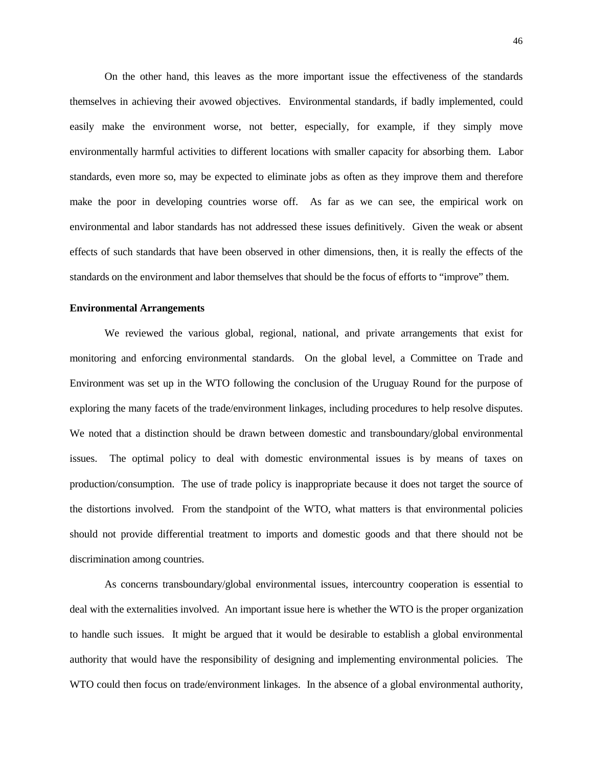On the other hand, this leaves as the more important issue the effectiveness of the standards themselves in achieving their avowed objectives. Environmental standards, if badly implemented, could easily make the environment worse, not better, especially, for example, if they simply move environmentally harmful activities to different locations with smaller capacity for absorbing them. Labor standards, even more so, may be expected to eliminate jobs as often as they improve them and therefore make the poor in developing countries worse off. As far as we can see, the empirical work on environmental and labor standards has not addressed these issues definitively. Given the weak or absent effects of such standards that have been observed in other dimensions, then, it is really the effects of the standards on the environment and labor themselves that should be the focus of efforts to "improve" them.

**Environmental Arrangements**

We reviewed the various global, regional, national, and private arrangements that exist for monitoring and enforcing environmental standards. On the global level, a Committee on Trade and Environment was set up in the WTO following the conclusion of the Uruguay Round for the purpose of exploring the many facets of the trade/environment linkages, including procedures to help resolve disputes. We noted that a distinction should be drawn between domestic and transboundary/global environmental issues. The optimal policy to deal with domestic environmental issues is by means of taxes on production/consumption. The use of trade policy is inappropriate because it does not target the source of the distortions involved. From the standpoint of the WTO, what matters is that environmental policies should not provide differential treatment to imports and domestic goods and that there should not be discrimination among countries.

As concerns transboundary/global environmental issues, intercountry cooperation is essential to deal with the externalities involved. An important issue here is whether the WTO is the proper organization to handle such issues. It might be argued that it would be desirable to establish a global environmental authority that would have the responsibility of designing and implementing environmental policies. The WTO could then focus on trade/environment linkages. In the absence of a global environmental authority,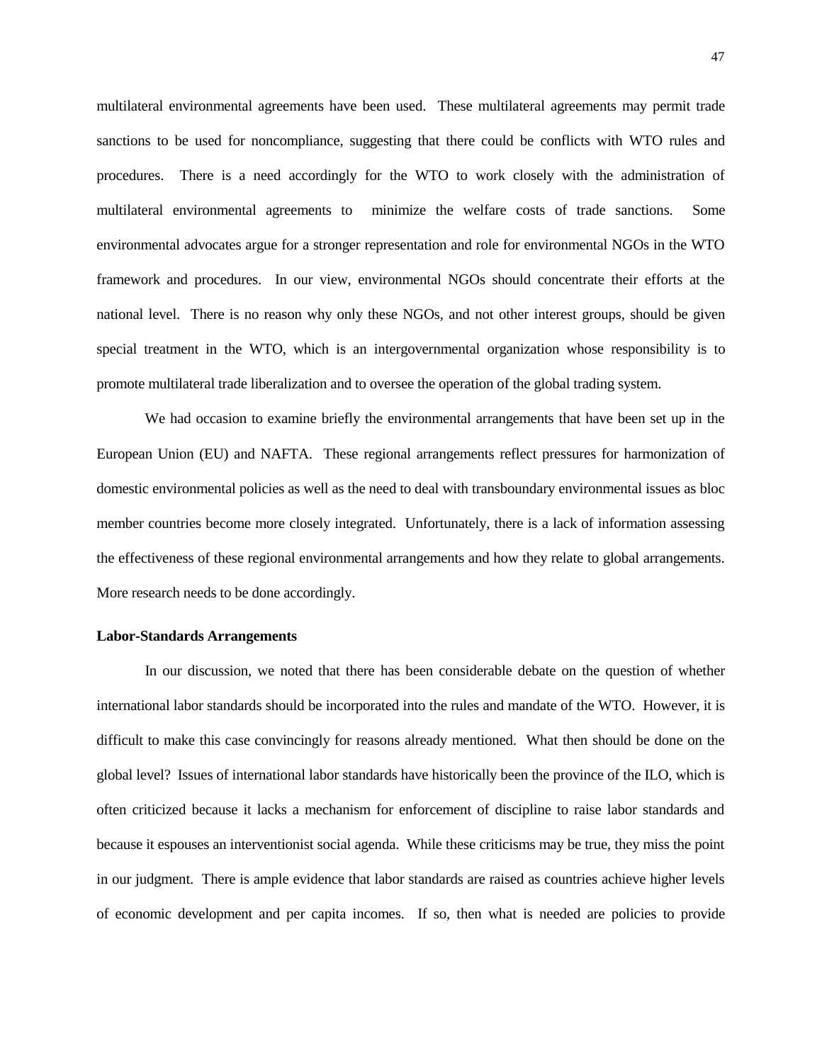multilateral environmental agreements have been used. These multilateral agreements may permit trade sanctions to be used for noncompliance, suggesting that there could be conflicts with WTO rules and procedures. There is a need accordingly for the WTO to work closely with the administration of multilateral environmental agreements to minimize the welfare costs of trade sanctions. Some environmental advocates argue for a stronger representation and role for environmental NGOs in the WTO framework and procedures. In our view, environmental NGOs should concentrate their efforts at the national level. There is no reason why only these NGOs, and not other interest groups, should be given special treatment in the WTO, which is an intergovernmental organization whose responsibility is to promote multilateral trade liberalization and to oversee the operation of the global trading system.

We had occasion to examine briefly the environmental arrangements that have been set up in the European Union (EU) and NAFTA. These regional arrangements reflect pressures for harmonization of domestic environmental policies as well as the need to deal with transboundary environmental issues as bloc member countries become more closely integrated. Unfortunately, there is a lack of information assessing the effectiveness of these regional environmental arrangements and how they relate to global arrangements. More research needs to be done accordingly.

**Labor-Standards Arrangements**

In our discussion, we noted that there has been considerable debate on the question of whether international labor standards should be incorporated into the rules and mandate of the WTO. However, it is difficult to make this case convincingly for reasons already mentioned. What then should be done on the global level? Issues of international labor standards have historically been the province of the ILO, which is often criticized because it lacks a mechanism for enforcement of discipline to raise labor standards and because it espouses an interventionist social agenda. While these criticisms may be true, they miss the point in our judgment. There is ample evidence that labor standards are raised as countries achieve higher levels of economic development and per capita incomes. If so, then what is needed are policies to provide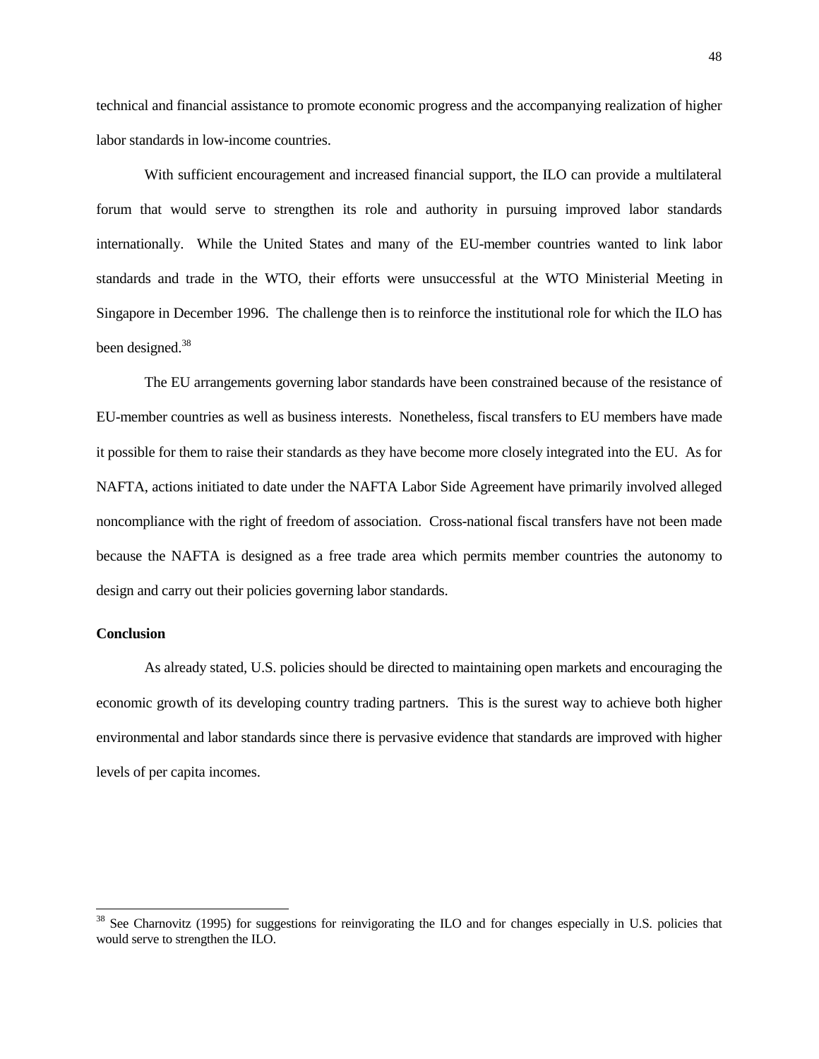technical and financial assistance to promote economic progress and the accompanying realization of higher labor standards in low-income countries.

With sufficient encouragement and increased financial support, the ILO can provide a multilateral forum that would serve to strengthen its role and authority in pursuing improved labor standards internationally. While the United States and many of the EU-member countries wanted to link labor standards and trade in the WTO, their efforts were unsuccessful at the WTO Ministerial Meeting in Singapore in December 1996. The challenge then is to reinforce the institutional role for which the ILO has been designed.[38]

The EU arrangements governing labor standards have been constrained because of the resistance of EU-member countries as well as business interests. Nonetheless, fiscal transfers to EU members have made it possible for them to raise their standards as they have become more closely integrated into the EU. As for NAFTA, actions initiated to date under the NAFTA Labor Side Agreement have primarily involved alleged noncompliance with the right of freedom of association. Cross-national fiscal transfers have not been made because the NAFTA is designed as a free trade area which permits member countries the autonomy to design and carry out their policies governing labor standards.

**Conclusion**

As already stated, U.S. policies should be directed to maintaining open markets and encouraging the economic growth of its developing country trading partners. This is the surest way to achieve both higher environmental and labor standards since there is pervasive evidence that standards are improved with higher levels of per capita incomes.

---

[38] See Charnovitz (1995) for suggestions for reinvigorating the ILO and for changes especially in U.S. policies that would serve to strengthen the ILO.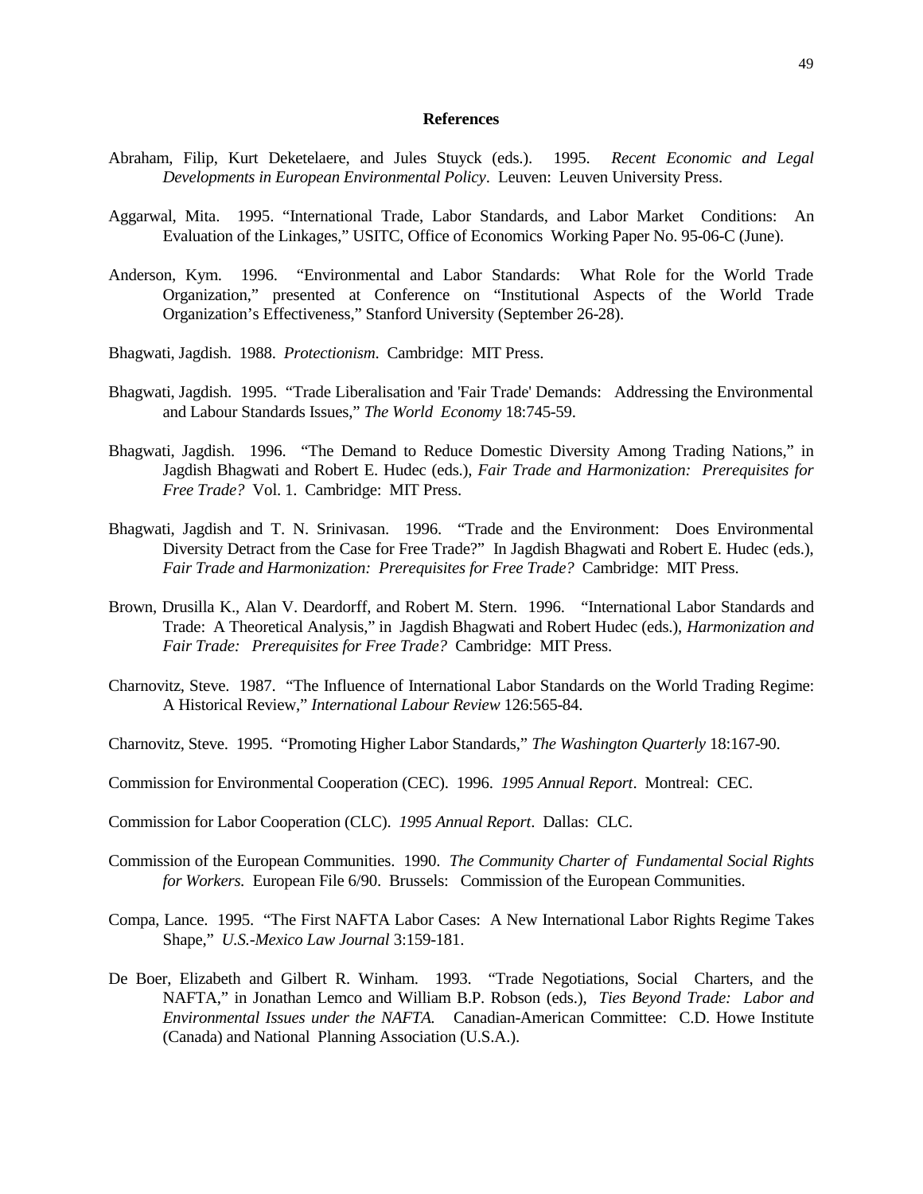## References

Abraham, Filip, Kurt Deketelaere, and Jules Stuyck (eds.). 1995. *Recent Economic and Legal Developments in European Environmental Policy*. Leuven: Leuven University Press.

Aggarwal, Mita. 1995. "International Trade, Labor Standards, and Labor Market Conditions: An Evaluation of the Linkages," USITC, Office of Economics Working Paper No. 95-06-C (June).

Anderson, Kym. 1996. "Environmental and Labor Standards: What Role for the World Trade Organization," presented at Conference on "Institutional Aspects of the World Trade Organization's Effectiveness," Stanford University (September 26-28).

Bhagwati, Jagdish. 1988. *Protectionism*. Cambridge: MIT Press.

Bhagwati, Jagdish. 1995. "Trade Liberalisation and 'Fair Trade' Demands: Addressing the Environmental and Labour Standards Issues," *The World Economy* 18:745-59.

Bhagwati, Jagdish. 1996. "The Demand to Reduce Domestic Diversity Among Trading Nations," in Jagdish Bhagwati and Robert E. Hudec (eds.), *Fair Trade and Harmonization: Prerequisites for Free Trade?* Vol. 1. Cambridge: MIT Press.

Bhagwati, Jagdish and T. N. Srinivasan. 1996. "Trade and the Environment: Does Environmental Diversity Detract from the Case for Free Trade?" In Jagdish Bhagwati and Robert E. Hudec (eds.), *Fair Trade and Harmonization: Prerequisites for Free Trade?* Cambridge: MIT Press.

Brown, Drusilla K., Alan V. Deardorff, and Robert M. Stern. 1996. "International Labor Standards and Trade: A Theoretical Analysis," in Jagdish Bhagwati and Robert Hudec (eds.), *Harmonization and Fair Trade: Prerequisites for Free Trade?* Cambridge: MIT Press.

Charnovitz, Steve. 1987. "The Influence of International Labor Standards on the World Trading Regime: A Historical Review," *International Labour Review* 126:565-84.

Charnovitz, Steve. 1995. "Promoting Higher Labor Standards," *The Washington Quarterly* 18:167-90.

Commission for Environmental Cooperation (CEC). 1996. *1995 Annual Report*. Montreal: CEC.

Commission for Labor Cooperation (CLC). *1995 Annual Report*. Dallas: CLC.

Commission of the European Communities. 1990. *The Community Charter of Fundamental Social Rights for Workers.* European File 6/90. Brussels: Commission of the European Communities.

Compa, Lance. 1995. "The First NAFTA Labor Cases: A New International Labor Rights Regime Takes Shape," *U.S.-Mexico Law Journal* 3:159-181.

De Boer, Elizabeth and Gilbert R. Winham. 1993. "Trade Negotiations, Social Charters, and the NAFTA," in Jonathan Lemco and William B.P. Robson (eds.), *Ties Beyond Trade: Labor and Environmental Issues under the NAFTA.* Canadian-American Committee: C.D. Howe Institute (Canada) and National Planning Association (U.S.A.).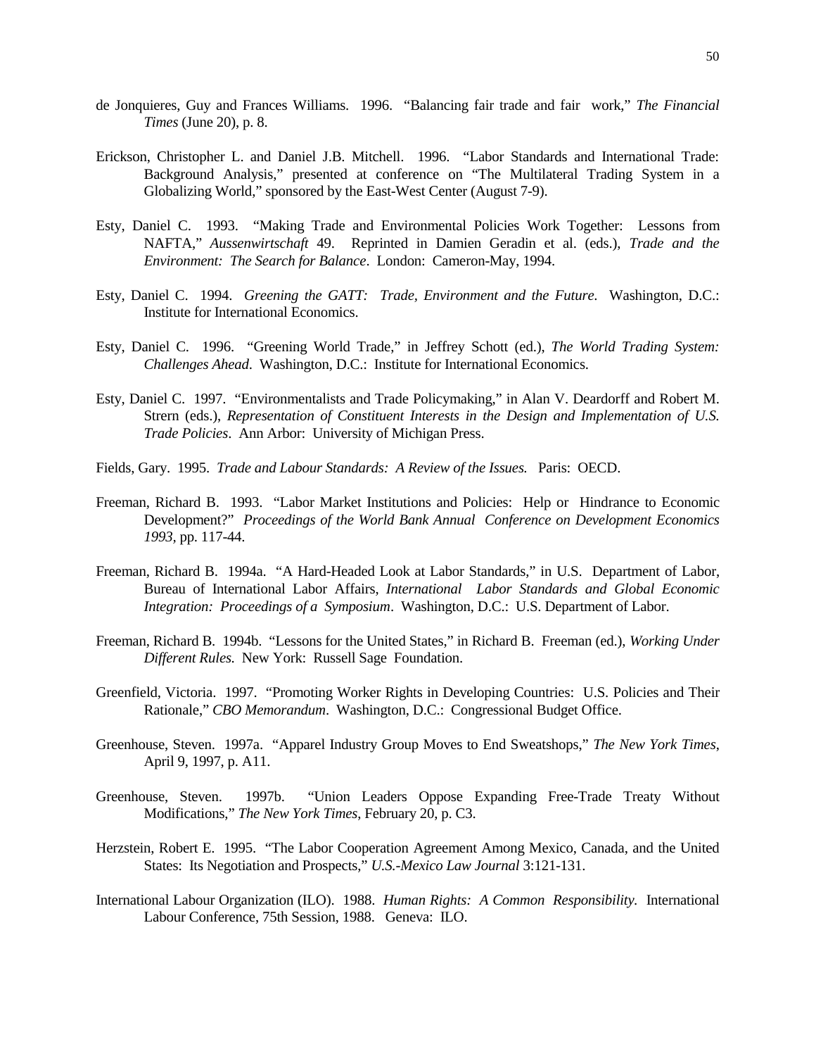de Jonquieres, Guy and Frances Williams. 1996. "Balancing fair trade and fair work," *The Financial Times* (June 20), p. 8.

Erickson, Christopher L. and Daniel J.B. Mitchell. 1996. "Labor Standards and International Trade: Background Analysis," presented at conference on "The Multilateral Trading System in a Globalizing World," sponsored by the East-West Center (August 7-9).

Esty, Daniel C. 1993. "Making Trade and Environmental Policies Work Together: Lessons from NAFTA," *Aussenwirtschaft* 49. Reprinted in Damien Geradin et al. (eds.), *Trade and the Environment: The Search for Balance*. London: Cameron-May, 1994.

Esty, Daniel C. 1994. *Greening the GATT: Trade, Environment and the Future.* Washington, D.C.: Institute for International Economics.

Esty, Daniel C. 1996. "Greening World Trade," in Jeffrey Schott (ed.), *The World Trading System: Challenges Ahead*. Washington, D.C.: Institute for International Economics.

Esty, Daniel C. 1997. "Environmentalists and Trade Policymaking," in Alan V. Deardorff and Robert M. Strern (eds.), *Representation of Constituent Interests in the Design and Implementation of U.S. Trade Policies*. Ann Arbor: University of Michigan Press.

Fields, Gary. 1995. *Trade and Labour Standards: A Review of the Issues.* Paris: OECD.

Freeman, Richard B. 1993. "Labor Market Institutions and Policies: Help or Hindrance to Economic Development?" *Proceedings of the World Bank Annual Conference on Development Economics 1993,* pp. 117-44.

Freeman, Richard B. 1994a. "A Hard-Headed Look at Labor Standards," in U.S. Department of Labor, Bureau of International Labor Affairs, *International Labor Standards and Global Economic Integration: Proceedings of a Symposium*. Washington, D.C.: U.S. Department of Labor.

Freeman, Richard B. 1994b. "Lessons for the United States," in Richard B. Freeman (ed.), *Working Under Different Rules.* New York: Russell Sage Foundation.

Greenfield, Victoria. 1997. "Promoting Worker Rights in Developing Countries: U.S. Policies and Their Rationale," *CBO Memorandum*. Washington, D.C.: Congressional Budget Office.

Greenhouse, Steven. 1997a. "Apparel Industry Group Moves to End Sweatshops," *The New York Times*, April 9, 1997, p. A11.

Greenhouse, Steven. 1997b. "Union Leaders Oppose Expanding Free-Trade Treaty Without Modifications," *The New York Times*, February 20, p. C3.

Herzstein, Robert E. 1995. "The Labor Cooperation Agreement Among Mexico, Canada, and the United States: Its Negotiation and Prospects," *U.S.-Mexico Law Journal* 3:121-131.

International Labour Organization (ILO). 1988. *Human Rights: A Common Responsibility.* International Labour Conference, 75th Session, 1988. Geneva: ILO.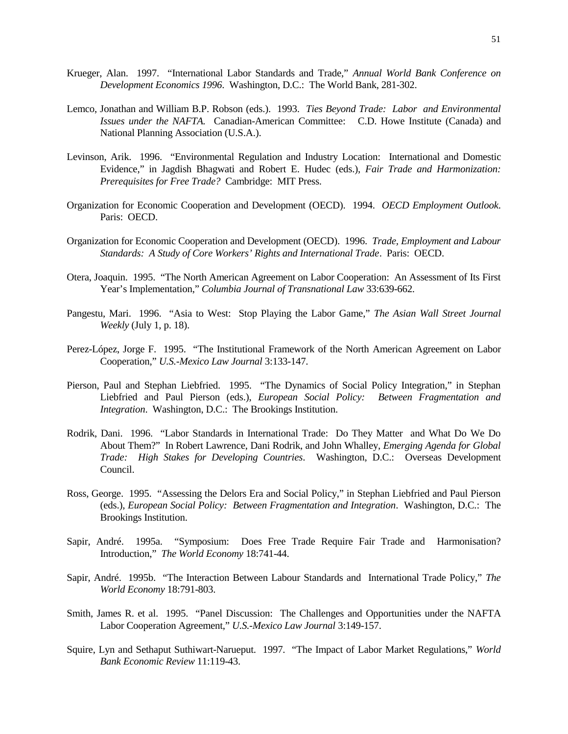Krueger, Alan. 1997. "International Labor Standards and Trade," *Annual World Bank Conference on Development Economics 1996*. Washington, D.C.: The World Bank, 281-302.

Lemco, Jonathan and William B.P. Robson (eds.). 1993. *Ties Beyond Trade: Labor and Environmental Issues under the NAFTA.* Canadian-American Committee: C.D. Howe Institute (Canada) and National Planning Association (U.S.A.).

Levinson, Arik. 1996. "Environmental Regulation and Industry Location: International and Domestic Evidence," in Jagdish Bhagwati and Robert E. Hudec (eds.), *Fair Trade and Harmonization: Prerequisites for Free Trade?* Cambridge: MIT Press.

Organization for Economic Cooperation and Development (OECD). 1994. *OECD Employment Outlook*. Paris: OECD.

Organization for Economic Cooperation and Development (OECD). 1996. *Trade, Employment and Labour Standards: A Study of Core Workers' Rights and International Trade*. Paris: OECD.

Otera, Joaquin. 1995. "The North American Agreement on Labor Cooperation: An Assessment of Its First Year's Implementation," *Columbia Journal of Transnational Law* 33:639-662.

Pangestu, Mari. 1996. "Asia to West: Stop Playing the Labor Game," *The Asian Wall Street Journal Weekly* (July 1, p. 18).

Perez-López, Jorge F. 1995. "The Institutional Framework of the North American Agreement on Labor Cooperation," *U.S.-Mexico Law Journal* 3:133-147.

Pierson, Paul and Stephan Liebfried. 1995. "The Dynamics of Social Policy Integration," in Stephan Liebfried and Paul Pierson (eds.), *European Social Policy: Between Fragmentation and Integration*. Washington, D.C.: The Brookings Institution.

Rodrik, Dani. 1996. "Labor Standards in International Trade: Do They Matter and What Do We Do About Them?" In Robert Lawrence, Dani Rodrik, and John Whalley, *Emerging Agenda for Global Trade: High Stakes for Developing Countries*. Washington, D.C.: Overseas Development Council.

Ross, George. 1995. "Assessing the Delors Era and Social Policy," in Stephan Liebfried and Paul Pierson (eds.), *European Social Policy: Between Fragmentation and Integration*. Washington, D.C.: The Brookings Institution.

Sapir, André. 1995a. "Symposium: Does Free Trade Require Fair Trade and Harmonisation? Introduction," *The World Economy* 18:741-44.

Sapir, André. 1995b. "The Interaction Between Labour Standards and International Trade Policy," *The World Economy* 18:791-803.

Smith, James R. et al. 1995. "Panel Discussion: The Challenges and Opportunities under the NAFTA Labor Cooperation Agreement," *U.S.-Mexico Law Journal* 3:149-157.

Squire, Lyn and Sethaput Suthiwart-Narueput. 1997. "The Impact of Labor Market Regulations," *World Bank Economic Review* 11:119-43.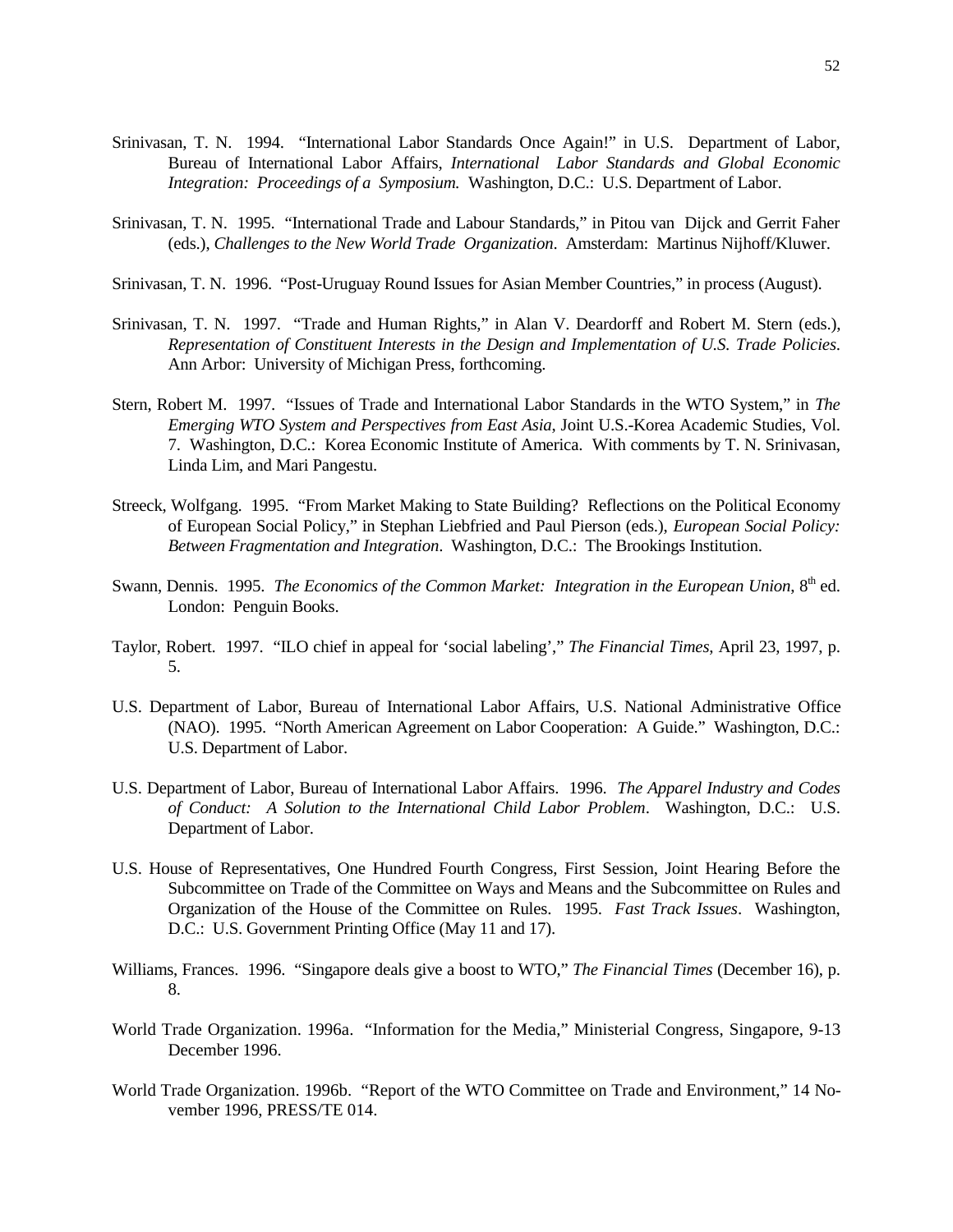Srinivasan, T. N. 1994. "International Labor Standards Once Again!" in U.S. Department of Labor, Bureau of International Labor Affairs, *International Labor Standards and Global Economic Integration: Proceedings of a Symposium.* Washington, D.C.: U.S. Department of Labor.

Srinivasan, T. N. 1995. "International Trade and Labour Standards," in Pitou van Dijck and Gerrit Faher (eds.), *Challenges to the New World Trade Organization*. Amsterdam: Martinus Nijhoff/Kluwer.

Srinivasan, T. N. 1996. "Post-Uruguay Round Issues for Asian Member Countries," in process (August).

Srinivasan, T. N. 1997. "Trade and Human Rights," in Alan V. Deardorff and Robert M. Stern (eds.), *Representation of Constituent Interests in the Design and Implementation of U.S. Trade Policies*. Ann Arbor: University of Michigan Press, forthcoming.

Stern, Robert M. 1997. "Issues of Trade and International Labor Standards in the WTO System," in *The Emerging WTO System and Perspectives from East Asia*, Joint U.S.-Korea Academic Studies, Vol. 7. Washington, D.C.: Korea Economic Institute of America. With comments by T. N. Srinivasan, Linda Lim, and Mari Pangestu.

Streeck, Wolfgang. 1995. "From Market Making to State Building? Reflections on the Political Economy of European Social Policy," in Stephan Liebfried and Paul Pierson (eds.), *European Social Policy: Between Fragmentation and Integration*. Washington, D.C.: The Brookings Institution.

Swann, Dennis. 1995. *The Economics of the Common Market: Integration in the European Union*, 8th ed. London: Penguin Books.

Taylor, Robert. 1997. "ILO chief in appeal for 'social labeling'," *The Financial Times*, April 23, 1997, p. 5.

U.S. Department of Labor, Bureau of International Labor Affairs, U.S. National Administrative Office (NAO). 1995. "North American Agreement on Labor Cooperation: A Guide." Washington, D.C.: U.S. Department of Labor.

U.S. Department of Labor, Bureau of International Labor Affairs. 1996. *The Apparel Industry and Codes of Conduct: A Solution to the International Child Labor Problem*. Washington, D.C.: U.S. Department of Labor.

U.S. House of Representatives, One Hundred Fourth Congress, First Session, Joint Hearing Before the Subcommittee on Trade of the Committee on Ways and Means and the Subcommittee on Rules and Organization of the House of the Committee on Rules. 1995. *Fast Track Issues*. Washington, D.C.: U.S. Government Printing Office (May 11 and 17).

Williams, Frances. 1996. "Singapore deals give a boost to WTO," *The Financial Times* (December 16), p. 8.

World Trade Organization. 1996a. "Information for the Media," Ministerial Congress, Singapore, 9-13 December 1996.

World Trade Organization. 1996b. "Report of the WTO Committee on Trade and Environment," 14 November 1996, PRESS/TE 014.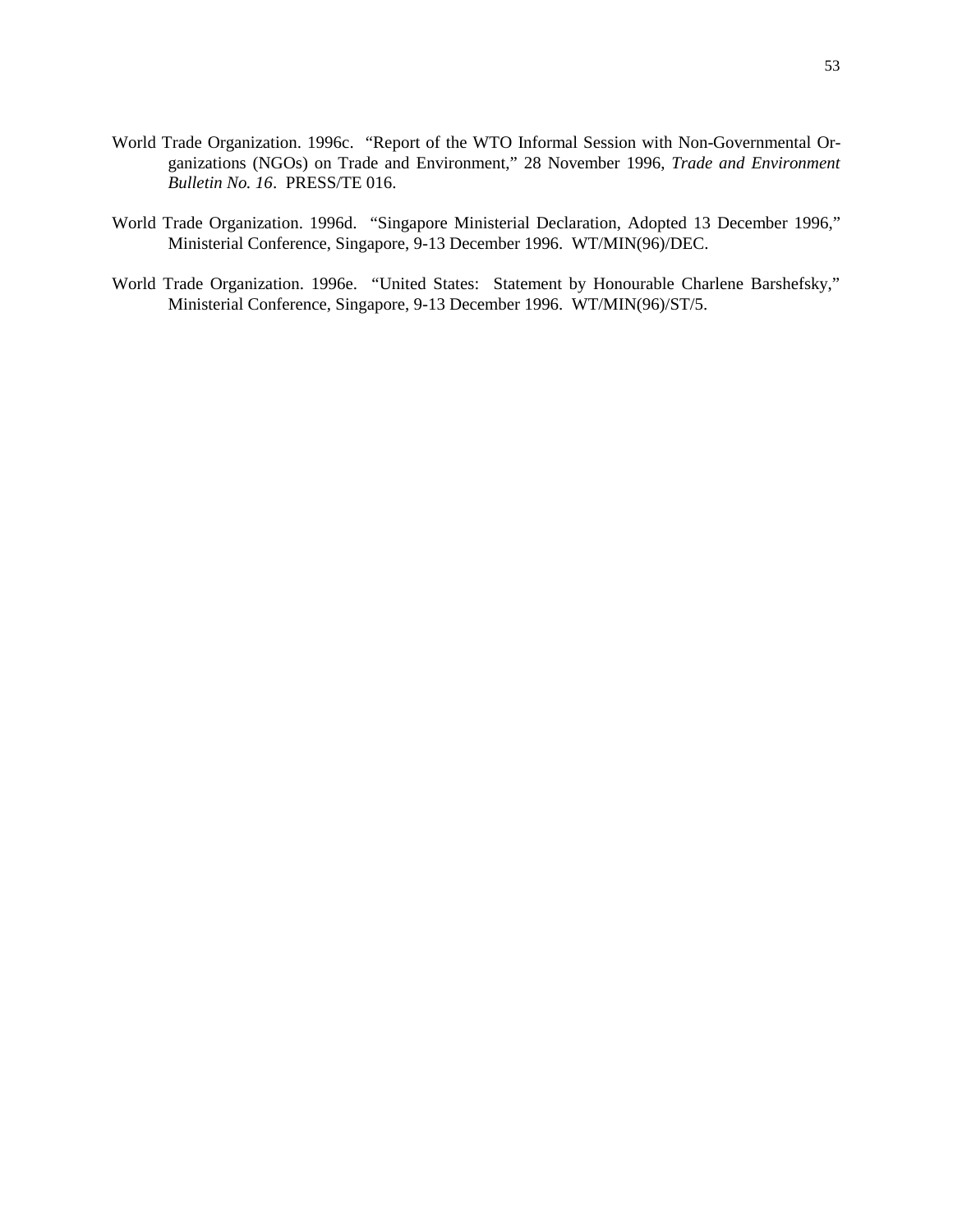World Trade Organization. 1996c. "Report of the WTO Informal Session with Non-Governmental Organizations (NGOs) on Trade and Environment," 28 November 1996, *Trade and Environment Bulletin No. 16*. PRESS/TE 016.

World Trade Organization. 1996d. "Singapore Ministerial Declaration, Adopted 13 December 1996," Ministerial Conference, Singapore, 9-13 December 1996. WT/MIN(96)/DEC.

World Trade Organization. 1996e. "United States: Statement by Honourable Charlene Barshefsky," Ministerial Conference, Singapore, 9-13 December 1996. WT/MIN(96)/ST/5.